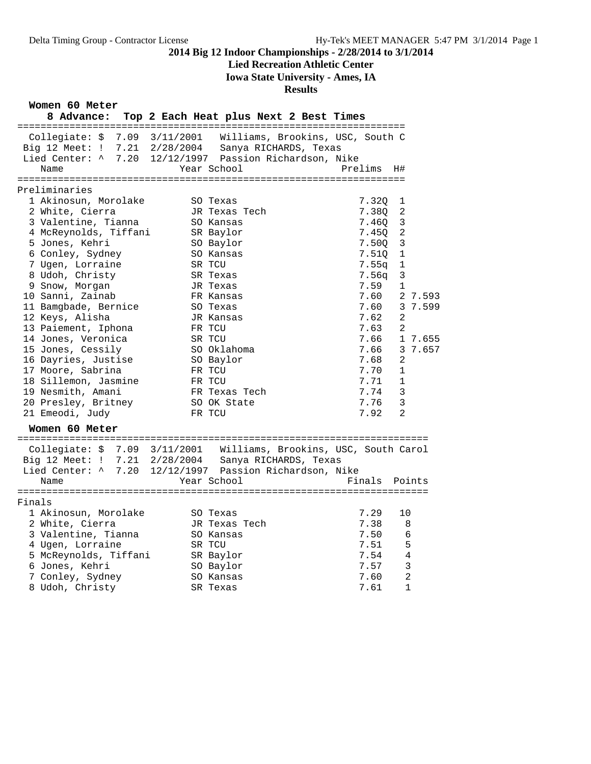**2014 Big 12 Indoor Championships - 2/28/2014 to 3/1/2014**

**Lied Recreation Athletic Center**

**Iowa State University - Ames, IA**

**Results**

### Women 60 Meter

8 Advance: Top 2 Each Heat plus Next 2 Best Times

Collegiate: $ 7.09 3/11/2001 Williams, Brookins, USC, South C
Big 12 Meet: ! 7.21 2/28/2004 Sanya RICHARDS, Texas
Lied Center: ^ 7.20 12/12/1997 Passion Richardson, Nike

Preliminaries

| Place | Name | Year | School | Prelims | H# | |
|---|---|---|---|---|---|---|
| 1 | Akinosun, Morolake | SO | Texas | 7.32Q | 1 | |
| 2 | White, Cierra | JR | Texas Tech | 7.38Q | 2 | |
| 3 | Valentine, Tianna | SO | Kansas | 7.46Q | 3 | |
| 4 | McReynolds, Tiffani | SR | Baylor | 7.45Q | 2 | |
| 5 | Jones, Kehri | SO | Baylor | 7.50Q | 3 | |
| 6 | Conley, Sydney | SO | Kansas | 7.51Q | 1 | |
| 7 | Ugen, Lorraine | SR | TCU | 7.55q | 1 | |
| 8 | Udoh, Christy | SR | Texas | 7.56q | 3 | |
| 9 | Snow, Morgan | JR | Texas | 7.59 | 1 | |
| 10 | Sanni, Zainab | FR | Kansas | 7.60 | 2 | 7.593 |
| 11 | Bamgbade, Bernice | SO | Texas | 7.60 | 3 | 7.599 |
| 12 | Keys, Alisha | JR | Kansas | 7.62 | 2 | |
| 13 | Paiement, Iphona | FR | TCU | 7.63 | 2 | |
| 14 | Jones, Veronica | SR | TCU | 7.66 | 1 | 7.655 |
| 15 | Jones, Cessily | SO | Oklahoma | 7.66 | 3 | 7.657 |
| 16 | Dayries, Justise | SO | Baylor | 7.68 | 2 | |
| 17 | Moore, Sabrina | FR | TCU | 7.70 | 1 | |
| 18 | Sillemon, Jasmine | FR | TCU | 7.71 | 1 | |
| 19 | Nesmith, Amani | FR | Texas Tech | 7.74 | 3 | |
| 20 | Presley, Britney | SO | OK State | 7.76 | 3 | |
| 21 | Emeodi, Judy | FR | TCU | 7.92 | 2 | |

### Women 60 Meter

Collegiate: $ 7.09 3/11/2001 Williams, Brookins, USC, South Carol
Big 12 Meet: ! 7.21 2/28/2004 Sanya RICHARDS, Texas
Lied Center: ^ 7.20 12/12/1997 Passion Richardson, Nike

Finals

| Place | Name | Year | School | Finals | Points |
|---|---|---|---|---|---|
| 1 | Akinosun, Morolake | SO | Texas | 7.29 | 10 |
| 2 | White, Cierra | JR | Texas Tech | 7.38 | 8 |
| 3 | Valentine, Tianna | SO | Kansas | 7.50 | 6 |
| 4 | Ugen, Lorraine | SR | TCU | 7.51 | 5 |
| 5 | McReynolds, Tiffani | SR | Baylor | 7.54 | 4 |
| 6 | Jones, Kehri | SO | Baylor | 7.57 | 3 |
| 7 | Conley, Sydney | SO | Kansas | 7.60 | 2 |
| 8 | Udoh, Christy | SR | Texas | 7.61 | 1 |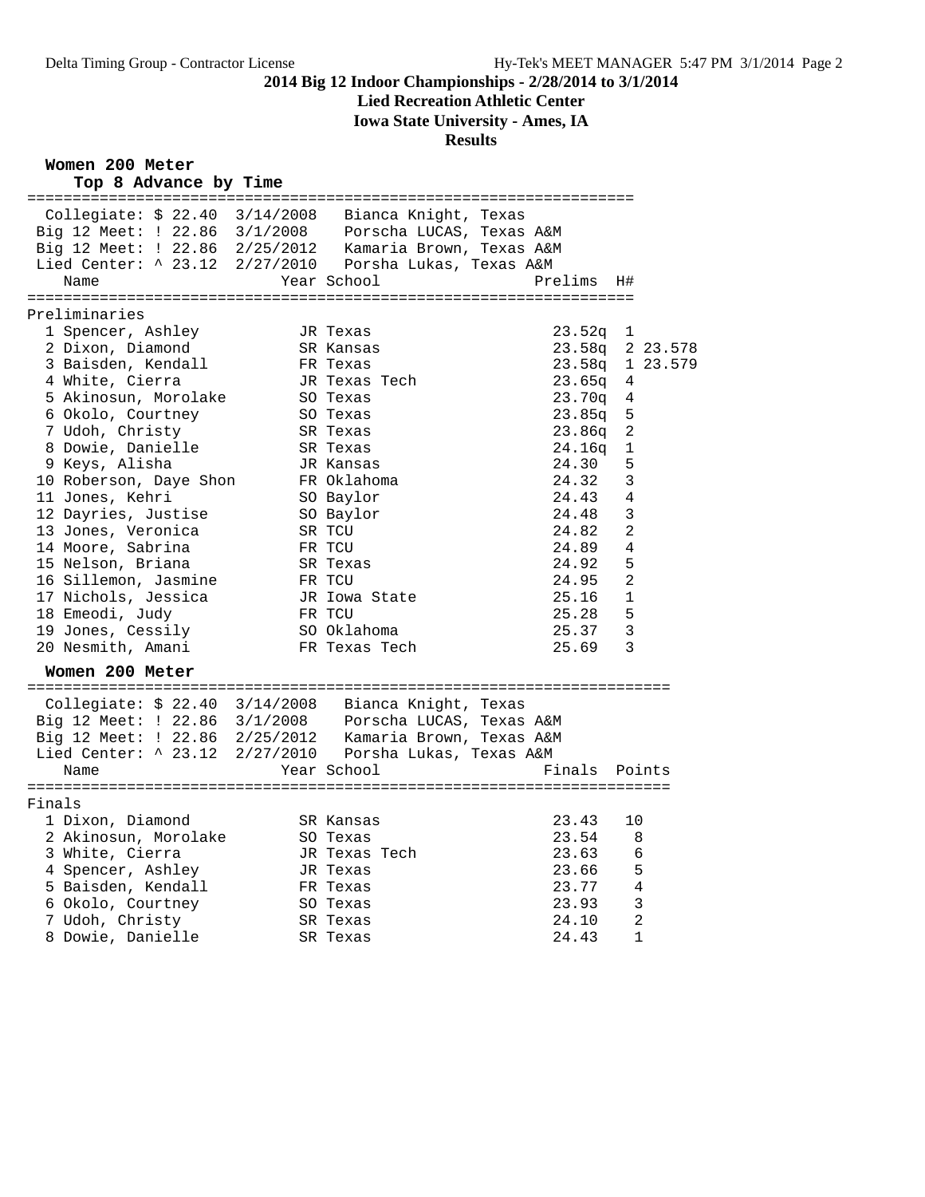## 2014 Big 12 Indoor Championships - 2/28/2014 to 3/1/2014

**Lied Recreation Athletic Center**

**Iowa State University - Ames, IA**

**Results**

### Women 200 Meter

**Top 8 Advance by Time**

Collegiate: $ 22.40 3/14/2008 Bianca Knight, Texas
Big 12 Meet: ! 22.86 3/1/2008 Porscha LUCAS, Texas A&M
Big 12 Meet: ! 22.86 2/25/2012 Kamaria Brown, Texas A&M
Lied Center: ^ 23.12 2/27/2010 Porsha Lukas, Texas A&M

Preliminaries

| | Name | Year | School | Prelims | H# | |
|---|---|---|---|---|---|---|
| 1 | Spencer, Ashley | JR | Texas | 23.52q | 1 | |
| 2 | Dixon, Diamond | SR | Kansas | 23.58q | 2 | 23.578 |
| 3 | Baisden, Kendall | FR | Texas | 23.58q | 1 | 23.579 |
| 4 | White, Cierra | JR | Texas Tech | 23.65q | 4 | |
| 5 | Akinosun, Morolake | SO | Texas | 23.70q | 4 | |
| 6 | Okolo, Courtney | SO | Texas | 23.85q | 5 | |
| 7 | Udoh, Christy | SR | Texas | 23.86q | 2 | |
| 8 | Dowie, Danielle | SR | Texas | 24.16q | 1 | |
| 9 | Keys, Alisha | JR | Kansas | 24.30 | 5 | |
| 10 | Roberson, Daye Shon | FR | Oklahoma | 24.32 | 3 | |
| 11 | Jones, Kehri | SO | Baylor | 24.43 | 4 | |
| 12 | Dayries, Justise | SO | Baylor | 24.48 | 3 | |
| 13 | Jones, Veronica | SR | TCU | 24.82 | 2 | |
| 14 | Moore, Sabrina | FR | TCU | 24.89 | 4 | |
| 15 | Nelson, Briana | SR | Texas | 24.92 | 5 | |
| 16 | Sillemon, Jasmine | FR | TCU | 24.95 | 2 | |
| 17 | Nichols, Jessica | JR | Iowa State | 25.16 | 1 | |
| 18 | Emeodi, Judy | FR | TCU | 25.28 | 5 | |
| 19 | Jones, Cessily | SO | Oklahoma | 25.37 | 3 | |
| 20 | Nesmith, Amani | FR | Texas Tech | 25.69 | 3 | |

### Women 200 Meter

Collegiate: $ 22.40 3/14/2008 Bianca Knight, Texas
Big 12 Meet: ! 22.86 3/1/2008 Porscha LUCAS, Texas A&M
Big 12 Meet: ! 22.86 2/25/2012 Kamaria Brown, Texas A&M
Lied Center: ^ 23.12 2/27/2010 Porsha Lukas, Texas A&M

Finals

| | Name | Year | School | Finals | Points |
|---|---|---|---|---|---|
| 1 | Dixon, Diamond | SR | Kansas | 23.43 | 10 |
| 2 | Akinosun, Morolake | SO | Texas | 23.54 | 8 |
| 3 | White, Cierra | JR | Texas Tech | 23.63 | 6 |
| 4 | Spencer, Ashley | JR | Texas | 23.66 | 5 |
| 5 | Baisden, Kendall | FR | Texas | 23.77 | 4 |
| 6 | Okolo, Courtney | SO | Texas | 23.93 | 3 |
| 7 | Udoh, Christy | SR | Texas | 24.10 | 2 |
| 8 | Dowie, Danielle | SR | Texas | 24.43 | 1 |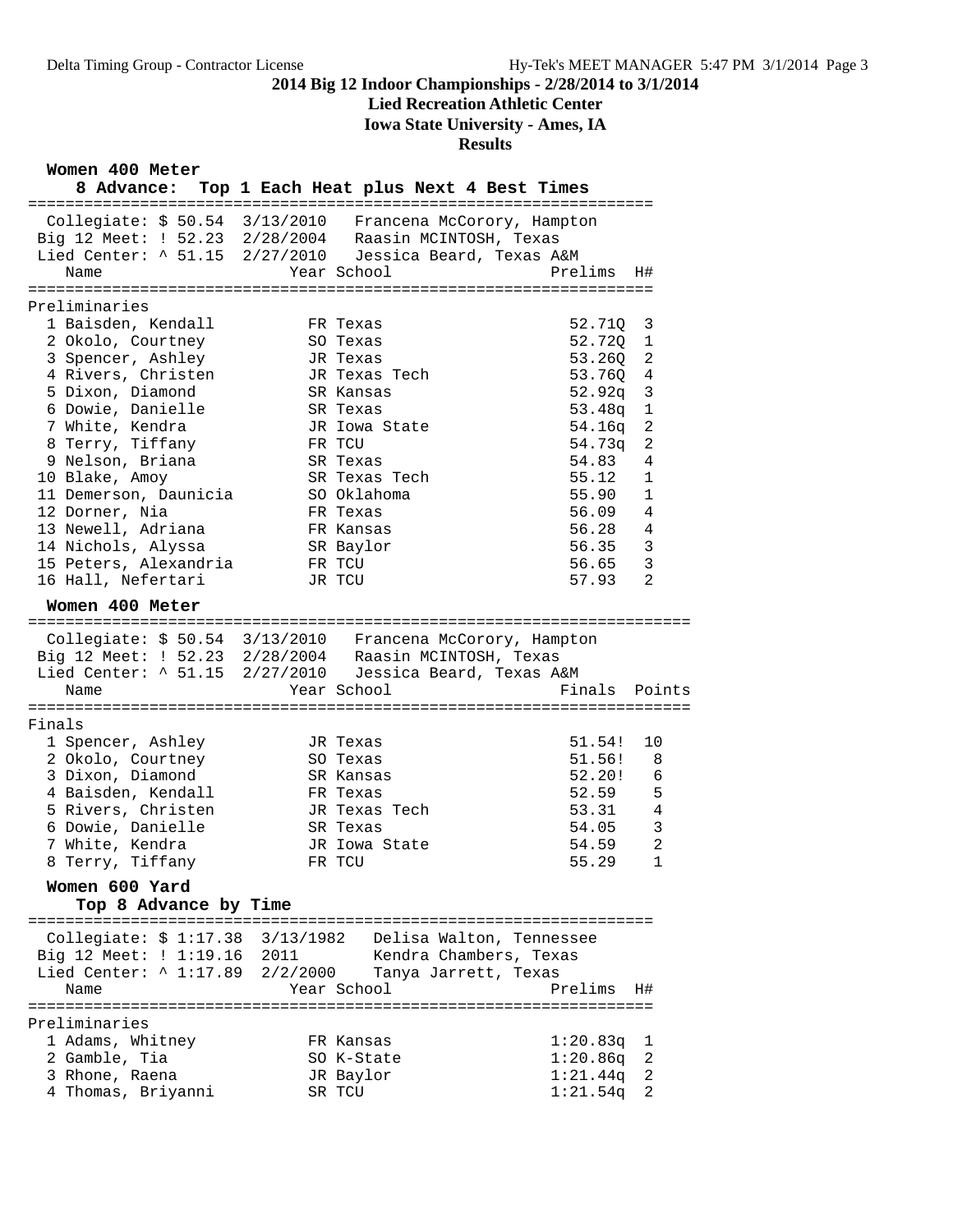# 2014 Big 12 Indoor Championships - 2/28/2014 to 3/1/2014

## Lied Recreation Athletic Center

## Iowa State University - Ames, IA

## Results

### Women 400 Meter

**8 Advance: Top 1 Each Heat plus Next 4 Best Times**

Collegiate: $ 50.54 3/13/2010 Francena McCorory, Hampton
Big 12 Meet: ! 52.23 2/28/2004 Raasin MCINTOSH, Texas
Lied Center: ^ 51.15 2/27/2010 Jessica Beard, Texas A&M

Preliminaries

| | Name | Year | School | Prelims | H# |
|---|---|---|---|---|---|
| 1 | Baisden, Kendall | FR | Texas | 52.71Q | 3 |
| 2 | Okolo, Courtney | SO | Texas | 52.72Q | 1 |
| 3 | Spencer, Ashley | JR | Texas | 53.26Q | 2 |
| 4 | Rivers, Christen | JR | Texas Tech | 53.76Q | 4 |
| 5 | Dixon, Diamond | SR | Kansas | 52.92q | 3 |
| 6 | Dowie, Danielle | SR | Texas | 53.48q | 1 |
| 7 | White, Kendra | JR | Iowa State | 54.16q | 2 |
| 8 | Terry, Tiffany | FR | TCU | 54.73q | 2 |
| 9 | Nelson, Briana | SR | Texas | 54.83 | 4 |
| 10 | Blake, Amoy | SR | Texas Tech | 55.12 | 1 |
| 11 | Demerson, Daunicia | SO | Oklahoma | 55.90 | 1 |
| 12 | Dorner, Nia | FR | Texas | 56.09 | 4 |
| 13 | Newell, Adriana | FR | Kansas | 56.28 | 4 |
| 14 | Nichols, Alyssa | SR | Baylor | 56.35 | 3 |
| 15 | Peters, Alexandria | FR | TCU | 56.65 | 3 |
| 16 | Hall, Nefertari | JR | TCU | 57.93 | 2 |

### Women 400 Meter

Collegiate: $ 50.54 3/13/2010 Francena McCorory, Hampton
Big 12 Meet: ! 52.23 2/28/2004 Raasin MCINTOSH, Texas
Lied Center: ^ 51.15 2/27/2010 Jessica Beard, Texas A&M

Finals

| | Name | Year | School | Finals | Points |
|---|---|---|---|---|---|
| 1 | Spencer, Ashley | JR | Texas | 51.54! | 10 |
| 2 | Okolo, Courtney | SO | Texas | 51.56! | 8 |
| 3 | Dixon, Diamond | SR | Kansas | 52.20! | 6 |
| 4 | Baisden, Kendall | FR | Texas | 52.59 | 5 |
| 5 | Rivers, Christen | JR | Texas Tech | 53.31 | 4 |
| 6 | Dowie, Danielle | SR | Texas | 54.05 | 3 |
| 7 | White, Kendra | JR | Iowa State | 54.59 | 2 |
| 8 | Terry, Tiffany | FR | TCU | 55.29 | 1 |

### Women 600 Yard

**Top 8 Advance by Time**

Collegiate: $ 1:17.38 3/13/1982 Delisa Walton, Tennessee
Big 12 Meet: ! 1:19.16 2011 Kendra Chambers, Texas
Lied Center: ^ 1:17.89 2/2/2000 Tanya Jarrett, Texas

Preliminaries

| | Name | Year | School | Prelims | H# |
|---|---|---|---|---|---|
| 1 | Adams, Whitney | FR | Kansas | 1:20.83q | 1 |
| 2 | Gamble, Tia | SO | K-State | 1:20.86q | 2 |
| 3 | Rhone, Raena | JR | Baylor | 1:21.44q | 2 |
| 4 | Thomas, Briyanni | SR | TCU | 1:21.54q | 2 |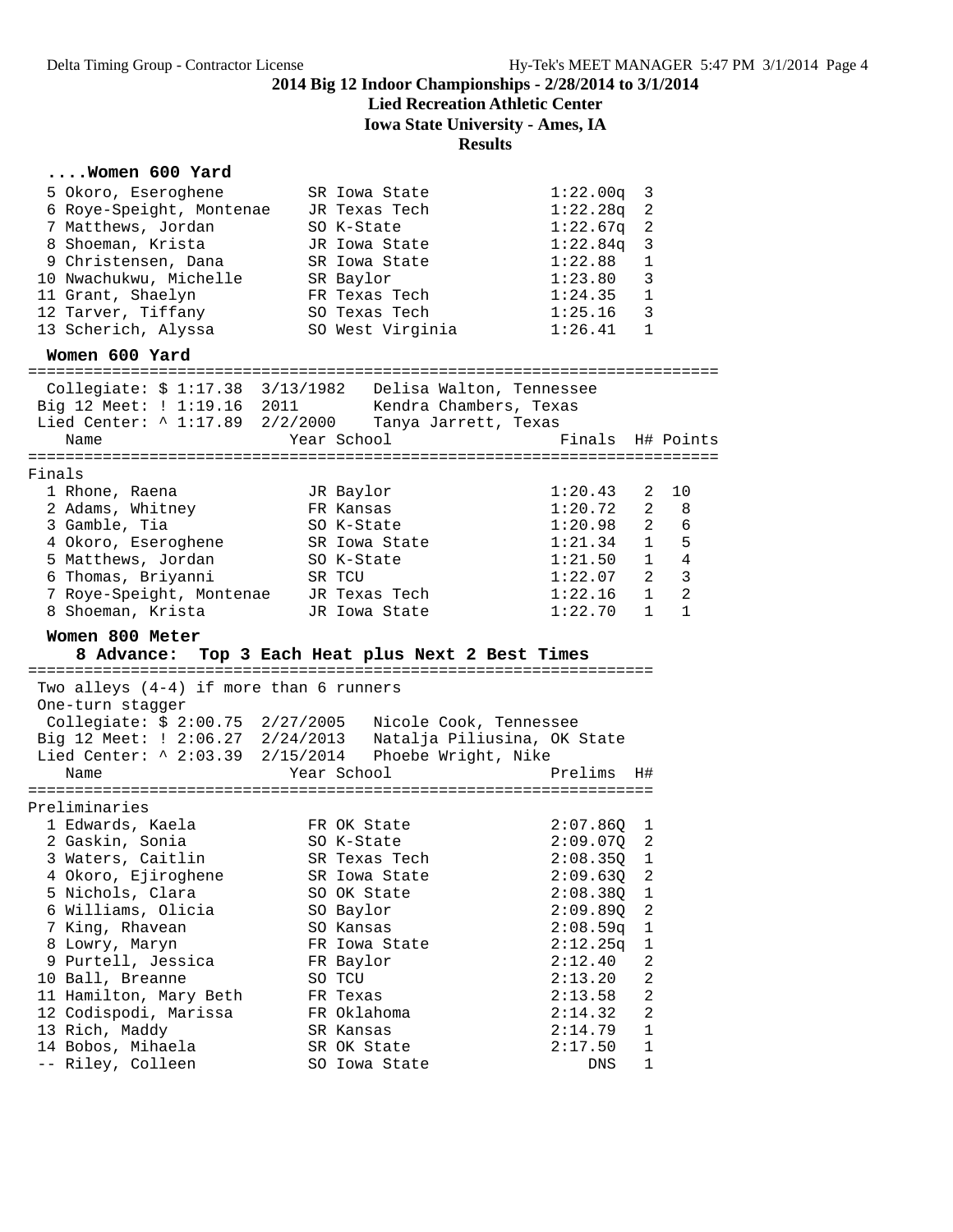# 2014 Big 12 Indoor Championships - 2/28/2014 to 3/1/2014

**Lied Recreation Athletic Center**

**Iowa State University - Ames, IA**

**Results**

### ....Women 600 Yard

| Name | Year School | Prelims | H# |
|---|---|---|---|
| 5 Okoro, Eseroghene | SR Iowa State | 1:22.00q | 3 |
| 6 Roye-Speight, Montenae | JR Texas Tech | 1:22.28q | 2 |
| 7 Matthews, Jordan | SO K-State | 1:22.67q | 2 |
| 8 Shoeman, Krista | JR Iowa State | 1:22.84q | 3 |
| 9 Christensen, Dana | SR Iowa State | 1:22.88 | 1 |
| 10 Nwachukwu, Michelle | SR Baylor | 1:23.80 | 3 |
| 11 Grant, Shaelyn | FR Texas Tech | 1:24.35 | 1 |
| 12 Tarver, Tiffany | SO Texas Tech | 1:25.16 | 3 |
| 13 Scherich, Alyssa | SO West Virginia | 1:26.41 | 1 |

### Women 600 Yard

Collegiate: $ 1:17.38  3/13/1982  Delisa Walton, Tennessee
Big 12 Meet: ! 1:19.16  2011  Kendra Chambers, Texas
Lied Center: ^ 1:17.89  2/2/2000  Tanya Jarrett, Texas

Finals

| Name | Year School | Finals | H# | Points |
|---|---|---|---|---|
| 1 Rhone, Raena | JR Baylor | 1:20.43 | 2 | 10 |
| 2 Adams, Whitney | FR Kansas | 1:20.72 | 2 | 8 |
| 3 Gamble, Tia | SO K-State | 1:20.98 | 2 | 6 |
| 4 Okoro, Eseroghene | SR Iowa State | 1:21.34 | 1 | 5 |
| 5 Matthews, Jordan | SO K-State | 1:21.50 | 1 | 4 |
| 6 Thomas, Briyanni | SR TCU | 1:22.07 | 2 | 3 |
| 7 Roye-Speight, Montenae | JR Texas Tech | 1:22.16 | 1 | 2 |
| 8 Shoeman, Krista | JR Iowa State | 1:22.70 | 1 | 1 |

### Women 800 Meter

**8 Advance: Top 3 Each Heat plus Next 2 Best Times**

Two alleys (4-4) if more than 6 runners
One-turn stagger
Collegiate: $ 2:00.75  2/27/2005  Nicole Cook, Tennessee
Big 12 Meet: ! 2:06.27  2/24/2013  Natalja Piliusina, OK State
Lied Center: ^ 2:03.39  2/15/2014  Phoebe Wright, Nike

Preliminaries

| Name | Year School | Prelims | H# |
|---|---|---|---|
| 1 Edwards, Kaela | FR OK State | 2:07.86Q | 1 |
| 2 Gaskin, Sonia | SO K-State | 2:09.07Q | 2 |
| 3 Waters, Caitlin | SR Texas Tech | 2:08.35Q | 1 |
| 4 Okoro, Ejiroghene | SR Iowa State | 2:09.63Q | 2 |
| 5 Nichols, Clara | SO OK State | 2:08.38Q | 1 |
| 6 Williams, Olicia | SO Baylor | 2:09.89Q | 2 |
| 7 King, Rhavean | SO Kansas | 2:08.59q | 1 |
| 8 Lowry, Maryn | FR Iowa State | 2:12.25q | 1 |
| 9 Purtell, Jessica | FR Baylor | 2:12.40 | 2 |
| 10 Ball, Breanne | SO TCU | 2:13.20 | 2 |
| 11 Hamilton, Mary Beth | FR Texas | 2:13.58 | 2 |
| 12 Codispodi, Marissa | FR Oklahoma | 2:14.32 | 2 |
| 13 Rich, Maddy | SR Kansas | 2:14.79 | 1 |
| 14 Bobos, Mihaela | SR OK State | 2:17.50 | 1 |
| -- Riley, Colleen | SO Iowa State | DNS | 1 |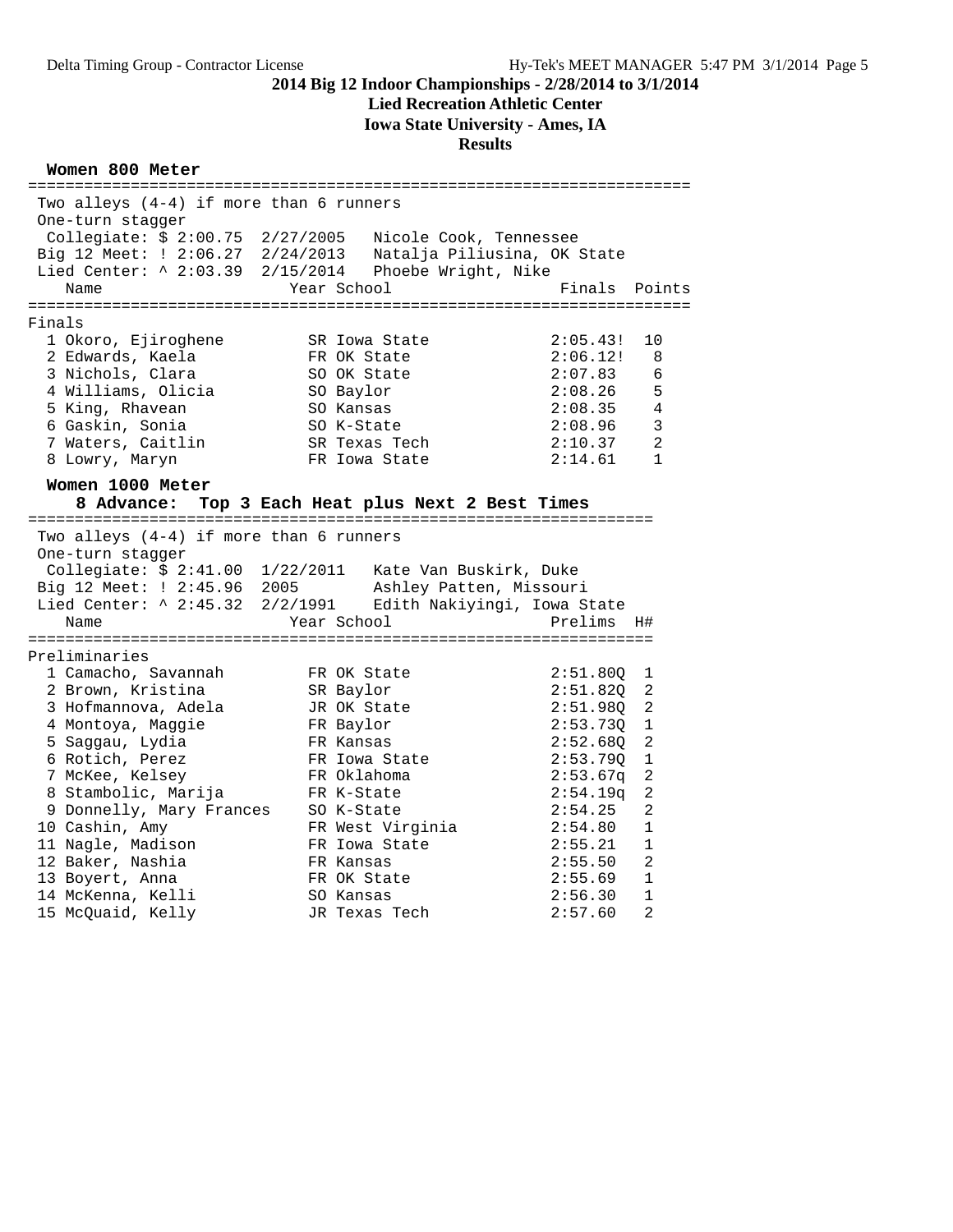## 2014 Big 12 Indoor Championships - 2/28/2014 to 3/1/2014

**Lied Recreation Athletic Center**

**Iowa State University - Ames, IA**

**Results**

### Women 800 Meter

Two alleys (4-4) if more than 6 runners
One-turn stagger

Collegiate: $ 2:00.75 2/27/2005 Nicole Cook, Tennessee
Big 12 Meet: ! 2:06.27 2/24/2013 Natalja Piliusina, OK State
Lied Center: ^ 2:03.39 2/15/2014 Phoebe Wright, Nike

**Finals**

| Place | Name | Year | School | Finals | Points |
|---|---|---|---|---|---|
| 1 | Okoro, Ejiroghene | SR | Iowa State | 2:05.43! | 10 |
| 2 | Edwards, Kaela | FR | OK State | 2:06.12! | 8 |
| 3 | Nichols, Clara | SO | OK State | 2:07.83 | 6 |
| 4 | Williams, Olicia | SO | Baylor | 2:08.26 | 5 |
| 5 | King, Rhavean | SO | Kansas | 2:08.35 | 4 |
| 6 | Gaskin, Sonia | SO | K-State | 2:08.96 | 3 |
| 7 | Waters, Caitlin | SR | Texas Tech | 2:10.37 | 2 |
| 8 | Lowry, Maryn | FR | Iowa State | 2:14.61 | 1 |

### Women 1000 Meter

**8 Advance: Top 3 Each Heat plus Next 2 Best Times**

Two alleys (4-4) if more than 6 runners
One-turn stagger

Collegiate: $ 2:41.00 1/22/2011 Kate Van Buskirk, Duke
Big 12 Meet: ! 2:45.96 2005 Ashley Patten, Missouri
Lied Center: ^ 2:45.32 2/2/1991 Edith Nakiyingi, Iowa State

**Preliminaries**

| Place | Name | Year | School | Prelims | H# |
|---|---|---|---|---|---|
| 1 | Camacho, Savannah | FR | OK State | 2:51.80Q | 1 |
| 2 | Brown, Kristina | SR | Baylor | 2:51.82Q | 2 |
| 3 | Hofmannova, Adela | JR | OK State | 2:51.98Q | 2 |
| 4 | Montoya, Maggie | FR | Baylor | 2:53.73Q | 1 |
| 5 | Saggau, Lydia | FR | Kansas | 2:52.68Q | 2 |
| 6 | Rotich, Perez | FR | Iowa State | 2:53.79Q | 1 |
| 7 | McKee, Kelsey | FR | Oklahoma | 2:53.67q | 2 |
| 8 | Stambolic, Marija | FR | K-State | 2:54.19q | 2 |
| 9 | Donnelly, Mary Frances | SO | K-State | 2:54.25 | 2 |
| 10 | Cashin, Amy | FR | West Virginia | 2:54.80 | 1 |
| 11 | Nagle, Madison | FR | Iowa State | 2:55.21 | 1 |
| 12 | Baker, Nashia | FR | Kansas | 2:55.50 | 2 |
| 13 | Boyert, Anna | FR | OK State | 2:55.69 | 1 |
| 14 | McKenna, Kelli | SO | Kansas | 2:56.30 | 1 |
| 15 | McQuaid, Kelly | JR | Texas Tech | 2:57.60 | 2 |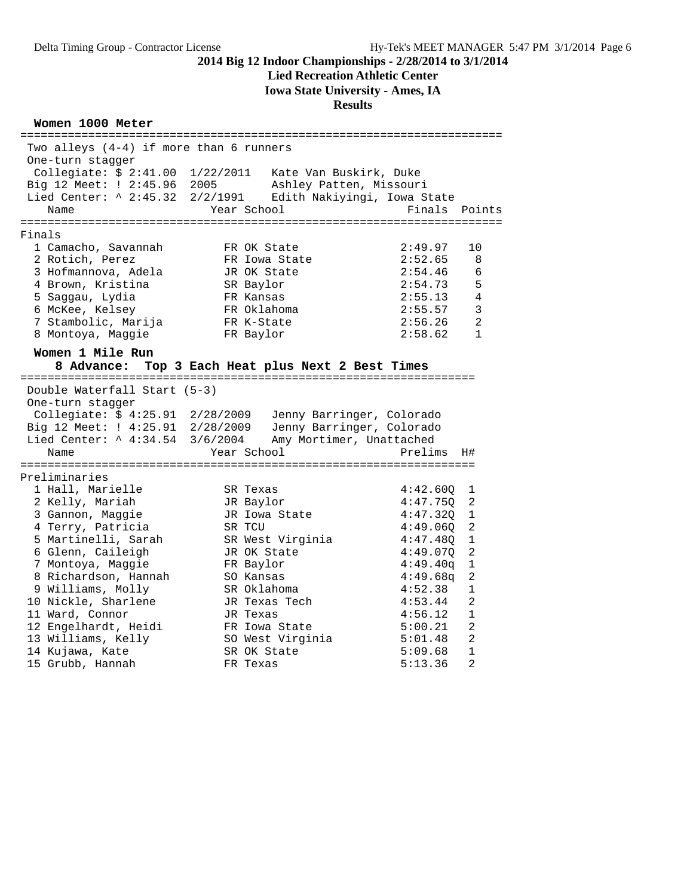# 2014 Big 12 Indoor Championships - 2/28/2014 to 3/1/2014

**Lied Recreation Athletic Center**

**Iowa State University - Ames, IA**

**Results**

## Women 1000 Meter

Two alleys (4-4) if more than 6 runners
One-turn stagger
Collegiate: $ 2:41.00  1/22/2011   Kate Van Buskirk, Duke
Big 12 Meet: ! 2:45.96  2005   Ashley Patten, Missouri
Lied Center: ^ 2:45.32  2/2/1991   Edith Nakiyingi, Iowa State

**Finals**

| Place | Name | Year | School | Finals | Points |
|---|---|---|---|---|---|
| 1 | Camacho, Savannah | FR | OK State | 2:49.97 | 10 |
| 2 | Rotich, Perez | FR | Iowa State | 2:52.65 | 8 |
| 3 | Hofmannova, Adela | JR | OK State | 2:54.46 | 6 |
| 4 | Brown, Kristina | SR | Baylor | 2:54.73 | 5 |
| 5 | Saggau, Lydia | FR | Kansas | 2:55.13 | 4 |
| 6 | McKee, Kelsey | FR | Oklahoma | 2:55.57 | 3 |
| 7 | Stambolic, Marija | FR | K-State | 2:56.26 | 2 |
| 8 | Montoya, Maggie | FR | Baylor | 2:58.62 | 1 |

## Women 1 Mile Run

**8 Advance: Top 3 Each Heat plus Next 2 Best Times**

Double Waterfall Start (5-3)
One-turn stagger
Collegiate: $ 4:25.91  2/28/2009   Jenny Barringer, Colorado
Big 12 Meet: ! 4:25.91  2/28/2009   Jenny Barringer, Colorado
Lied Center: ^ 4:34.54  3/6/2004   Amy Mortimer, Unattached

**Preliminaries**

| Place | Name | Year | School | Prelims | H# |
|---|---|---|---|---|---|
| 1 | Hall, Marielle | SR | Texas | 4:42.60Q | 1 |
| 2 | Kelly, Mariah | JR | Baylor | 4:47.75Q | 2 |
| 3 | Gannon, Maggie | JR | Iowa State | 4:47.32Q | 1 |
| 4 | Terry, Patricia | SR | TCU | 4:49.06Q | 2 |
| 5 | Martinelli, Sarah | SR | West Virginia | 4:47.48Q | 1 |
| 6 | Glenn, Caileigh | JR | OK State | 4:49.07Q | 2 |
| 7 | Montoya, Maggie | FR | Baylor | 4:49.40q | 1 |
| 8 | Richardson, Hannah | SO | Kansas | 4:49.68q | 2 |
| 9 | Williams, Molly | SR | Oklahoma | 4:52.38 | 1 |
| 10 | Nickle, Sharlene | JR | Texas Tech | 4:53.44 | 2 |
| 11 | Ward, Connor | JR | Texas | 4:56.12 | 1 |
| 12 | Engelhardt, Heidi | FR | Iowa State | 5:00.21 | 2 |
| 13 | Williams, Kelly | SO | West Virginia | 5:01.48 | 2 |
| 14 | Kujawa, Kate | SR | OK State | 5:09.68 | 1 |
| 15 | Grubb, Hannah | FR | Texas | 5:13.36 | 2 |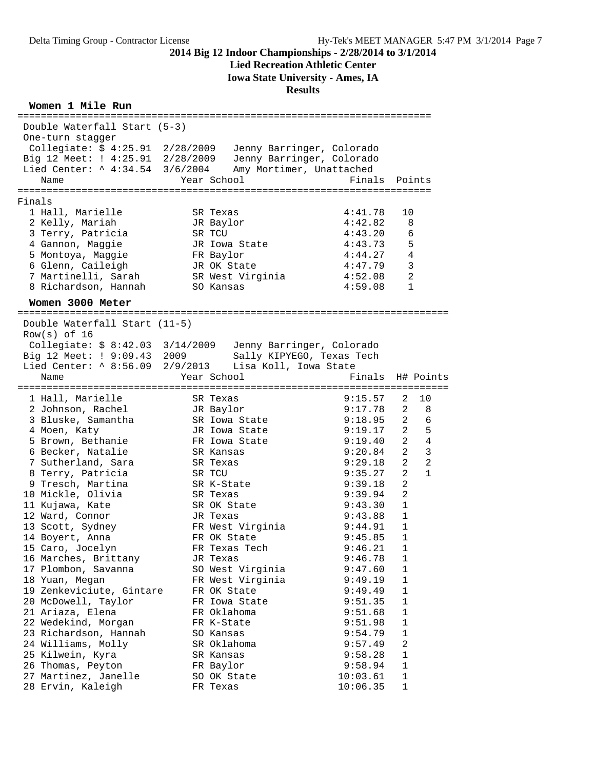## 2014 Big 12 Indoor Championships - 2/28/2014 to 3/1/2014

**Lied Recreation Athletic Center**

**Iowa State University - Ames, IA**

**Results**

### Women 1 Mile Run

Double Waterfall Start (5-3)
One-turn stagger

Collegiate: $ 4:25.91  2/28/2009  Jenny Barringer, Colorado
Big 12 Meet: ! 4:25.91  2/28/2009  Jenny Barringer, Colorado
Lied Center: ^ 4:34.54  3/6/2004  Amy Mortimer, Unattached

Finals

| Place | Name | Year | School | Finals | Points |
|---|---|---|---|---|---|
| 1 | Hall, Marielle | SR | Texas | 4:41.78 | 10 |
| 2 | Kelly, Mariah | JR | Baylor | 4:42.82 | 8 |
| 3 | Terry, Patricia | SR | TCU | 4:43.20 | 6 |
| 4 | Gannon, Maggie | JR | Iowa State | 4:43.73 | 5 |
| 5 | Montoya, Maggie | FR | Baylor | 4:44.27 | 4 |
| 6 | Glenn, Caileigh | JR | OK State | 4:47.79 | 3 |
| 7 | Martinelli, Sarah | SR | West Virginia | 4:52.08 | 2 |
| 8 | Richardson, Hannah | SO | Kansas | 4:59.08 | 1 |

### Women 3000 Meter

Double Waterfall Start (11-5)
Row(s) of 16

Collegiate: $ 8:42.03  3/14/2009  Jenny Barringer, Colorado
Big 12 Meet: ! 9:09.43  2009  Sally KIPYEGO, Texas Tech
Lied Center: ^ 8:56.09  2/9/2013  Lisa Koll, Iowa State

| Place | Name | Year | School | Finals | H# | Points |
|---|---|---|---|---|---|---|
| 1 | Hall, Marielle | SR | Texas | 9:15.57 | 2 | 10 |
| 2 | Johnson, Rachel | JR | Baylor | 9:17.78 | 2 | 8 |
| 3 | Bluske, Samantha | SR | Iowa State | 9:18.95 | 2 | 6 |
| 4 | Moen, Katy | JR | Iowa State | 9:19.17 | 2 | 5 |
| 5 | Brown, Bethanie | FR | Iowa State | 9:19.40 | 2 | 4 |
| 6 | Becker, Natalie | SR | Kansas | 9:20.84 | 2 | 3 |
| 7 | Sutherland, Sara | SR | Texas | 9:29.18 | 2 | 2 |
| 8 | Terry, Patricia | SR | TCU | 9:35.27 | 2 | 1 |
| 9 | Tresch, Martina | SR | K-State | 9:39.18 | 2 | |
| 10 | Mickle, Olivia | SR | Texas | 9:39.94 | 2 | |
| 11 | Kujawa, Kate | SR | OK State | 9:43.30 | 1 | |
| 12 | Ward, Connor | JR | Texas | 9:43.88 | 1 | |
| 13 | Scott, Sydney | FR | West Virginia | 9:44.91 | 1 | |
| 14 | Boyert, Anna | FR | OK State | 9:45.85 | 1 | |
| 15 | Caro, Jocelyn | FR | Texas Tech | 9:46.21 | 1 | |
| 16 | Marches, Brittany | JR | Texas | 9:46.78 | 1 | |
| 17 | Plombon, Savanna | SO | West Virginia | 9:47.60 | 1 | |
| 18 | Yuan, Megan | FR | West Virginia | 9:49.19 | 1 | |
| 19 | Zenkeviciute, Gintare | FR | OK State | 9:49.49 | 1 | |
| 20 | McDowell, Taylor | FR | Iowa State | 9:51.35 | 1 | |
| 21 | Ariaza, Elena | FR | Oklahoma | 9:51.68 | 1 | |
| 22 | Wedekind, Morgan | FR | K-State | 9:51.98 | 1 | |
| 23 | Richardson, Hannah | SO | Kansas | 9:54.79 | 1 | |
| 24 | Williams, Molly | SR | Oklahoma | 9:57.49 | 2 | |
| 25 | Kilwein, Kyra | SR | Kansas | 9:58.28 | 1 | |
| 26 | Thomas, Peyton | FR | Baylor | 9:58.94 | 1 | |
| 27 | Martinez, Janelle | SO | OK State | 10:03.61 | 1 | |
| 28 | Ervin, Kaleigh | FR | Texas | 10:06.35 | 1 | |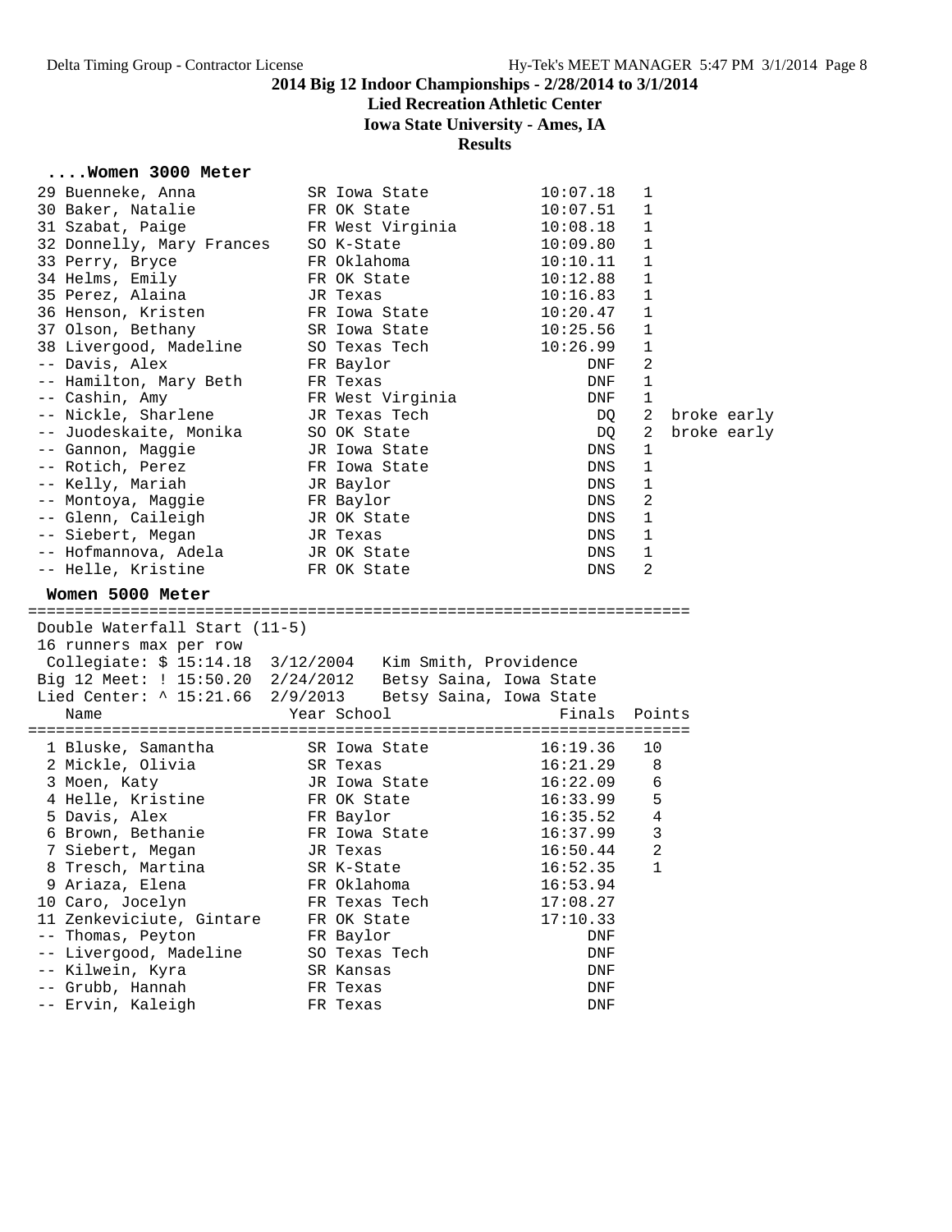# 2014 Big 12 Indoor Championships - 2/28/2014 to 3/1/2014

**Lied Recreation Athletic Center**

**Iowa State University - Ames, IA**

**Results**

### ....Women 3000 Meter

| Place | Name | Year | School | Finals | H# | Note |
|---|---|---|---|---|---|---|
| 29 | Buenneke, Anna | SR | Iowa State | 10:07.18 | 1 | |
| 30 | Baker, Natalie | FR | OK State | 10:07.51 | 1 | |
| 31 | Szabat, Paige | FR | West Virginia | 10:08.18 | 1 | |
| 32 | Donnelly, Mary Frances | SO | K-State | 10:09.80 | 1 | |
| 33 | Perry, Bryce | FR | Oklahoma | 10:10.11 | 1 | |
| 34 | Helms, Emily | FR | OK State | 10:12.88 | 1 | |
| 35 | Perez, Alaina | JR | Texas | 10:16.83 | 1 | |
| 36 | Henson, Kristen | FR | Iowa State | 10:20.47 | 1 | |
| 37 | Olson, Bethany | SR | Iowa State | 10:25.56 | 1 | |
| 38 | Livergood, Madeline | SO | Texas Tech | 10:26.99 | 1 | |
| -- | Davis, Alex | FR | Baylor | DNF | 2 | |
| -- | Hamilton, Mary Beth | FR | Texas | DNF | 1 | |
| -- | Cashin, Amy | FR | West Virginia | DNF | 1 | |
| -- | Nickle, Sharlene | JR | Texas Tech | DQ | 2 | broke early |
| -- | Juodeskaite, Monika | SO | OK State | DQ | 2 | broke early |
| -- | Gannon, Maggie | JR | Iowa State | DNS | 1 | |
| -- | Rotich, Perez | FR | Iowa State | DNS | 1 | |
| -- | Kelly, Mariah | JR | Baylor | DNS | 1 | |
| -- | Montoya, Maggie | FR | Baylor | DNS | 2 | |
| -- | Glenn, Caileigh | JR | OK State | DNS | 1 | |
| -- | Siebert, Megan | JR | Texas | DNS | 1 | |
| -- | Hofmannova, Adela | JR | OK State | DNS | 1 | |
| -- | Helle, Kristine | FR | OK State | DNS | 2 | |

### Women 5000 Meter

Double Waterfall Start (11-5)
16 runners max per row
Collegiate: $ 15:14.18 3/12/2004 Kim Smith, Providence
Big 12 Meet: ! 15:50.20 2/24/2012 Betsy Saina, Iowa State
Lied Center: ^ 15:21.66 2/9/2013 Betsy Saina, Iowa State

| Place | Name | Year | School | Finals | Points |
|---|---|---|---|---|---|
| 1 | Bluske, Samantha | SR | Iowa State | 16:19.36 | 10 |
| 2 | Mickle, Olivia | SR | Texas | 16:21.29 | 8 |
| 3 | Moen, Katy | JR | Iowa State | 16:22.09 | 6 |
| 4 | Helle, Kristine | FR | OK State | 16:33.99 | 5 |
| 5 | Davis, Alex | FR | Baylor | 16:35.52 | 4 |
| 6 | Brown, Bethanie | FR | Iowa State | 16:37.99 | 3 |
| 7 | Siebert, Megan | JR | Texas | 16:50.44 | 2 |
| 8 | Tresch, Martina | SR | K-State | 16:52.35 | 1 |
| 9 | Ariaza, Elena | FR | Oklahoma | 16:53.94 | |
| 10 | Caro, Jocelyn | FR | Texas Tech | 17:08.27 | |
| 11 | Zenkeviciute, Gintare | FR | OK State | 17:10.33 | |
| -- | Thomas, Peyton | FR | Baylor | DNF | |
| -- | Livergood, Madeline | SO | Texas Tech | DNF | |
| -- | Kilwein, Kyra | SR | Kansas | DNF | |
| -- | Grubb, Hannah | FR | Texas | DNF | |
| -- | Ervin, Kaleigh | FR | Texas | DNF | |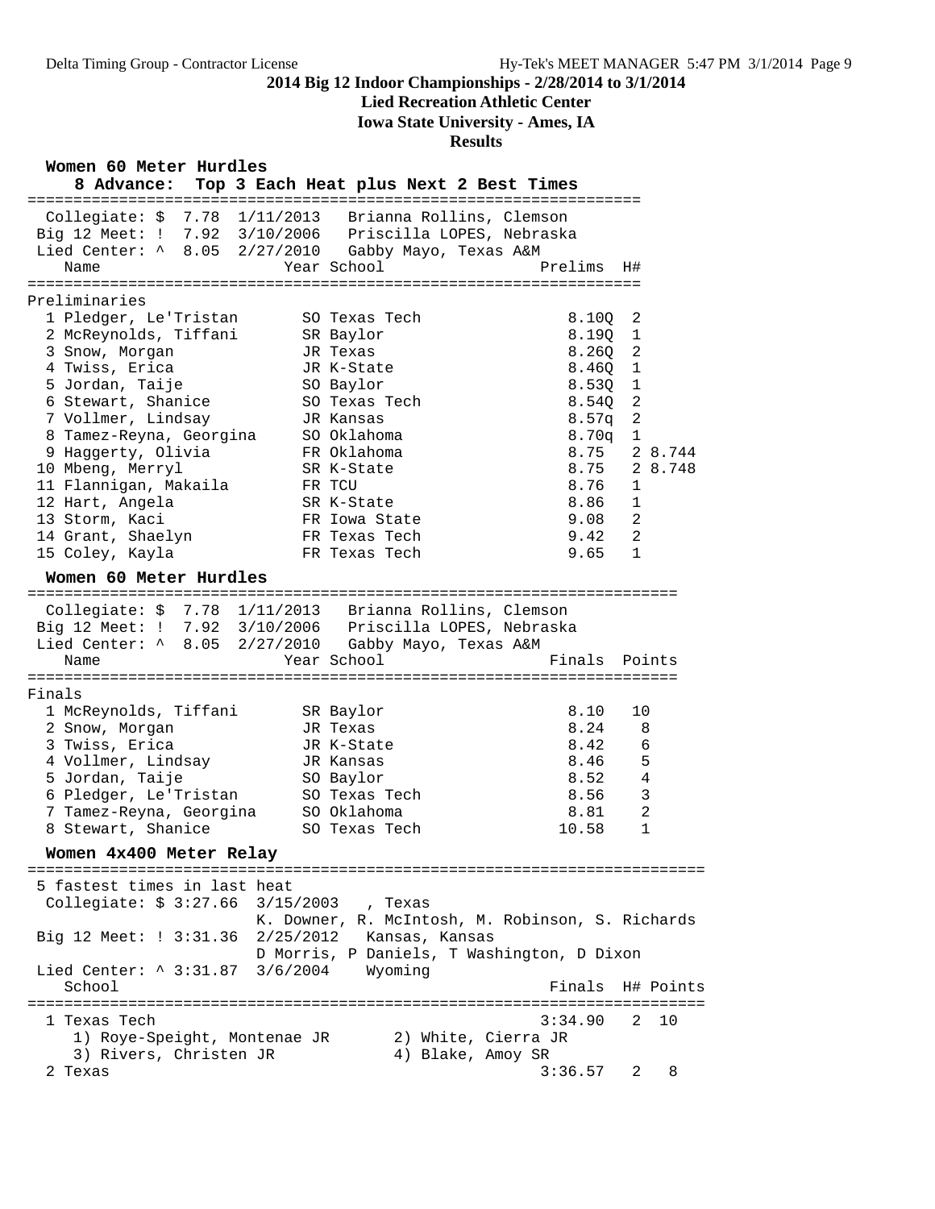**2014 Big 12 Indoor Championships - 2/28/2014 to 3/1/2014**

**Lied Recreation Athletic Center**

**Iowa State University - Ames, IA**

**Results**

## Women 60 Meter Hurdles

**8 Advance: Top 3 Each Heat plus Next 2 Best Times**

Collegiate: $ 7.78 1/11/2013 Brianna Rollins, Clemson
Big 12 Meet: ! 7.92 3/10/2006 Priscilla LOPES, Nebraska
Lied Center: ^ 8.05 2/27/2010 Gabby Mayo, Texas A&M

Preliminaries

| | Name | Year | School | Prelims | H# | |
|---|---|---|---|---|---|---|
| 1 | Pledger, Le'Tristan | SO | Texas Tech | 8.10Q | 2 | |
| 2 | McReynolds, Tiffani | SR | Baylor | 8.19Q | 1 | |
| 3 | Snow, Morgan | JR | Texas | 8.26Q | 2 | |
| 4 | Twiss, Erica | JR | K-State | 8.46Q | 1 | |
| 5 | Jordan, Taije | SO | Baylor | 8.53Q | 1 | |
| 6 | Stewart, Shanice | SO | Texas Tech | 8.54Q | 2 | |
| 7 | Vollmer, Lindsay | JR | Kansas | 8.57q | 2 | |
| 8 | Tamez-Reyna, Georgina | SO | Oklahoma | 8.70q | 1 | |
| 9 | Haggerty, Olivia | FR | Oklahoma | 8.75 | 2 | 8.744 |
| 10 | Mbeng, Merryl | SR | K-State | 8.75 | 2 | 8.748 |
| 11 | Flannigan, Makaila | FR | TCU | 8.76 | 1 | |
| 12 | Hart, Angela | SR | K-State | 8.86 | 1 | |
| 13 | Storm, Kaci | FR | Iowa State | 9.08 | 2 | |
| 14 | Grant, Shaelyn | FR | Texas Tech | 9.42 | 2 | |
| 15 | Coley, Kayla | FR | Texas Tech | 9.65 | 1 | |

## Women 60 Meter Hurdles

Collegiate: $ 7.78 1/11/2013 Brianna Rollins, Clemson
Big 12 Meet: ! 7.92 3/10/2006 Priscilla LOPES, Nebraska
Lied Center: ^ 8.05 2/27/2010 Gabby Mayo, Texas A&M

Finals

| | Name | Year | School | Finals | Points |
|---|---|---|---|---|---|
| 1 | McReynolds, Tiffani | SR | Baylor | 8.10 | 10 |
| 2 | Snow, Morgan | JR | Texas | 8.24 | 8 |
| 3 | Twiss, Erica | JR | K-State | 8.42 | 6 |
| 4 | Vollmer, Lindsay | JR | Kansas | 8.46 | 5 |
| 5 | Jordan, Taije | SO | Baylor | 8.52 | 4 |
| 6 | Pledger, Le'Tristan | SO | Texas Tech | 8.56 | 3 |
| 7 | Tamez-Reyna, Georgina | SO | Oklahoma | 8.81 | 2 |
| 8 | Stewart, Shanice | SO | Texas Tech | 10.58 | 1 |

## Women 4x400 Meter Relay

5 fastest times in last heat

Collegiate: $ 3:27.66 3/15/2003 , Texas
K. Downer, R. McIntosh, M. Robinson, S. Richards
Big 12 Meet: ! 3:31.36 2/25/2012 Kansas, Kansas
D Morris, P Daniels, T Washington, D Dixon
Lied Center: ^ 3:31.87 3/6/2004 Wyoming

| | School | Finals | H# | Points |
|---|---|---|---|---|
| 1 | Texas Tech | 3:34.90 | 2 | 10 |
| | 1) Roye-Speight, Montenae JR; 2) White, Cierra JR; 3) Rivers, Christen JR; 4) Blake, Amoy SR | | | |
| 2 | Texas | 3:36.57 | 2 | 8 |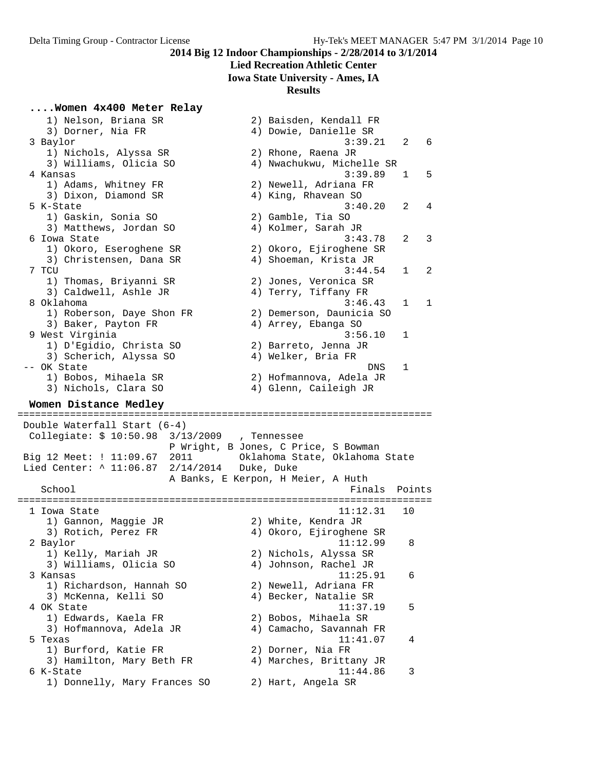**2014 Big 12 Indoor Championships - 2/28/2014 to 3/1/2014**

**Lied Recreation Athletic Center**

**Iowa State University - Ames, IA**

**Results**

```
....Women 4x400 Meter Relay
    1) Nelson, Briana SR               2) Baisden, Kendall FR
    3) Dorner, Nia FR                  4) Dowie, Danielle SR
  3 Baylor                                        3:39.21   2   6
    1) Nichols, Alyssa SR              2) Rhone, Raena JR
    3) Williams, Olicia SO             4) Nwachukwu, Michelle SR
  4 Kansas                                        3:39.89   1   5
    1) Adams, Whitney FR               2) Newell, Adriana FR
    3) Dixon, Diamond SR               4) King, Rhavean SO
  5 K-State                                       3:40.20   2   4
    1) Gaskin, Sonia SO                2) Gamble, Tia SO
    3) Matthews, Jordan SO             4) Kolmer, Sarah JR
  6 Iowa State                                    3:43.78   2   3
    1) Okoro, Eseroghene SR            2) Okoro, Ejiroghene SR
    3) Christensen, Dana SR            4) Shoeman, Krista JR
  7 TCU                                           3:44.54   1   2
    1) Thomas, Briyanni SR             2) Jones, Veronica SR
    3) Caldwell, Ashle JR              4) Terry, Tiffany FR
  8 Oklahoma                                      3:46.43   1   1
    1) Roberson, Daye Shon FR          2) Demerson, Daunicia SO
    3) Baker, Payton FR                4) Arrey, Ebanga SO
  9 West Virginia                                 3:56.10   1
    1) D'Egidio, Christa SO            2) Barreto, Jenna JR
    3) Scherich, Alyssa SO             4) Welker, Bria FR
 -- OK State                                          DNS   1
    1) Bobos, Mihaela SR               2) Hofmannova, Adela JR
    3) Nichols, Clara SO               4) Glenn, Caileigh JR

Women Distance Medley
=====================================================================
 Double Waterfall Start (6-4)
  Collegiate: $ 10:50.98  3/13/2009   , Tennessee
                          P Wright, B Jones, C Price, S Bowman
 Big 12 Meet: ! 11:09.67  2011        Oklahoma State, Oklahoma State
 Lied Center: ^ 11:06.87  2/14/2014   Duke, Duke
                          A Banks, E Kerpon, H Meier, A Huth
    School                                            Finals  Points
=====================================================================
  1 Iowa State                                      11:12.31   10
    1) Gannon, Maggie JR               2) White, Kendra JR
    3) Rotich, Perez FR                4) Okoro, Ejiroghene SR
  2 Baylor                                          11:12.99    8
    1) Kelly, Mariah JR                2) Nichols, Alyssa SR
    3) Williams, Olicia SO             4) Johnson, Rachel JR
  3 Kansas                                          11:25.91    6
    1) Richardson, Hannah SO           2) Newell, Adriana FR
    3) McKenna, Kelli SO               4) Becker, Natalie SR
  4 OK State                                        11:37.19    5
    1) Edwards, Kaela FR               2) Bobos, Mihaela SR
    3) Hofmannova, Adela JR            4) Camacho, Savannah FR
  5 Texas                                           11:41.07    4
    1) Burford, Katie FR               2) Dorner, Nia FR
    3) Hamilton, Mary Beth FR          4) Marches, Brittany JR
  6 K-State                                         11:44.86    3
    1) Donnelly, Mary Frances SO       2) Hart, Angela SR
```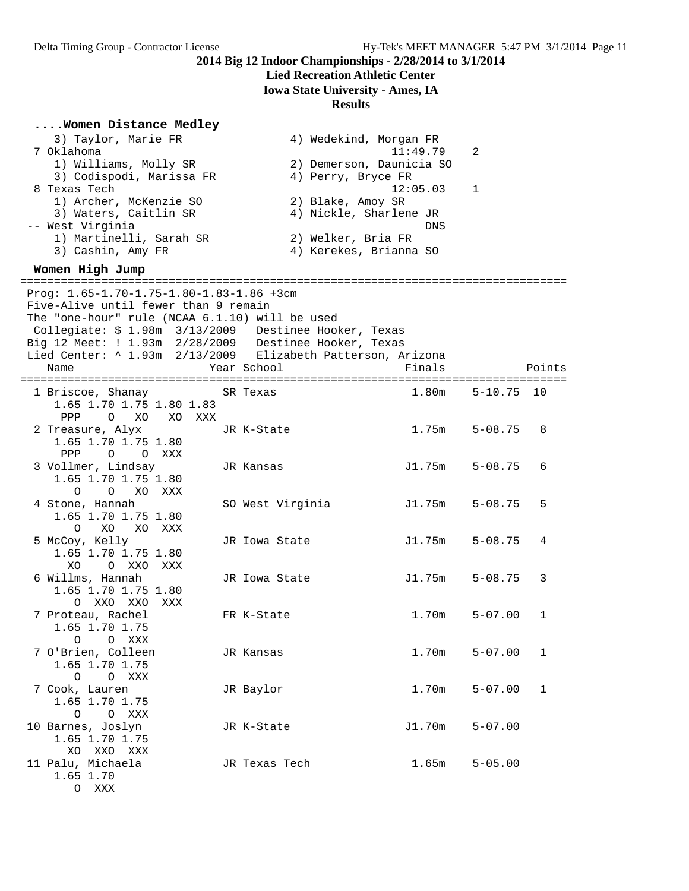# 2014 Big 12 Indoor Championships - 2/28/2014 to 3/1/2014

**Lied Recreation Athletic Center**

**Iowa State University - Ames, IA**

**Results**

### ....Women Distance Medley

```
    3) Taylor, Marie FR                4) Wedekind, Morgan FR
  7 Oklahoma                                        11:49.79    2
    1) Williams, Molly SR              2) Demerson, Daunicia SO
    3) Codispodi, Marissa FR           4) Perry, Bryce FR
  8 Texas Tech                                      12:05.03    1
    1) Archer, McKenzie SO             2) Blake, Amoy SR
    3) Waters, Caitlin SR              4) Nickle, Sharlene JR
 -- West Virginia                                        DNS
    1) Martinelli, Sarah SR            2) Welker, Bria FR
    3) Cashin, Amy FR                  4) Kerekes, Brianna SO
```

### Women High Jump

```
================================================================================
 Prog: 1.65-1.70-1.75-1.80-1.83-1.86 +3cm
 Five-Alive until fewer than 9 remain
 The "one-hour" rule (NCAA 6.1.10) will be used
  Collegiate: $ 1.98m  3/13/2009   Destinee Hooker, Texas
 Big 12 Meet: ! 1.93m  2/28/2009   Destinee Hooker, Texas
 Lied Center: ^ 1.93m  2/13/2009   Elizabeth Patterson, Arizona
    Name                    Year School                 Finals            Points
================================================================================
  1 Briscoe, Shanay         SR Texas                     1.80m    5-10.75  10
     1.65 1.70 1.75 1.80 1.83
      PPP    O   XO   XO  XXX
  2 Treasure, Alyx          JR K-State                   1.75m    5-08.75   8
     1.65 1.70 1.75 1.80
      PPP    O    O  XXX
  3 Vollmer, Lindsay        JR Kansas                   J1.75m    5-08.75   6
     1.65 1.70 1.75 1.80
        O    O   XO  XXX
  4 Stone, Hannah           SO West Virginia            J1.75m    5-08.75   5
     1.65 1.70 1.75 1.80
        O   XO   XO  XXX
  5 McCoy, Kelly            JR Iowa State               J1.75m    5-08.75   4
     1.65 1.70 1.75 1.80
       XO    O  XXO  XXX
  6 Willms, Hannah          JR Iowa State               J1.75m    5-08.75   3
     1.65 1.70 1.75 1.80
        O  XXO  XXO  XXX
  7 Proteau, Rachel         FR K-State                   1.70m    5-07.00   1
     1.65 1.70 1.75
        O    O  XXX
  7 O'Brien, Colleen        JR Kansas                    1.70m    5-07.00   1
     1.65 1.70 1.75
        O    O  XXX
  7 Cook, Lauren            JR Baylor                    1.70m    5-07.00   1
     1.65 1.70 1.75
        O    O  XXX
 10 Barnes, Joslyn          JR K-State                  J1.70m    5-07.00
     1.65 1.70 1.75
       XO  XXO  XXX
 11 Palu, Michaela          JR Texas Tech                1.65m    5-05.00
     1.65 1.70
        O  XXX
```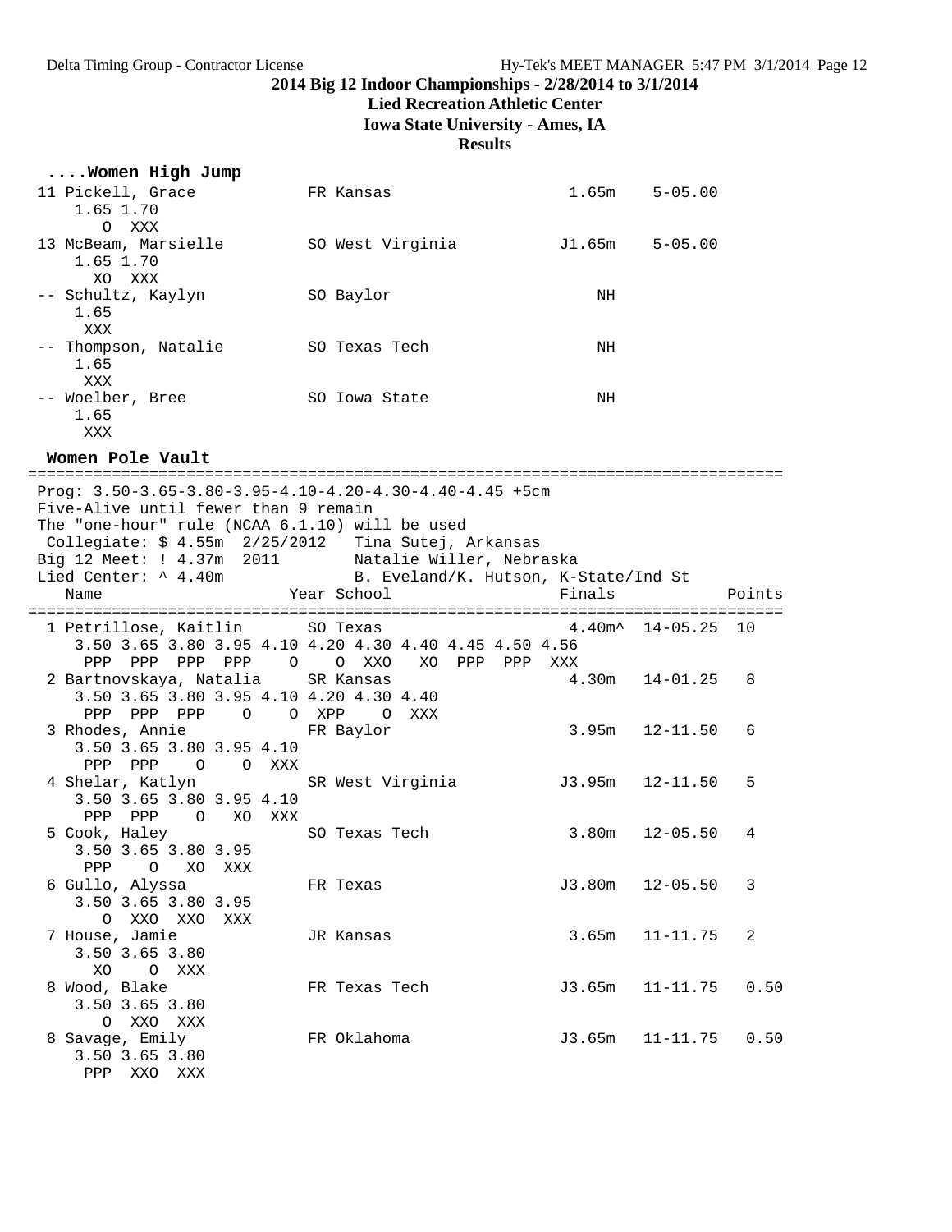# 2014 Big 12 Indoor Championships - 2/28/2014 to 3/1/2014

**Lied Recreation Athletic Center**

**Iowa State University - Ames, IA**

**Results**

```
....Women High Jump
 11 Pickell, Grace           FR Kansas                  1.65m    5-05.00
     1.65 1.70
        O  XXX
 13 McBeam, Marsielle        SO West Virginia          J1.65m    5-05.00
     1.65 1.70
       XO  XXX
 -- Schultz, Kaylyn          SO Baylor                     NH
     1.65
      XXX
 -- Thompson, Natalie        SO Texas Tech                 NH
     1.65
      XXX
 -- Woelber, Bree            SO Iowa State                 NH
     1.65
      XXX

Women Pole Vault
================================================================================
 Prog: 3.50-3.65-3.80-3.95-4.10-4.20-4.30-4.40-4.45 +5cm
 Five-Alive until fewer than 9 remain
 The "one-hour" rule (NCAA 6.1.10) will be used
  Collegiate: $ 4.55m  2/25/2012   Tina Sutej, Arkansas
 Big 12 Meet: ! 4.37m  2011        Natalie Willer, Nebraska
 Lied Center: ^ 4.40m              B. Eveland/K. Hutson, K-State/Ind St
    Name                    Year School                  Finals            Points
================================================================================
  1 Petrillose, Kaitlin       SO Texas                   4.40m^  14-05.25  10
     3.50 3.65 3.80 3.95 4.10 4.20 4.30 4.40 4.45 4.50 4.56
      PPP  PPP  PPP  PPP    O    O  XXO   XO  PPP  PPP  XXX
  2 Bartnovskaya, Natalia     SR Kansas                   4.30m   14-01.25   8
     3.50 3.65 3.80 3.95 4.10 4.20 4.30 4.40
      PPP  PPP  PPP    O    O  XPP    O  XXX
  3 Rhodes, Annie             FR Baylor                   3.95m   12-11.50   6
     3.50 3.65 3.80 3.95 4.10
      PPP  PPP    O    O  XXX
  4 Shelar, Katlyn            SR West Virginia           J3.95m   12-11.50   5
     3.50 3.65 3.80 3.95 4.10
      PPP  PPP    O   XO  XXX
  5 Cook, Haley               SO Texas Tech               3.80m   12-05.50   4
     3.50 3.65 3.80 3.95
      PPP    O   XO  XXX
  6 Gullo, Alyssa             FR Texas                   J3.80m   12-05.50   3
     3.50 3.65 3.80 3.95
        O  XXO  XXO  XXX
  7 House, Jamie              JR Kansas                   3.65m   11-11.75   2
     3.50 3.65 3.80
       XO    O  XXX
  8 Wood, Blake               FR Texas Tech              J3.65m   11-11.75   0.50
     3.50 3.65 3.80
        O  XXO  XXX
  8 Savage, Emily             FR Oklahoma                J3.65m   11-11.75   0.50
     3.50 3.65 3.80
      PPP  XXO  XXX
```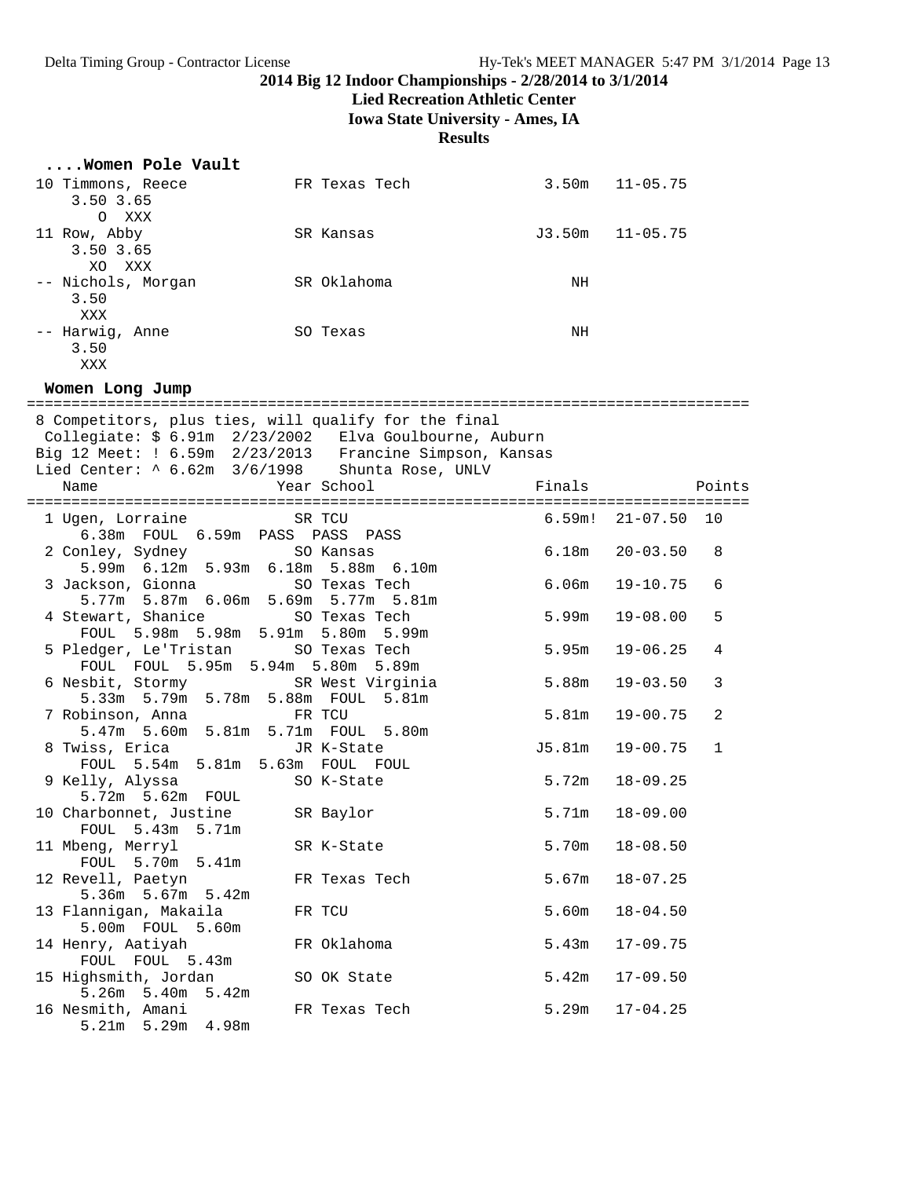**2014 Big 12 Indoor Championships - 2/28/2014 to 3/1/2014**

**Lied Recreation Athletic Center**

**Iowa State University - Ames, IA**

**Results**

### ....Women Pole Vault

| Place | Name | Year | School | Finals |  |
|---|---|---|---|---|---|
| 10 | Timmons, Reece | FR | Texas Tech | 3.50m | 11-05.75 |
|  | 3.50 3.65 / O XXX |  |  |  |  |
| 11 | Row, Abby | SR | Kansas | J3.50m | 11-05.75 |
|  | 3.50 3.65 / XO XXX |  |  |  |  |
| -- | Nichols, Morgan | SR | Oklahoma | NH |  |
|  | 3.50 / XXX |  |  |  |  |
| -- | Harwig, Anne | SO | Texas | NH |  |
|  | 3.50 / XXX |  |  |  |  |

### Women Long Jump

8 Competitors, plus ties, will qualify for the final
Collegiate: $ 6.91m 2/23/2002 Elva Goulbourne, Auburn
Big 12 Meet: ! 6.59m 2/23/2013 Francine Simpson, Kansas
Lied Center: ^ 6.62m 3/6/1998 Shunta Rose, UNLV

| Place | Name | Year | School | Finals |  | Points |
|---|---|---|---|---|---|---|
| 1 | Ugen, Lorraine | SR | TCU | 6.59m! | 21-07.50 | 10 |
|  | 6.38m FOUL 6.59m PASS PASS PASS |  |  |  |  |  |
| 2 | Conley, Sydney | SO | Kansas | 6.18m | 20-03.50 | 8 |
|  | 5.99m 6.12m 5.93m 6.18m 5.88m 6.10m |  |  |  |  |  |
| 3 | Jackson, Gionna | SO | Texas Tech | 6.06m | 19-10.75 | 6 |
|  | 5.77m 5.87m 6.06m 5.69m 5.77m 5.81m |  |  |  |  |  |
| 4 | Stewart, Shanice | SO | Texas Tech | 5.99m | 19-08.00 | 5 |
|  | FOUL 5.98m 5.98m 5.91m 5.80m 5.99m |  |  |  |  |  |
| 5 | Pledger, Le'Tristan | SO | Texas Tech | 5.95m | 19-06.25 | 4 |
|  | FOUL FOUL 5.95m 5.94m 5.80m 5.89m |  |  |  |  |  |
| 6 | Nesbit, Stormy | SR | West Virginia | 5.88m | 19-03.50 | 3 |
|  | 5.33m 5.79m 5.78m 5.88m FOUL 5.81m |  |  |  |  |  |
| 7 | Robinson, Anna | FR | TCU | 5.81m | 19-00.75 | 2 |
|  | 5.47m 5.60m 5.81m 5.71m FOUL 5.80m |  |  |  |  |  |
| 8 | Twiss, Erica | JR | K-State | J5.81m | 19-00.75 | 1 |
|  | FOUL 5.54m 5.81m 5.63m FOUL FOUL |  |  |  |  |  |
| 9 | Kelly, Alyssa | SO | K-State | 5.72m | 18-09.25 |  |
|  | 5.72m 5.62m FOUL |  |  |  |  |  |
| 10 | Charbonnet, Justine | SR | Baylor | 5.71m | 18-09.00 |  |
|  | FOUL 5.43m 5.71m |  |  |  |  |  |
| 11 | Mbeng, Merryl | SR | K-State | 5.70m | 18-08.50 |  |
|  | FOUL 5.70m 5.41m |  |  |  |  |  |
| 12 | Revell, Paetyn | FR | Texas Tech | 5.67m | 18-07.25 |  |
|  | 5.36m 5.67m 5.42m |  |  |  |  |  |
| 13 | Flannigan, Makaila | FR | TCU | 5.60m | 18-04.50 |  |
|  | 5.00m FOUL 5.60m |  |  |  |  |  |
| 14 | Henry, Aatiyah | FR | Oklahoma | 5.43m | 17-09.75 |  |
|  | FOUL FOUL 5.43m |  |  |  |  |  |
| 15 | Highsmith, Jordan | SO | OK State | 5.42m | 17-09.50 |  |
|  | 5.26m 5.40m 5.42m |  |  |  |  |  |
| 16 | Nesmith, Amani | FR | Texas Tech | 5.29m | 17-04.25 |  |
|  | 5.21m 5.29m 4.98m |  |  |  |  |  |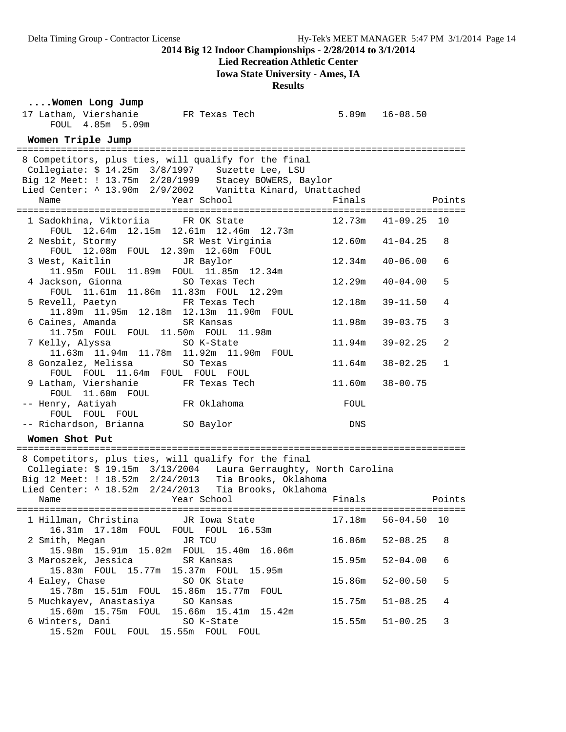2014 Big 12 Indoor Championships - 2/28/2014 to 3/1/2014

Lied Recreation Athletic Center

Iowa State University - Ames, IA

Results

```
....Women Long Jump
17 Latham, Viershanie      FR Texas Tech              5.09m   16-08.50
     FOUL  4.85m  5.09m
```

## Women Triple Jump

```
================================================================================
 8 Competitors, plus ties, will qualify for the final
  Collegiate: $ 14.25m  3/8/1997    Suzette Lee, LSU
 Big 12 Meet: ! 13.75m  2/20/1999  Stacey BOWERS, Baylor
 Lied Center: ^ 13.90m  2/9/2002    Vanitta Kinard, Unattached
    Name                    Year School                  Finals            Points
================================================================================
  1 Sadokhina, Viktoriia      FR OK State              12.73m   41-09.25  10
      FOUL  12.64m  12.15m  12.61m  12.46m  12.73m
  2 Nesbit, Stormy            SR West Virginia         12.60m   41-04.25   8
      FOUL  12.08m  FOUL  12.39m  12.60m  FOUL
  3 West, Kaitlin             JR Baylor                12.34m   40-06.00   6
      11.95m  FOUL  11.89m  FOUL  11.85m  12.34m
  4 Jackson, Gionna           SO Texas Tech            12.29m   40-04.00   5
      FOUL  11.61m  11.86m  11.83m  FOUL  12.29m
  5 Revell, Paetyn            FR Texas Tech            12.18m   39-11.50   4
      11.89m  11.95m  12.18m  12.13m  11.90m  FOUL
  6 Caines, Amanda            SR Kansas                11.98m   39-03.75   3
      11.75m  FOUL  FOUL  11.50m  FOUL  11.98m
  7 Kelly, Alyssa             SO K-State               11.94m   39-02.25   2
      11.63m  11.94m  11.78m  11.92m  11.90m  FOUL
  8 Gonzalez, Melissa         SO Texas                 11.64m   38-02.25   1
      FOUL  FOUL  11.64m  FOUL  FOUL  FOUL
  9 Latham, Viershanie        FR Texas Tech            11.60m   38-00.75
      FOUL  11.60m  FOUL
 -- Henry, Aatiyah            FR Oklahoma                FOUL
      FOUL  FOUL  FOUL
 -- Richardson, Brianna       SO Baylor                   DNS
```

## Women Shot Put

```
================================================================================
 8 Competitors, plus ties, will qualify for the final
  Collegiate: $ 19.15m  3/13/2004   Laura Gerraughty, North Carolina
 Big 12 Meet: ! 18.52m  2/24/2013   Tia Brooks, Oklahoma
 Lied Center: ^ 18.52m  2/24/2013   Tia Brooks, Oklahoma
    Name                    Year School                  Finals            Points
================================================================================
  1 Hillman, Christina        JR Iowa State            17.18m   56-04.50  10
      16.31m  17.18m  FOUL  FOUL  FOUL  16.53m
  2 Smith, Megan              JR TCU                   16.06m   52-08.25   8
      15.98m  15.91m  15.02m  FOUL  15.40m  16.06m
  3 Maroszek, Jessica         SR Kansas                15.95m   52-04.00   6
      15.83m  FOUL  15.77m  15.37m  FOUL  15.95m
  4 Ealey, Chase              SO OK State              15.86m   52-00.50   5
      15.78m  15.51m  FOUL  15.86m  15.77m  FOUL
  5 Muchkayev, Anastasiya     SO Kansas                15.75m   51-08.25   4
      15.60m  15.75m  FOUL  15.66m  15.41m  15.42m
  6 Winters, Dani             SO K-State               15.55m   51-00.25   3
      15.52m  FOUL  FOUL  15.55m  FOUL  FOUL
```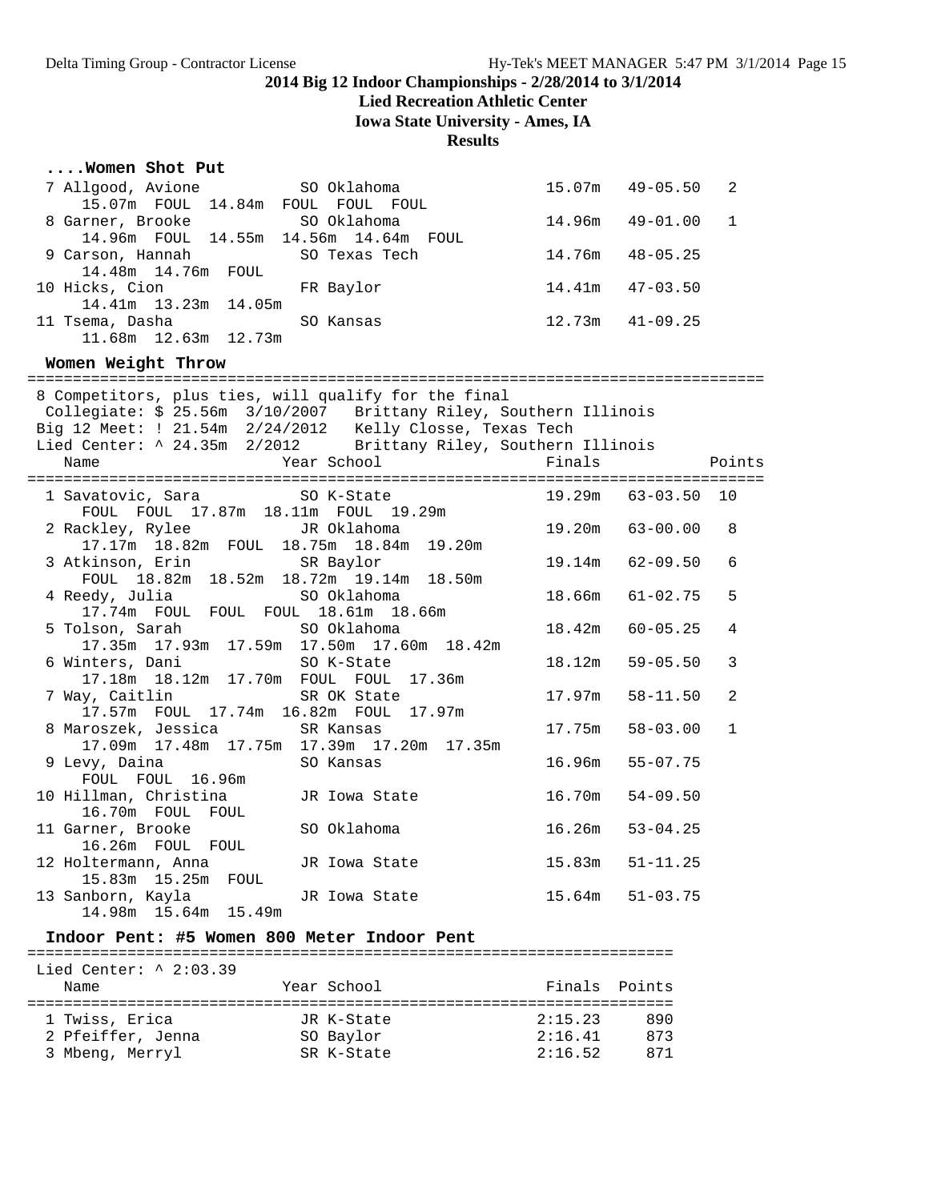**2014 Big 12 Indoor Championships - 2/28/2014 to 3/1/2014**

**Lied Recreation Athletic Center**

**Iowa State University - Ames, IA**

**Results**

### ....Women Shot Put

```
  7 Allgood, Avione          SO Oklahoma               15.07m   49-05.50   2
      15.07m  FOUL  14.84m  FOUL  FOUL  FOUL
  8 Garner, Brooke           SO Oklahoma               14.96m   49-01.00   1
      14.96m  FOUL  14.55m  14.56m  14.64m  FOUL
  9 Carson, Hannah           SO Texas Tech             14.76m   48-05.25
      14.48m  14.76m  FOUL
 10 Hicks, Cion              FR Baylor                 14.41m   47-03.50
      14.41m  13.23m  14.05m
 11 Tsema, Dasha             SO Kansas                 12.73m   41-09.25
      11.68m  12.63m  12.73m
```

### Women Weight Throw

```
================================================================================
 8 Competitors, plus ties, will qualify for the final
  Collegiate: $ 25.56m  3/10/2007   Brittany Riley, Southern Illinois
 Big 12 Meet: ! 21.54m  2/24/2012   Kelly Closse, Texas Tech
 Lied Center: ^ 24.35m  2/2012      Brittany Riley, Southern Illinois
    Name                    Year School                 Finals            Points
================================================================================
  1 Savatovic, Sara          SO K-State                19.29m   63-03.50  10
      FOUL  FOUL  17.87m  18.11m  FOUL  19.29m
  2 Rackley, Rylee           JR Oklahoma               19.20m   63-00.00   8
      17.17m  18.82m  FOUL  18.75m  18.84m  19.20m
  3 Atkinson, Erin           SR Baylor                 19.14m   62-09.50   6
      FOUL  18.82m  18.52m  18.72m  19.14m  18.50m
  4 Reedy, Julia             SO Oklahoma               18.66m   61-02.75   5
      17.74m  FOUL  FOUL  FOUL  18.61m  18.66m
  5 Tolson, Sarah            SO Oklahoma               18.42m   60-05.25   4
      17.35m  17.93m  17.59m  17.50m  17.60m  18.42m
  6 Winters, Dani            SO K-State                18.12m   59-05.50   3
      17.18m  18.12m  17.70m  FOUL  FOUL  17.36m
  7 Way, Caitlin             SR OK State               17.97m   58-11.50   2
      17.57m  FOUL  17.74m  16.82m  FOUL  17.97m
  8 Maroszek, Jessica        SR Kansas                 17.75m   58-03.00   1
      17.09m  17.48m  17.75m  17.39m  17.20m  17.35m
  9 Levy, Daina              SO Kansas                 16.96m   55-07.75
      FOUL  FOUL  16.96m
 10 Hillman, Christina       JR Iowa State             16.70m   54-09.50
      16.70m  FOUL  FOUL
 11 Garner, Brooke           SO Oklahoma               16.26m   53-04.25
      16.26m  FOUL  FOUL
 12 Holtermann, Anna         JR Iowa State             15.83m   51-11.25
      15.83m  15.25m  FOUL
 13 Sanborn, Kayla           JR Iowa State             15.64m   51-03.75
      14.98m  15.64m  15.49m
```

### Indoor Pent: #5 Women 800 Meter Indoor Pent

```
=======================================================================
 Lied Center: ^ 2:03.39
    Name                    Year School                  Finals  Points
=======================================================================
  1 Twiss, Erica            JR K-State                  2:15.23     890
  2 Pfeiffer, Jenna         SO Baylor                   2:16.41     873
  3 Mbeng, Merryl           SR K-State                  2:16.52     871
```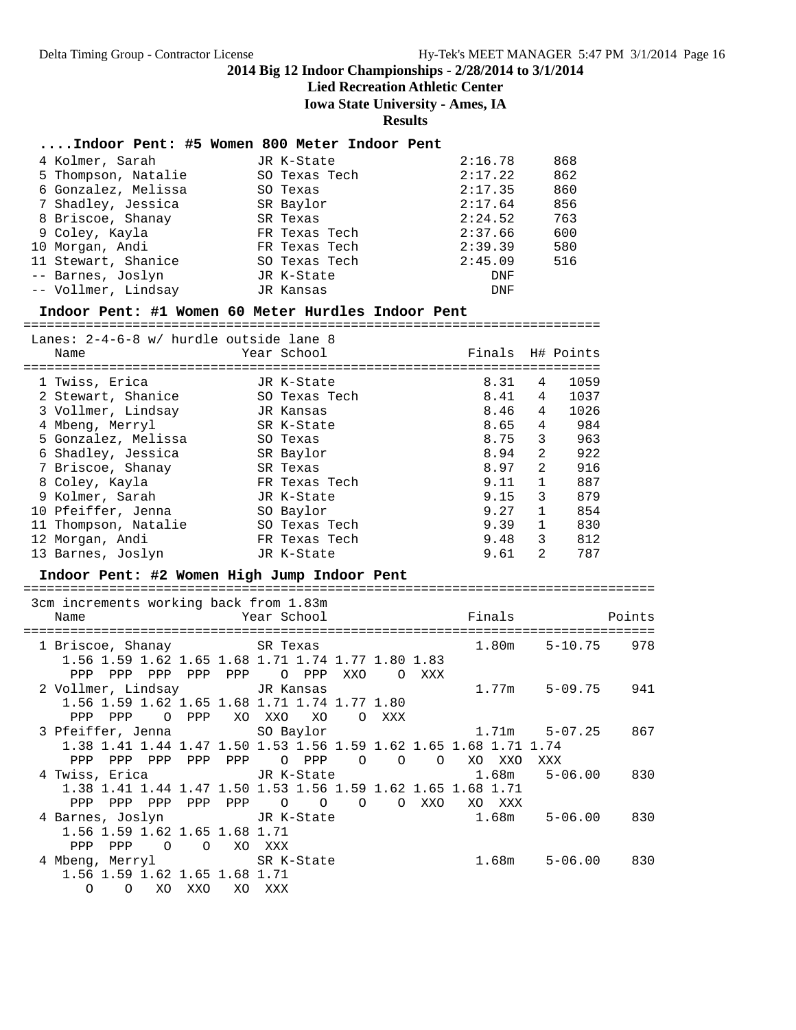## 2014 Big 12 Indoor Championships - 2/28/2014 to 3/1/2014

**Lied Recreation Athletic Center**

**Iowa State University - Ames, IA**

**Results**

### ....Indoor Pent: #5 Women 800 Meter Indoor Pent

| Place | Name | Year | School | Finals | Points |
|---|---|---|---|---|---|
| 4 | Kolmer, Sarah | JR | K-State | 2:16.78 | 868 |
| 5 | Thompson, Natalie | SO | Texas Tech | 2:17.22 | 862 |
| 6 | Gonzalez, Melissa | SO | Texas | 2:17.35 | 860 |
| 7 | Shadley, Jessica | SR | Baylor | 2:17.64 | 856 |
| 8 | Briscoe, Shanay | SR | Texas | 2:24.52 | 763 |
| 9 | Coley, Kayla | FR | Texas Tech | 2:37.66 | 600 |
| 10 | Morgan, Andi | FR | Texas Tech | 2:39.39 | 580 |
| 11 | Stewart, Shanice | SO | Texas Tech | 2:45.09 | 516 |
| -- | Barnes, Joslyn | JR | K-State | DNF | |
| -- | Vollmer, Lindsay | JR | Kansas | DNF | |

### Indoor Pent: #1 Women 60 Meter Hurdles Indoor Pent

Lanes: 2-4-6-8 w/ hurdle outside lane 8

| Place | Name | Year | School | Finals | H# | Points |
|---|---|---|---|---|---|---|
| 1 | Twiss, Erica | JR | K-State | 8.31 | 4 | 1059 |
| 2 | Stewart, Shanice | SO | Texas Tech | 8.41 | 4 | 1037 |
| 3 | Vollmer, Lindsay | JR | Kansas | 8.46 | 4 | 1026 |
| 4 | Mbeng, Merryl | SR | K-State | 8.65 | 4 | 984 |
| 5 | Gonzalez, Melissa | SO | Texas | 8.75 | 3 | 963 |
| 6 | Shadley, Jessica | SR | Baylor | 8.94 | 2 | 922 |
| 7 | Briscoe, Shanay | SR | Texas | 8.97 | 2 | 916 |
| 8 | Coley, Kayla | FR | Texas Tech | 9.11 | 1 | 887 |
| 9 | Kolmer, Sarah | JR | K-State | 9.15 | 3 | 879 |
| 10 | Pfeiffer, Jenna | SO | Baylor | 9.27 | 1 | 854 |
| 11 | Thompson, Natalie | SO | Texas Tech | 9.39 | 1 | 830 |
| 12 | Morgan, Andi | FR | Texas Tech | 9.48 | 3 | 812 |
| 13 | Barnes, Joslyn | JR | K-State | 9.61 | 2 | 787 |

### Indoor Pent: #2 Women High Jump Indoor Pent

3cm increments working back from 1.83m

```
    Name                    Year School                     Finals              Points
==================================================================================
  1 Briscoe, Shanay         SR Texas                       1.80m    5-10.75    978
     1.56 1.59 1.62 1.65 1.68 1.71 1.74 1.77 1.80 1.83
      PPP  PPP  PPP  PPP  PPP    O  PPP  XXO    O  XXX
  2 Vollmer, Lindsay        JR Kansas                      1.77m    5-09.75    941
     1.56 1.59 1.62 1.65 1.68 1.71 1.74 1.77 1.80
      PPP  PPP    O  PPP   XO  XXO   XO    O  XXX
  3 Pfeiffer, Jenna         SO Baylor                      1.71m    5-07.25    867
     1.38 1.41 1.44 1.47 1.50 1.53 1.56 1.59 1.62 1.65 1.68 1.71 1.74
      PPP  PPP  PPP  PPP  PPP    O  PPP    O    O    O   XO  XXO  XXX
  4 Twiss, Erica            JR K-State                     1.68m    5-06.00    830
     1.38 1.41 1.44 1.47 1.50 1.53 1.56 1.59 1.62 1.65 1.68 1.71
      PPP  PPP  PPP  PPP  PPP    O    O    O    O  XXO   XO  XXX
  4 Barnes, Joslyn          JR K-State                     1.68m    5-06.00    830
     1.56 1.59 1.62 1.65 1.68 1.71
      PPP  PPP    O    O   XO  XXX
  4 Mbeng, Merryl           SR K-State                     1.68m    5-06.00    830
     1.56 1.59 1.62 1.65 1.68 1.71
        O    O   XO  XXO   XO  XXX
```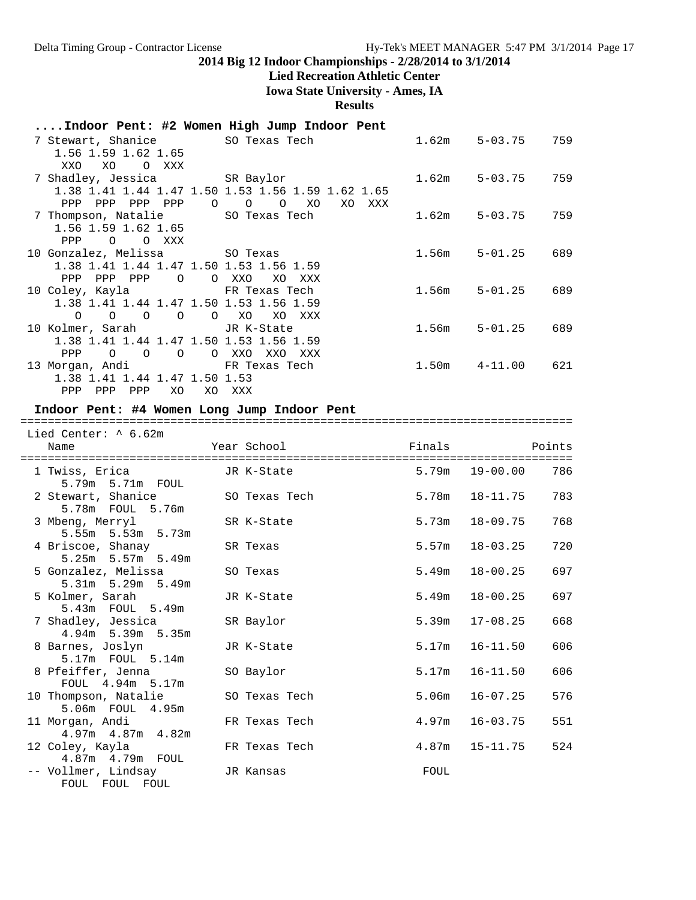# 2014 Big 12 Indoor Championships - 2/28/2014 to 3/1/2014

**Lied Recreation Athletic Center**

**Iowa State University - Ames, IA**

**Results**

### ....Indoor Pent: #2 Women High Jump Indoor Pent

```
  7 Stewart, Shanice         SO Texas Tech               1.62m    5-03.75    759
     1.56 1.59 1.62 1.65
      XXO   XO    O  XXX
  7 Shadley, Jessica         SR Baylor                   1.62m    5-03.75    759
     1.38 1.41 1.44 1.47 1.50 1.53 1.56 1.59 1.62 1.65
      PPP  PPP  PPP  PPP    O    O    O   XO   XO  XXX
  7 Thompson, Natalie        SO Texas Tech               1.62m    5-03.75    759
     1.56 1.59 1.62 1.65
      PPP    O    O  XXX
 10 Gonzalez, Melissa        SO Texas                    1.56m    5-01.25    689
     1.38 1.41 1.44 1.47 1.50 1.53 1.56 1.59
      PPP  PPP  PPP    O    O  XXO   XO  XXX
 10 Coley, Kayla             FR Texas Tech               1.56m    5-01.25    689
     1.38 1.41 1.44 1.47 1.50 1.53 1.56 1.59
        O    O    O    O    O   XO   XO  XXX
 10 Kolmer, Sarah            JR K-State                  1.56m    5-01.25    689
     1.38 1.41 1.44 1.47 1.50 1.53 1.56 1.59
      PPP    O    O    O    O  XXO  XXO  XXX
 13 Morgan, Andi             FR Texas Tech               1.50m    4-11.00    621
     1.38 1.41 1.44 1.47 1.50 1.53
      PPP  PPP  PPP   XO   XO  XXX
```

### Indoor Pent: #4 Women Long Jump Indoor Pent

```
================================================================================
 Lied Center: ^ 6.62m
    Name                    Year School                  Finals            Points
================================================================================
  1 Twiss, Erica             JR K-State                  5.79m   19-00.00    786
      5.79m  5.71m  FOUL
  2 Stewart, Shanice         SO Texas Tech               5.78m   18-11.75    783
      5.78m  FOUL  5.76m
  3 Mbeng, Merryl            SR K-State                  5.73m   18-09.75    768
      5.55m  5.53m  5.73m
  4 Briscoe, Shanay          SR Texas                    5.57m   18-03.25    720
      5.25m  5.57m  5.49m
  5 Gonzalez, Melissa        SO Texas                    5.49m   18-00.25    697
      5.31m  5.29m  5.49m
  5 Kolmer, Sarah            JR K-State                  5.49m   18-00.25    697
      5.43m  FOUL  5.49m
  7 Shadley, Jessica         SR Baylor                   5.39m   17-08.25    668
      4.94m  5.39m  5.35m
  8 Barnes, Joslyn           JR K-State                  5.17m   16-11.50    606
      5.17m  FOUL  5.14m
  8 Pfeiffer, Jenna          SO Baylor                   5.17m   16-11.50    606
      FOUL  4.94m  5.17m
 10 Thompson, Natalie        SO Texas Tech               5.06m   16-07.25    576
      5.06m  FOUL  4.95m
 11 Morgan, Andi             FR Texas Tech               4.97m   16-03.75    551
      4.97m  4.87m  4.82m
 12 Coley, Kayla             FR Texas Tech               4.87m   15-11.75    524
      4.87m  4.79m  FOUL
 -- Vollmer, Lindsay         JR Kansas                    FOUL
      FOUL  FOUL  FOUL
```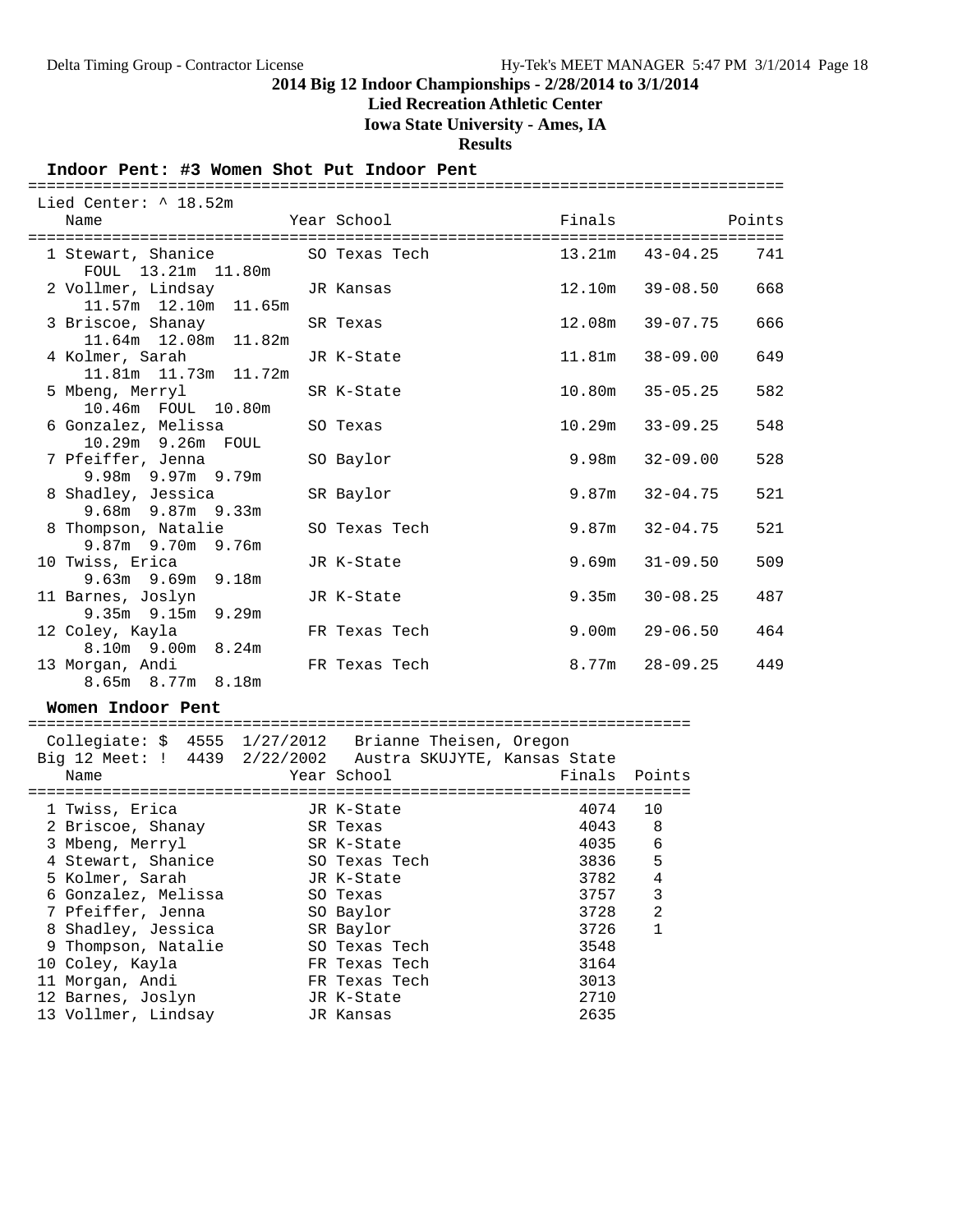## 2014 Big 12 Indoor Championships - 2/28/2014 to 3/1/2014

**Lied Recreation Athletic Center**

**Iowa State University - Ames, IA**

**Results**

### Indoor Pent: #3 Women Shot Put Indoor Pent

Lied Center: ^ 18.52m

| Place | Name | Year | School | Finals | | Points |
|---|---|---|---|---|---|---|
| 1 | Stewart, Shanice | SO | Texas Tech | 13.21m | 43-04.25 | 741 |
| | FOUL 13.21m 11.80m | | | | | |
| 2 | Vollmer, Lindsay | JR | Kansas | 12.10m | 39-08.50 | 668 |
| | 11.57m 12.10m 11.65m | | | | | |
| 3 | Briscoe, Shanay | SR | Texas | 12.08m | 39-07.75 | 666 |
| | 11.64m 12.08m 11.82m | | | | | |
| 4 | Kolmer, Sarah | JR | K-State | 11.81m | 38-09.00 | 649 |
| | 11.81m 11.73m 11.72m | | | | | |
| 5 | Mbeng, Merryl | SR | K-State | 10.80m | 35-05.25 | 582 |
| | 10.46m FOUL 10.80m | | | | | |
| 6 | Gonzalez, Melissa | SO | Texas | 10.29m | 33-09.25 | 548 |
| | 10.29m 9.26m FOUL | | | | | |
| 7 | Pfeiffer, Jenna | SO | Baylor | 9.98m | 32-09.00 | 528 |
| | 9.98m 9.97m 9.79m | | | | | |
| 8 | Shadley, Jessica | SR | Baylor | 9.87m | 32-04.75 | 521 |
| | 9.68m 9.87m 9.33m | | | | | |
| 8 | Thompson, Natalie | SO | Texas Tech | 9.87m | 32-04.75 | 521 |
| | 9.87m 9.70m 9.76m | | | | | |
| 10 | Twiss, Erica | JR | K-State | 9.69m | 31-09.50 | 509 |
| | 9.63m 9.69m 9.18m | | | | | |
| 11 | Barnes, Joslyn | JR | K-State | 9.35m | 30-08.25 | 487 |
| | 9.35m 9.15m 9.29m | | | | | |
| 12 | Coley, Kayla | FR | Texas Tech | 9.00m | 29-06.50 | 464 |
| | 8.10m 9.00m 8.24m | | | | | |
| 13 | Morgan, Andi | FR | Texas Tech | 8.77m | 28-09.25 | 449 |
| | 8.65m 8.77m 8.18m | | | | | |

### Women Indoor Pent

Collegiate: $ 4555 1/27/2012 Brianne Theisen, Oregon
Big 12 Meet: ! 4439 2/22/2002 Austra SKUJYTE, Kansas State

| Place | Name | Year | School | Finals | Points |
|---|---|---|---|---|---|
| 1 | Twiss, Erica | JR | K-State | 4074 | 10 |
| 2 | Briscoe, Shanay | SR | Texas | 4043 | 8 |
| 3 | Mbeng, Merryl | SR | K-State | 4035 | 6 |
| 4 | Stewart, Shanice | SO | Texas Tech | 3836 | 5 |
| 5 | Kolmer, Sarah | JR | K-State | 3782 | 4 |
| 6 | Gonzalez, Melissa | SO | Texas | 3757 | 3 |
| 7 | Pfeiffer, Jenna | SO | Baylor | 3728 | 2 |
| 8 | Shadley, Jessica | SR | Baylor | 3726 | 1 |
| 9 | Thompson, Natalie | SO | Texas Tech | 3548 | |
| 10 | Coley, Kayla | FR | Texas Tech | 3164 | |
| 11 | Morgan, Andi | FR | Texas Tech | 3013 | |
| 12 | Barnes, Joslyn | JR | K-State | 2710 | |
| 13 | Vollmer, Lindsay | JR | Kansas | 2635 | |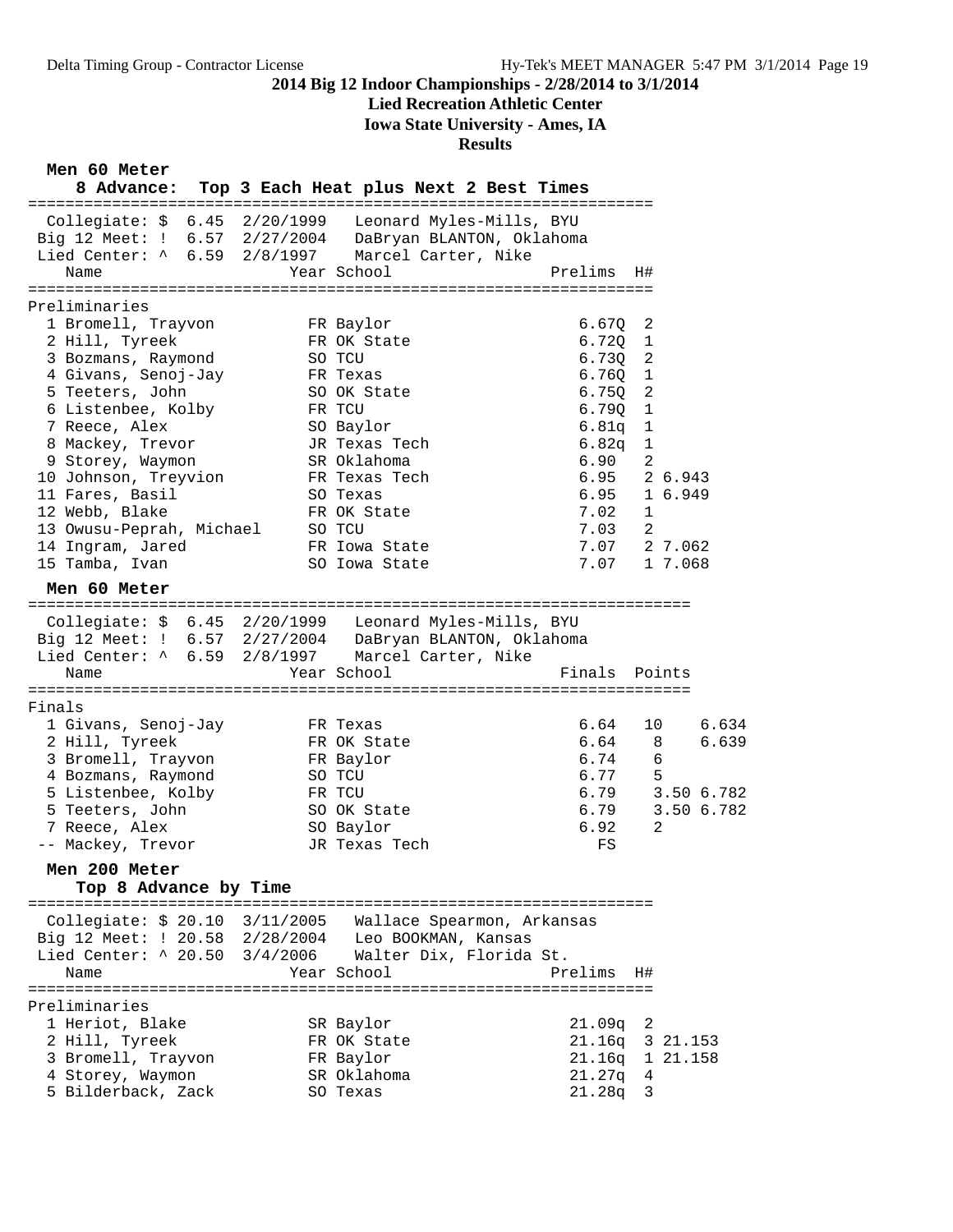## 2014 Big 12 Indoor Championships - 2/28/2014 to 3/1/2014

**Lied Recreation Athletic Center**

**Iowa State University - Ames, IA**

**Results**

### Men 60 Meter

**8 Advance: Top 3 Each Heat plus Next 2 Best Times**

Collegiate: $ 6.45 2/20/1999 Leonard Myles-Mills, BYU
Big 12 Meet: ! 6.57 2/27/2004 DaBryan BLANTON, Oklahoma
Lied Center: ^ 6.59 2/8/1997 Marcel Carter, Nike

**Preliminaries**

| Place | Name | Year | School | Prelims | H# | |
|---|---|---|---|---|---|---|
| 1 | Bromell, Trayvon | FR | Baylor | 6.67Q | 2 | |
| 2 | Hill, Tyreek | FR | OK State | 6.72Q | 1 | |
| 3 | Bozmans, Raymond | SO | TCU | 6.73Q | 2 | |
| 4 | Givans, Senoj-Jay | FR | Texas | 6.76Q | 1 | |
| 5 | Teeters, John | SO | OK State | 6.75Q | 2 | |
| 6 | Listenbee, Kolby | FR | TCU | 6.79Q | 1 | |
| 7 | Reece, Alex | SO | Baylor | 6.81q | 1 | |
| 8 | Mackey, Trevor | JR | Texas Tech | 6.82q | 1 | |
| 9 | Storey, Waymon | SR | Oklahoma | 6.90 | 2 | |
| 10 | Johnson, Treyvion | FR | Texas Tech | 6.95 | 2 | 6.943 |
| 11 | Fares, Basil | SO | Texas | 6.95 | 1 | 6.949 |
| 12 | Webb, Blake | FR | OK State | 7.02 | 1 | |
| 13 | Owusu-Peprah, Michael | SO | TCU | 7.03 | 2 | |
| 14 | Ingram, Jared | FR | Iowa State | 7.07 | 2 | 7.062 |
| 15 | Tamba, Ivan | SO | Iowa State | 7.07 | 1 | 7.068 |

### Men 60 Meter

Collegiate: $ 6.45 2/20/1999 Leonard Myles-Mills, BYU
Big 12 Meet: ! 6.57 2/27/2004 DaBryan BLANTON, Oklahoma
Lied Center: ^ 6.59 2/8/1997 Marcel Carter, Nike

**Finals**

| Place | Name | Year | School | Finals | Points | |
|---|---|---|---|---|---|---|
| 1 | Givans, Senoj-Jay | FR | Texas | 6.64 | 10 | 6.634 |
| 2 | Hill, Tyreek | FR | OK State | 6.64 | 8 | 6.639 |
| 3 | Bromell, Trayvon | FR | Baylor | 6.74 | 6 | |
| 4 | Bozmans, Raymond | SO | TCU | 6.77 | 5 | |
| 5 | Listenbee, Kolby | FR | TCU | 6.79 | 3.50 | 6.782 |
| 5 | Teeters, John | SO | OK State | 6.79 | 3.50 | 6.782 |
| 7 | Reece, Alex | SO | Baylor | 6.92 | 2 | |
| -- | Mackey, Trevor | JR | Texas Tech | FS | | |

### Men 200 Meter

**Top 8 Advance by Time**

Collegiate: $ 20.10 3/11/2005 Wallace Spearmon, Arkansas
Big 12 Meet: ! 20.58 2/28/2004 Leo BOOKMAN, Kansas
Lied Center: ^ 20.50 3/4/2006 Walter Dix, Florida St.

**Preliminaries**

| Place | Name | Year | School | Prelims | H# | |
|---|---|---|---|---|---|---|
| 1 | Heriot, Blake | SR | Baylor | 21.09q | 2 | |
| 2 | Hill, Tyreek | FR | OK State | 21.16q | 3 | 21.153 |
| 3 | Bromell, Trayvon | FR | Baylor | 21.16q | 1 | 21.158 |
| 4 | Storey, Waymon | SR | Oklahoma | 21.27q | 4 | |
| 5 | Bilderback, Zack | SO | Texas | 21.28q | 3 | |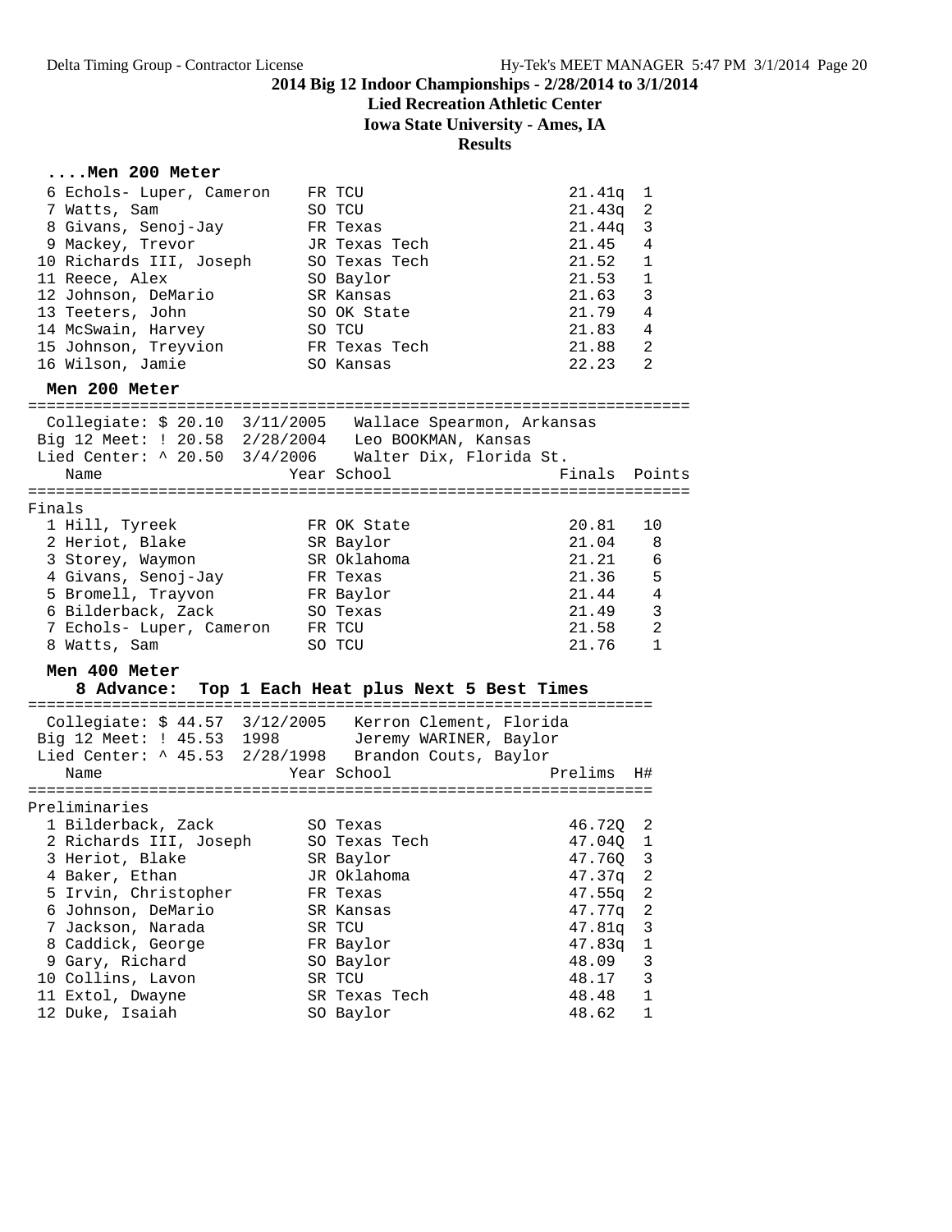## 2014 Big 12 Indoor Championships - 2/28/2014 to 3/1/2014

**Lied Recreation Athletic Center**

**Iowa State University - Ames, IA**

**Results**

### ....Men 200 Meter

| Place | Name | Year | School | Prelims | H# |
|---|---|---|---|---|---|
| 6 | Echols- Luper, Cameron | FR | TCU | 21.41q | 1 |
| 7 | Watts, Sam | SO | TCU | 21.43q | 2 |
| 8 | Givans, Senoj-Jay | FR | Texas | 21.44q | 3 |
| 9 | Mackey, Trevor | JR | Texas Tech | 21.45 | 4 |
| 10 | Richards III, Joseph | SO | Texas Tech | 21.52 | 1 |
| 11 | Reece, Alex | SO | Baylor | 21.53 | 1 |
| 12 | Johnson, DeMario | SR | Kansas | 21.63 | 3 |
| 13 | Teeters, John | SO | OK State | 21.79 | 4 |
| 14 | McSwain, Harvey | SO | TCU | 21.83 | 4 |
| 15 | Johnson, Treyvion | FR | Texas Tech | 21.88 | 2 |
| 16 | Wilson, Jamie | SO | Kansas | 22.23 | 2 |

### Men 200 Meter

Collegiate: $ 20.10 3/11/2005 Wallace Spearmon, Arkansas
Big 12 Meet: ! 20.58 2/28/2004 Leo BOOKMAN, Kansas
Lied Center: ^ 20.50 3/4/2006 Walter Dix, Florida St.

Finals

| Place | Name | Year | School | Finals | Points |
|---|---|---|---|---|---|
| 1 | Hill, Tyreek | FR | OK State | 20.81 | 10 |
| 2 | Heriot, Blake | SR | Baylor | 21.04 | 8 |
| 3 | Storey, Waymon | SR | Oklahoma | 21.21 | 6 |
| 4 | Givans, Senoj-Jay | FR | Texas | 21.36 | 5 |
| 5 | Bromell, Trayvon | FR | Baylor | 21.44 | 4 |
| 6 | Bilderback, Zack | SO | Texas | 21.49 | 3 |
| 7 | Echols- Luper, Cameron | FR | TCU | 21.58 | 2 |
| 8 | Watts, Sam | SO | TCU | 21.76 | 1 |

### Men 400 Meter

**8 Advance: Top 1 Each Heat plus Next 5 Best Times**

Collegiate: $ 44.57 3/12/2005 Kerron Clement, Florida
Big 12 Meet: ! 45.53 1998 Jeremy WARINER, Baylor
Lied Center: ^ 45.53 2/28/1998 Brandon Couts, Baylor

Preliminaries

| Place | Name | Year | School | Prelims | H# |
|---|---|---|---|---|---|
| 1 | Bilderback, Zack | SO | Texas | 46.72Q | 2 |
| 2 | Richards III, Joseph | SO | Texas Tech | 47.04Q | 1 |
| 3 | Heriot, Blake | SR | Baylor | 47.76Q | 3 |
| 4 | Baker, Ethan | JR | Oklahoma | 47.37q | 2 |
| 5 | Irvin, Christopher | FR | Texas | 47.55q | 2 |
| 6 | Johnson, DeMario | SR | Kansas | 47.77q | 2 |
| 7 | Jackson, Narada | SR | TCU | 47.81q | 3 |
| 8 | Caddick, George | FR | Baylor | 47.83q | 1 |
| 9 | Gary, Richard | SO | Baylor | 48.09 | 3 |
| 10 | Collins, Lavon | SR | TCU | 48.17 | 3 |
| 11 | Extol, Dwayne | SR | Texas Tech | 48.48 | 1 |
| 12 | Duke, Isaiah | SO | Baylor | 48.62 | 1 |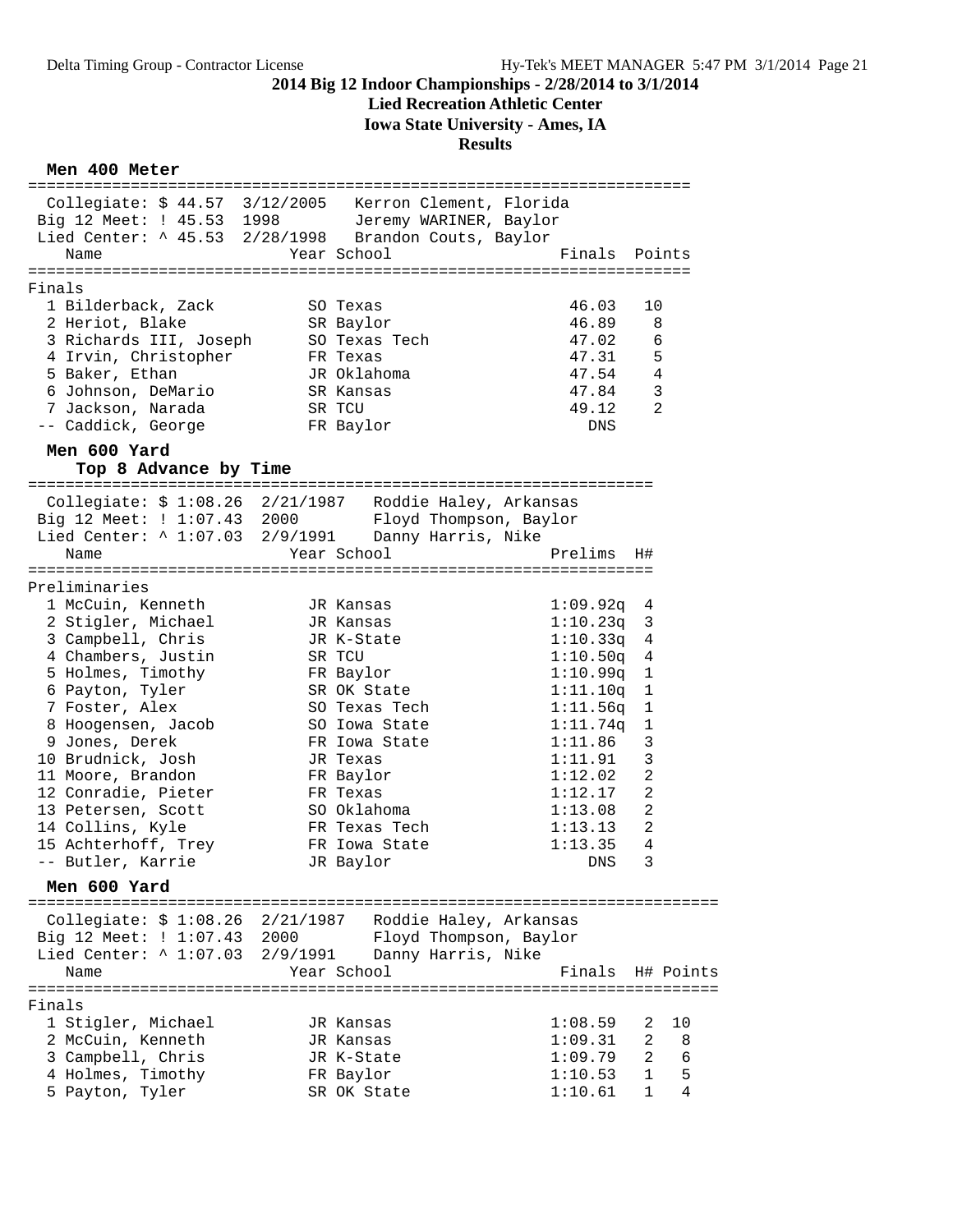## 2014 Big 12 Indoor Championships - 2/28/2014 to 3/1/2014

**Lied Recreation Athletic Center**

**Iowa State University - Ames, IA**

**Results**

### Men 400 Meter

Collegiate: $ 44.57 3/12/2005 Kerron Clement, Florida
Big 12 Meet: ! 45.53 1998 Jeremy WARINER, Baylor
Lied Center: ^ 45.53 2/28/1998 Brandon Couts, Baylor

**Finals**

| Place | Name | Year | School | Finals | Points |
|---|---|---|---|---|---|
| 1 | Bilderback, Zack | SO | Texas | 46.03 | 10 |
| 2 | Heriot, Blake | SR | Baylor | 46.89 | 8 |
| 3 | Richards III, Joseph | SO | Texas Tech | 47.02 | 6 |
| 4 | Irvin, Christopher | FR | Texas | 47.31 | 5 |
| 5 | Baker, Ethan | JR | Oklahoma | 47.54 | 4 |
| 6 | Johnson, DeMario | SR | Kansas | 47.84 | 3 |
| 7 | Jackson, Narada | SR | TCU | 49.12 | 2 |
| -- | Caddick, George | FR | Baylor | DNS | |

### Men 600 Yard

**Top 8 Advance by Time**

Collegiate: $ 1:08.26 2/21/1987 Roddie Haley, Arkansas
Big 12 Meet: ! 1:07.43 2000 Floyd Thompson, Baylor
Lied Center: ^ 1:07.03 2/9/1991 Danny Harris, Nike

**Preliminaries**

| Place | Name | Year | School | Prelims | H# |
|---|---|---|---|---|---|
| 1 | McCuin, Kenneth | JR | Kansas | 1:09.92q | 4 |
| 2 | Stigler, Michael | JR | Kansas | 1:10.23q | 3 |
| 3 | Campbell, Chris | JR | K-State | 1:10.33q | 4 |
| 4 | Chambers, Justin | SR | TCU | 1:10.50q | 4 |
| 5 | Holmes, Timothy | FR | Baylor | 1:10.99q | 1 |
| 6 | Payton, Tyler | SR | OK State | 1:11.10q | 1 |
| 7 | Foster, Alex | SO | Texas Tech | 1:11.56q | 1 |
| 8 | Hoogensen, Jacob | SO | Iowa State | 1:11.74q | 1 |
| 9 | Jones, Derek | FR | Iowa State | 1:11.86 | 3 |
| 10 | Brudnick, Josh | JR | Texas | 1:11.91 | 3 |
| 11 | Moore, Brandon | FR | Baylor | 1:12.02 | 2 |
| 12 | Conradie, Pieter | FR | Texas | 1:12.17 | 2 |
| 13 | Petersen, Scott | SO | Oklahoma | 1:13.08 | 2 |
| 14 | Collins, Kyle | FR | Texas Tech | 1:13.13 | 2 |
| 15 | Achterhoff, Trey | FR | Iowa State | 1:13.35 | 4 |
| -- | Butler, Karrie | JR | Baylor | DNS | 3 |

### Men 600 Yard

Collegiate: $ 1:08.26 2/21/1987 Roddie Haley, Arkansas
Big 12 Meet: ! 1:07.43 2000 Floyd Thompson, Baylor
Lied Center: ^ 1:07.03 2/9/1991 Danny Harris, Nike

**Finals**

| Place | Name | Year | School | Finals | H# | Points |
|---|---|---|---|---|---|---|
| 1 | Stigler, Michael | JR | Kansas | 1:08.59 | 2 | 10 |
| 2 | McCuin, Kenneth | JR | Kansas | 1:09.31 | 2 | 8 |
| 3 | Campbell, Chris | JR | K-State | 1:09.79 | 2 | 6 |
| 4 | Holmes, Timothy | FR | Baylor | 1:10.53 | 1 | 5 |
| 5 | Payton, Tyler | SR | OK State | 1:10.61 | 1 | 4 |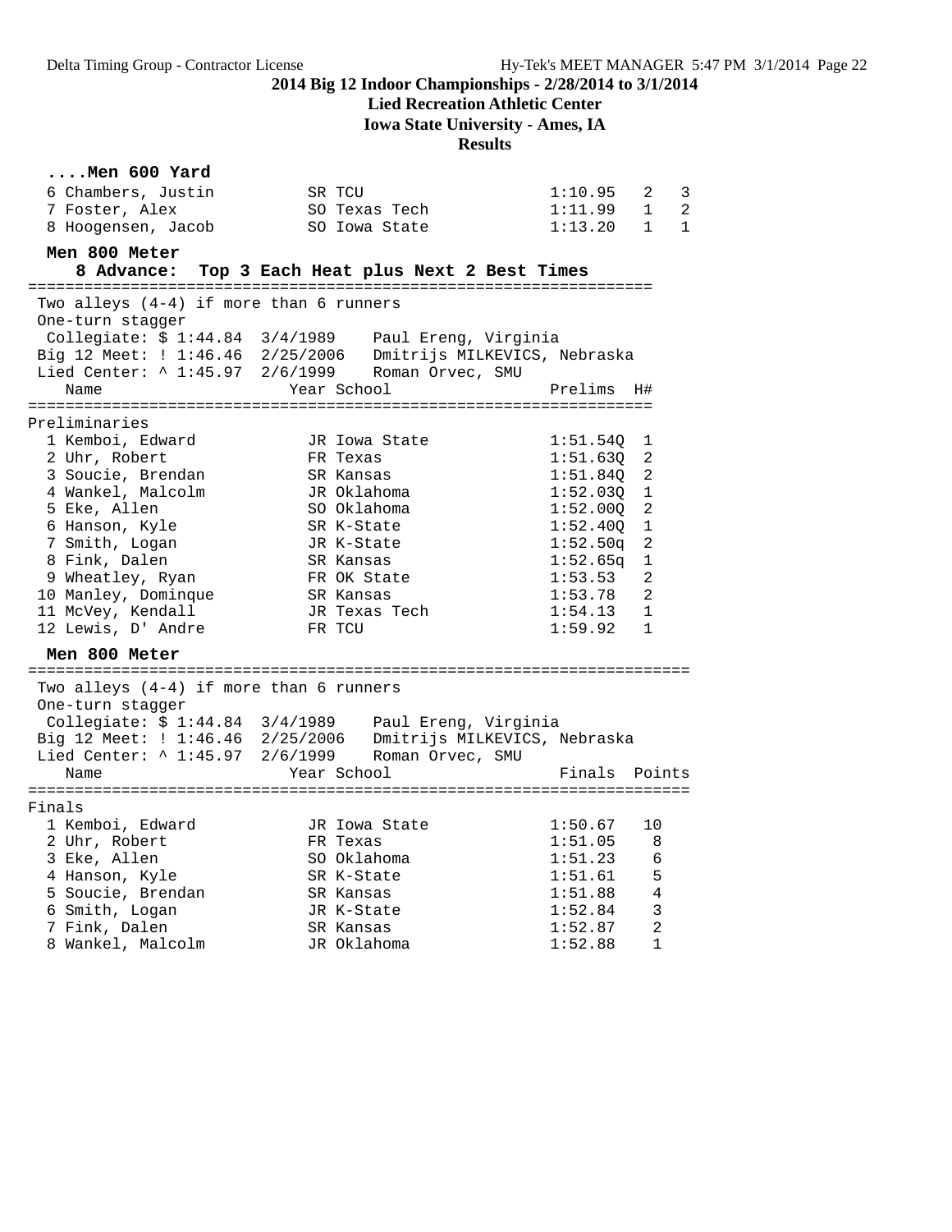# 2014 Big 12 Indoor Championships - 2/28/2014 to 3/1/2014

**Lied Recreation Athletic Center**

**Iowa State University - Ames, IA**

**Results**

### ....Men 600 Yard

| | Name | Year | School | Finals | H# | Points |
|---|---|---|---|---|---|---|
| 6 | Chambers, Justin | SR | TCU | 1:10.95 | 2 | 3 |
| 7 | Foster, Alex | SO | Texas Tech | 1:11.99 | 1 | 2 |
| 8 | Hoogensen, Jacob | SO | Iowa State | 1:13.20 | 1 | 1 |

### Men 800 Meter

**8 Advance: Top 3 Each Heat plus Next 2 Best Times**

Two alleys (4-4) if more than 6 runners

One-turn stagger

Collegiate: $ 1:44.84 3/4/1989 Paul Ereng, Virginia

Big 12 Meet: ! 1:46.46 2/25/2006 Dmitrijs MILKEVICS, Nebraska

Lied Center: ^ 1:45.97 2/6/1999 Roman Orvec, SMU

Preliminaries

| | Name | Year | School | Prelims | H# |
|---|---|---|---|---|---|
| 1 | Kemboi, Edward | JR | Iowa State | 1:51.54Q | 1 |
| 2 | Uhr, Robert | FR | Texas | 1:51.63Q | 2 |
| 3 | Soucie, Brendan | SR | Kansas | 1:51.84Q | 2 |
| 4 | Wankel, Malcolm | JR | Oklahoma | 1:52.03Q | 1 |
| 5 | Eke, Allen | SO | Oklahoma | 1:52.00Q | 2 |
| 6 | Hanson, Kyle | SR | K-State | 1:52.40Q | 1 |
| 7 | Smith, Logan | JR | K-State | 1:52.50q | 2 |
| 8 | Fink, Dalen | SR | Kansas | 1:52.65q | 1 |
| 9 | Wheatley, Ryan | FR | OK State | 1:53.53 | 2 |
| 10 | Manley, Dominque | SR | Kansas | 1:53.78 | 2 |
| 11 | McVey, Kendall | JR | Texas Tech | 1:54.13 | 1 |
| 12 | Lewis, D' Andre | FR | TCU | 1:59.92 | 1 |

### Men 800 Meter

Two alleys (4-4) if more than 6 runners

One-turn stagger

Collegiate: $ 1:44.84 3/4/1989 Paul Ereng, Virginia

Big 12 Meet: ! 1:46.46 2/25/2006 Dmitrijs MILKEVICS, Nebraska

Lied Center: ^ 1:45.97 2/6/1999 Roman Orvec, SMU

Finals

| | Name | Year | School | Finals | Points |
|---|---|---|---|---|---|
| 1 | Kemboi, Edward | JR | Iowa State | 1:50.67 | 10 |
| 2 | Uhr, Robert | FR | Texas | 1:51.05 | 8 |
| 3 | Eke, Allen | SO | Oklahoma | 1:51.23 | 6 |
| 4 | Hanson, Kyle | SR | K-State | 1:51.61 | 5 |
| 5 | Soucie, Brendan | SR | Kansas | 1:51.88 | 4 |
| 6 | Smith, Logan | JR | K-State | 1:52.84 | 3 |
| 7 | Fink, Dalen | SR | Kansas | 1:52.87 | 2 |
| 8 | Wankel, Malcolm | JR | Oklahoma | 1:52.88 | 1 |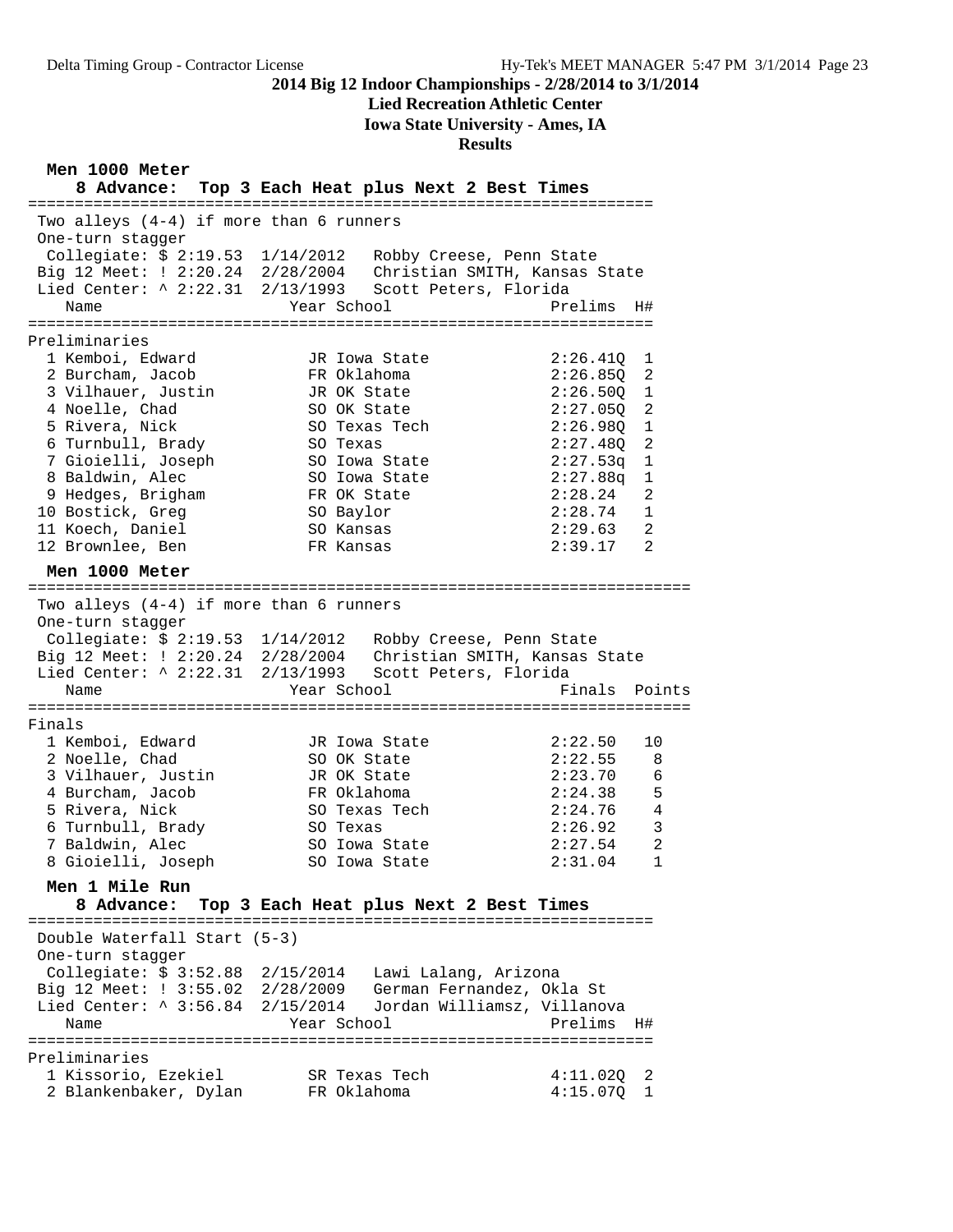## 2014 Big 12 Indoor Championships - 2/28/2014 to 3/1/2014

**Lied Recreation Athletic Center**

**Iowa State University - Ames, IA**

**Results**

### Men 1000 Meter

**8 Advance: Top 3 Each Heat plus Next 2 Best Times**

Two alleys (4-4) if more than 6 runners
One-turn stagger

Collegiate: $ 2:19.53 1/14/2012 Robby Creese, Penn State
Big 12 Meet: ! 2:20.24 2/28/2004 Christian SMITH, Kansas State
Lied Center: ^ 2:22.31 2/13/1993 Scott Peters, Florida

Preliminaries

| | Name | Year | School | Prelims | H# |
|---|---|---|---|---|---|
| 1 | Kemboi, Edward | JR | Iowa State | 2:26.41Q | 1 |
| 2 | Burcham, Jacob | FR | Oklahoma | 2:26.85Q | 2 |
| 3 | Vilhauer, Justin | JR | OK State | 2:26.50Q | 1 |
| 4 | Noelle, Chad | SO | OK State | 2:27.05Q | 2 |
| 5 | Rivera, Nick | SO | Texas Tech | 2:26.98Q | 1 |
| 6 | Turnbull, Brady | SO | Texas | 2:27.48Q | 2 |
| 7 | Gioielli, Joseph | SO | Iowa State | 2:27.53q | 1 |
| 8 | Baldwin, Alec | SO | Iowa State | 2:27.88q | 1 |
| 9 | Hedges, Brigham | FR | OK State | 2:28.24 | 2 |
| 10 | Bostick, Greg | SO | Baylor | 2:28.74 | 1 |
| 11 | Koech, Daniel | SO | Kansas | 2:29.63 | 2 |
| 12 | Brownlee, Ben | FR | Kansas | 2:39.17 | 2 |

### Men 1000 Meter

Two alleys (4-4) if more than 6 runners
One-turn stagger

Collegiate: $ 2:19.53 1/14/2012 Robby Creese, Penn State
Big 12 Meet: ! 2:20.24 2/28/2004 Christian SMITH, Kansas State
Lied Center: ^ 2:22.31 2/13/1993 Scott Peters, Florida

Finals

| | Name | Year | School | Finals | Points |
|---|---|---|---|---|---|
| 1 | Kemboi, Edward | JR | Iowa State | 2:22.50 | 10 |
| 2 | Noelle, Chad | SO | OK State | 2:22.55 | 8 |
| 3 | Vilhauer, Justin | JR | OK State | 2:23.70 | 6 |
| 4 | Burcham, Jacob | FR | Oklahoma | 2:24.38 | 5 |
| 5 | Rivera, Nick | SO | Texas Tech | 2:24.76 | 4 |
| 6 | Turnbull, Brady | SO | Texas | 2:26.92 | 3 |
| 7 | Baldwin, Alec | SO | Iowa State | 2:27.54 | 2 |
| 8 | Gioielli, Joseph | SO | Iowa State | 2:31.04 | 1 |

### Men 1 Mile Run

**8 Advance: Top 3 Each Heat plus Next 2 Best Times**

Double Waterfall Start (5-3)
One-turn stagger

Collegiate: $ 3:52.88 2/15/2014 Lawi Lalang, Arizona
Big 12 Meet: ! 3:55.02 2/28/2009 German Fernandez, Okla St
Lied Center: ^ 3:56.84 2/15/2014 Jordan Williamsz, Villanova

Preliminaries

| | Name | Year | School | Prelims | H# |
|---|---|---|---|---|---|
| 1 | Kissorio, Ezekiel | SR | Texas Tech | 4:11.02Q | 2 |
| 2 | Blankenbaker, Dylan | FR | Oklahoma | 4:15.07Q | 1 |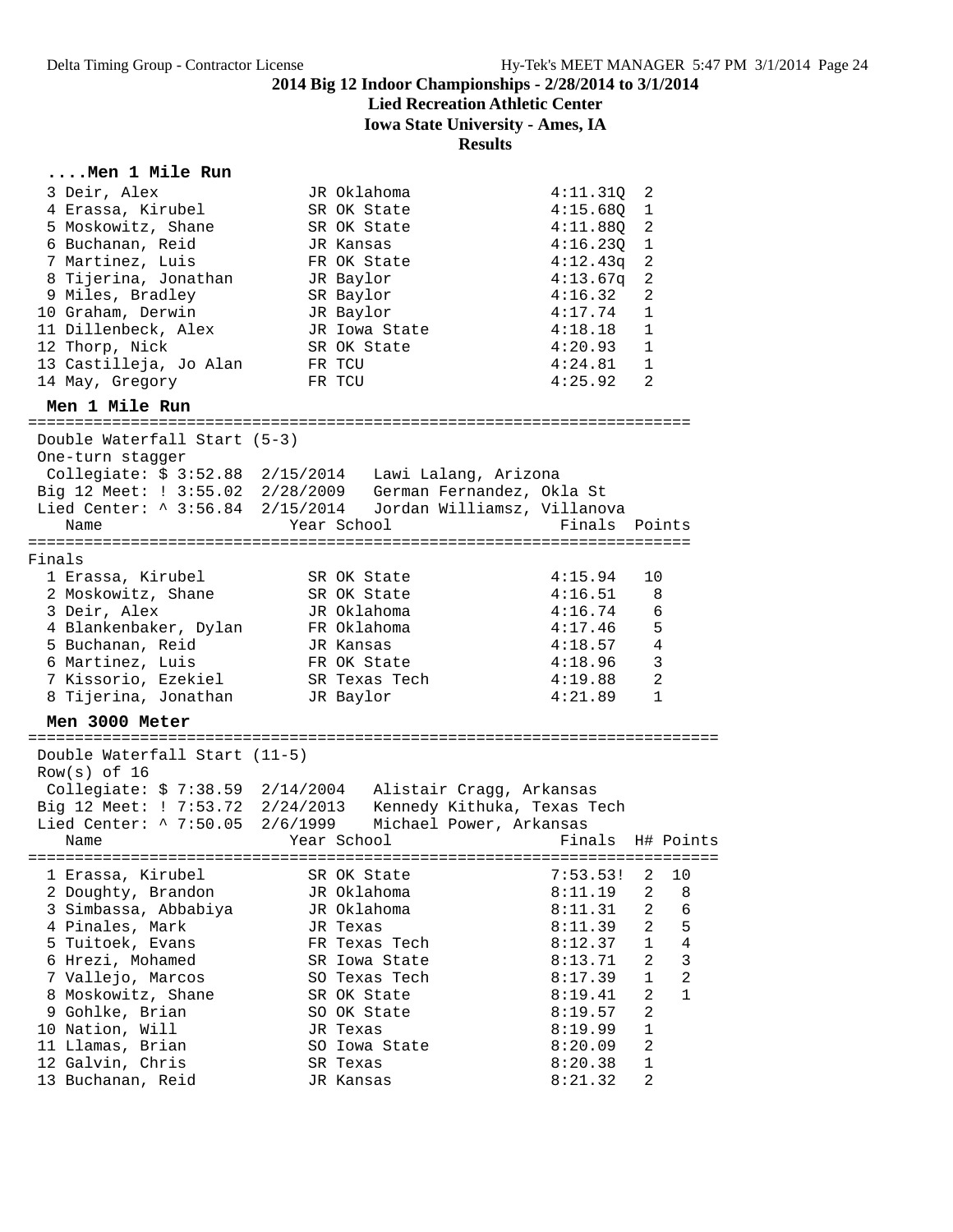# 2014 Big 12 Indoor Championships - 2/28/2014 to 3/1/2014

**Lied Recreation Athletic Center**

**Iowa State University - Ames, IA**

**Results**

### ....Men 1 Mile Run

| Place | Name | Year | School | Prelims | H# |
|---|---|---|---|---|---|
| 3 | Deir, Alex | JR | Oklahoma | 4:11.31Q | 2 |
| 4 | Erassa, Kirubel | SR | OK State | 4:15.68Q | 1 |
| 5 | Moskowitz, Shane | SR | OK State | 4:11.88Q | 2 |
| 6 | Buchanan, Reid | JR | Kansas | 4:16.23Q | 1 |
| 7 | Martinez, Luis | FR | OK State | 4:12.43q | 2 |
| 8 | Tijerina, Jonathan | JR | Baylor | 4:13.67q | 2 |
| 9 | Miles, Bradley | SR | Baylor | 4:16.32 | 2 |
| 10 | Graham, Derwin | JR | Baylor | 4:17.74 | 1 |
| 11 | Dillenbeck, Alex | JR | Iowa State | 4:18.18 | 1 |
| 12 | Thorp, Nick | SR | OK State | 4:20.93 | 1 |
| 13 | Castilleja, Jo Alan | FR | TCU | 4:24.81 | 1 |
| 14 | May, Gregory | FR | TCU | 4:25.92 | 2 |

### Men 1 Mile Run

Double Waterfall Start (5-3)
One-turn stagger

Collegiate: $ 3:52.88  2/15/2014   Lawi Lalang, Arizona
Big 12 Meet: ! 3:55.02  2/28/2009   German Fernandez, Okla St
Lied Center: ^ 3:56.84  2/15/2014   Jordan Williamsz, Villanova

**Finals**

| Place | Name | Year | School | Finals | Points |
|---|---|---|---|---|---|
| 1 | Erassa, Kirubel | SR | OK State | 4:15.94 | 10 |
| 2 | Moskowitz, Shane | SR | OK State | 4:16.51 | 8 |
| 3 | Deir, Alex | JR | Oklahoma | 4:16.74 | 6 |
| 4 | Blankenbaker, Dylan | FR | Oklahoma | 4:17.46 | 5 |
| 5 | Buchanan, Reid | JR | Kansas | 4:18.57 | 4 |
| 6 | Martinez, Luis | FR | OK State | 4:18.96 | 3 |
| 7 | Kissorio, Ezekiel | SR | Texas Tech | 4:19.88 | 2 |
| 8 | Tijerina, Jonathan | JR | Baylor | 4:21.89 | 1 |

### Men 3000 Meter

Double Waterfall Start (11-5)
Row(s) of 16

Collegiate: $ 7:38.59  2/14/2004   Alistair Cragg, Arkansas
Big 12 Meet: ! 7:53.72  2/24/2013   Kennedy Kithuka, Texas Tech
Lied Center: ^ 7:50.05  2/6/1999   Michael Power, Arkansas

| Place | Name | Year | School | Finals | H# | Points |
|---|---|---|---|---|---|---|
| 1 | Erassa, Kirubel | SR | OK State | 7:53.53! | 2 | 10 |
| 2 | Doughty, Brandon | JR | Oklahoma | 8:11.19 | 2 | 8 |
| 3 | Simbassa, Abbabiya | JR | Oklahoma | 8:11.31 | 2 | 6 |
| 4 | Pinales, Mark | JR | Texas | 8:11.39 | 2 | 5 |
| 5 | Tuitoek, Evans | FR | Texas Tech | 8:12.37 | 1 | 4 |
| 6 | Hrezi, Mohamed | SR | Iowa State | 8:13.71 | 2 | 3 |
| 7 | Vallejo, Marcos | SO | Texas Tech | 8:17.39 | 1 | 2 |
| 8 | Moskowitz, Shane | SR | OK State | 8:19.41 | 2 | 1 |
| 9 | Gohlke, Brian | SO | OK State | 8:19.57 | 2 | |
| 10 | Nation, Will | JR | Texas | 8:19.99 | 1 | |
| 11 | Llamas, Brian | SO | Iowa State | 8:20.09 | 2 | |
| 12 | Galvin, Chris | SR | Texas | 8:20.38 | 1 | |
| 13 | Buchanan, Reid | JR | Kansas | 8:21.32 | 2 | |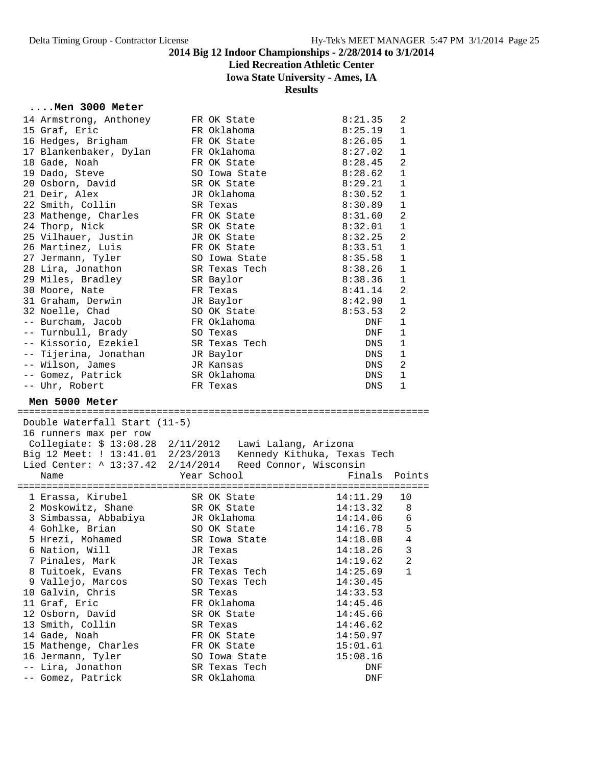## 2014 Big 12 Indoor Championships - 2/28/2014 to 3/1/2014

**Lied Recreation Athletic Center**

**Iowa State University - Ames, IA**

**Results**

### ....Men 3000 Meter

| Place | Name | Year | School | Finals | Heat |
|---|---|---|---|---|---|
| 14 | Armstrong, Anthoney | FR | OK State | 8:21.35 | 2 |
| 15 | Graf, Eric | FR | Oklahoma | 8:25.19 | 1 |
| 16 | Hedges, Brigham | FR | OK State | 8:26.05 | 1 |
| 17 | Blankenbaker, Dylan | FR | Oklahoma | 8:27.02 | 1 |
| 18 | Gade, Noah | FR | OK State | 8:28.45 | 2 |
| 19 | Dado, Steve | SO | Iowa State | 8:28.62 | 1 |
| 20 | Osborn, David | SR | OK State | 8:29.21 | 1 |
| 21 | Deir, Alex | JR | Oklahoma | 8:30.52 | 1 |
| 22 | Smith, Collin | SR | Texas | 8:30.89 | 1 |
| 23 | Mathenge, Charles | FR | OK State | 8:31.60 | 2 |
| 24 | Thorp, Nick | SR | OK State | 8:32.01 | 1 |
| 25 | Vilhauer, Justin | JR | OK State | 8:32.25 | 2 |
| 26 | Martinez, Luis | FR | OK State | 8:33.51 | 1 |
| 27 | Jermann, Tyler | SO | Iowa State | 8:35.58 | 1 |
| 28 | Lira, Jonathon | SR | Texas Tech | 8:38.26 | 1 |
| 29 | Miles, Bradley | SR | Baylor | 8:38.36 | 1 |
| 30 | Moore, Nate | FR | Texas | 8:41.14 | 2 |
| 31 | Graham, Derwin | JR | Baylor | 8:42.90 | 1 |
| 32 | Noelle, Chad | SO | OK State | 8:53.53 | 2 |
| -- | Burcham, Jacob | FR | Oklahoma | DNF | 1 |
| -- | Turnbull, Brady | SO | Texas | DNF | 1 |
| -- | Kissorio, Ezekiel | SR | Texas Tech | DNS | 1 |
| -- | Tijerina, Jonathan | JR | Baylor | DNS | 1 |
| -- | Wilson, James | JR | Kansas | DNS | 2 |
| -- | Gomez, Patrick | SR | Oklahoma | DNS | 1 |
| -- | Uhr, Robert | FR | Texas | DNS | 1 |

### Men 5000 Meter

Double Waterfall Start (11-5)
16 runners max per row
Collegiate: $ 13:08.28  2/11/2012  Lawi Lalang, Arizona
Big 12 Meet: ! 13:41.01  2/23/2013  Kennedy Kithuka, Texas Tech
Lied Center: ^ 13:37.42  2/14/2014  Reed Connor, Wisconsin

| Place | Name | Year | School | Finals | Points |
|---|---|---|---|---|---|
| 1 | Erassa, Kirubel | SR | OK State | 14:11.29 | 10 |
| 2 | Moskowitz, Shane | SR | OK State | 14:13.32 | 8 |
| 3 | Simbassa, Abbabiya | JR | Oklahoma | 14:14.06 | 6 |
| 4 | Gohlke, Brian | SO | OK State | 14:16.78 | 5 |
| 5 | Hrezi, Mohamed | SR | Iowa State | 14:18.08 | 4 |
| 6 | Nation, Will | JR | Texas | 14:18.26 | 3 |
| 7 | Pinales, Mark | JR | Texas | 14:19.62 | 2 |
| 8 | Tuitoek, Evans | FR | Texas Tech | 14:25.69 | 1 |
| 9 | Vallejo, Marcos | SO | Texas Tech | 14:30.45 | |
| 10 | Galvin, Chris | SR | Texas | 14:33.53 | |
| 11 | Graf, Eric | FR | Oklahoma | 14:45.46 | |
| 12 | Osborn, David | SR | OK State | 14:45.66 | |
| 13 | Smith, Collin | SR | Texas | 14:46.62 | |
| 14 | Gade, Noah | FR | OK State | 14:50.97 | |
| 15 | Mathenge, Charles | FR | OK State | 15:01.61 | |
| 16 | Jermann, Tyler | SO | Iowa State | 15:08.16 | |
| -- | Lira, Jonathon | SR | Texas Tech | DNF | |
| -- | Gomez, Patrick | SR | Oklahoma | DNF | |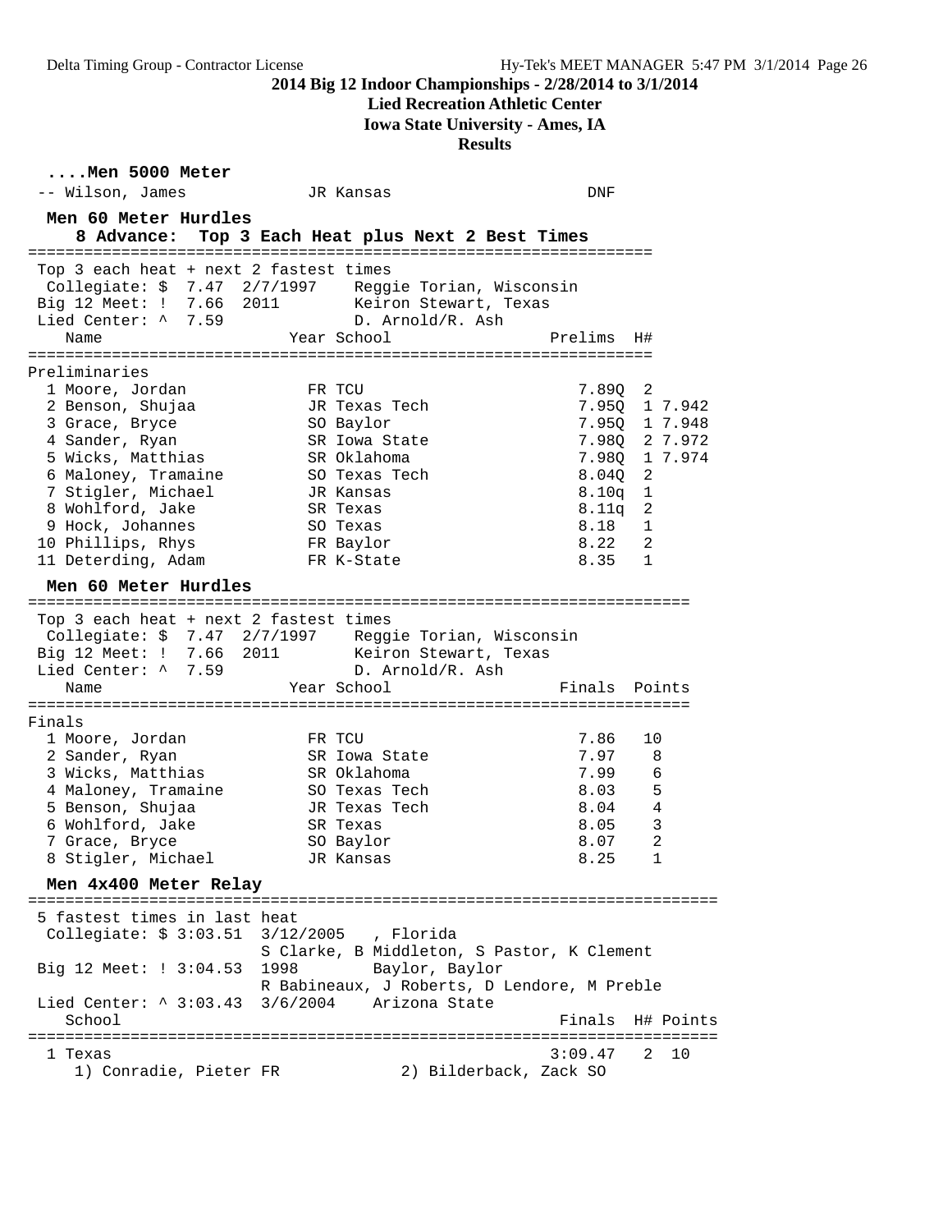## 2014 Big 12 Indoor Championships - 2/28/2014 to 3/1/2014

**Lied Recreation Athletic Center**

**Iowa State University - Ames, IA**

**Results**

### ....Men 5000 Meter

| Place | Name | Year | School | Finals |
|---|---|---|---|---|
| -- | Wilson, James | JR | Kansas | DNF |

### Men 60 Meter Hurdles

**8 Advance: Top 3 Each Heat plus Next 2 Best Times**

Top 3 each heat + next 2 fastest times
Collegiate: $ 7.47 2/7/1997 Reggie Torian, Wisconsin
Big 12 Meet: ! 7.66 2011 Keiron Stewart, Texas
Lied Center: ^ 7.59 D. Arnold/R. Ash

Preliminaries

| Place | Name | Year | School | Prelims | H# | |
|---|---|---|---|---|---|---|
| 1 | Moore, Jordan | FR | TCU | 7.89Q | 2 | |
| 2 | Benson, Shujaa | JR | Texas Tech | 7.95Q | 1 | 7.942 |
| 3 | Grace, Bryce | SO | Baylor | 7.95Q | 1 | 7.948 |
| 4 | Sander, Ryan | SR | Iowa State | 7.98Q | 2 | 7.972 |
| 5 | Wicks, Matthias | SR | Oklahoma | 7.98Q | 1 | 7.974 |
| 6 | Maloney, Tramaine | SO | Texas Tech | 8.04Q | 2 | |
| 7 | Stigler, Michael | JR | Kansas | 8.10q | 1 | |
| 8 | Wohlford, Jake | SR | Texas | 8.11q | 2 | |
| 9 | Hock, Johannes | SO | Texas | 8.18 | 1 | |
| 10 | Phillips, Rhys | FR | Baylor | 8.22 | 2 | |
| 11 | Deterding, Adam | FR | K-State | 8.35 | 1 | |

### Men 60 Meter Hurdles

Top 3 each heat + next 2 fastest times
Collegiate: $ 7.47 2/7/1997 Reggie Torian, Wisconsin
Big 12 Meet: ! 7.66 2011 Keiron Stewart, Texas
Lied Center: ^ 7.59 D. Arnold/R. Ash

Finals

| Place | Name | Year | School | Finals | Points |
|---|---|---|---|---|---|
| 1 | Moore, Jordan | FR | TCU | 7.86 | 10 |
| 2 | Sander, Ryan | SR | Iowa State | 7.97 | 8 |
| 3 | Wicks, Matthias | SR | Oklahoma | 7.99 | 6 |
| 4 | Maloney, Tramaine | SO | Texas Tech | 8.03 | 5 |
| 5 | Benson, Shujaa | JR | Texas Tech | 8.04 | 4 |
| 6 | Wohlford, Jake | SR | Texas | 8.05 | 3 |
| 7 | Grace, Bryce | SO | Baylor | 8.07 | 2 |
| 8 | Stigler, Michael | JR | Kansas | 8.25 | 1 |

### Men 4x400 Meter Relay

5 fastest times in last heat
Collegiate: $ 3:03.51 3/12/2005 , Florida
S Clarke, B Middleton, S Pastor, K Clement
Big 12 Meet: ! 3:04.53 1998 Baylor, Baylor
R Babineaux, J Roberts, D Lendore, M Preble
Lied Center: ^ 3:03.43 3/6/2004 Arizona State

| Place | School | Finals | H# | Points |
|---|---|---|---|---|
| 1 | Texas | 3:09.47 | 2 | 10 |

1) Conradie, Pieter FR 2) Bilderback, Zack SO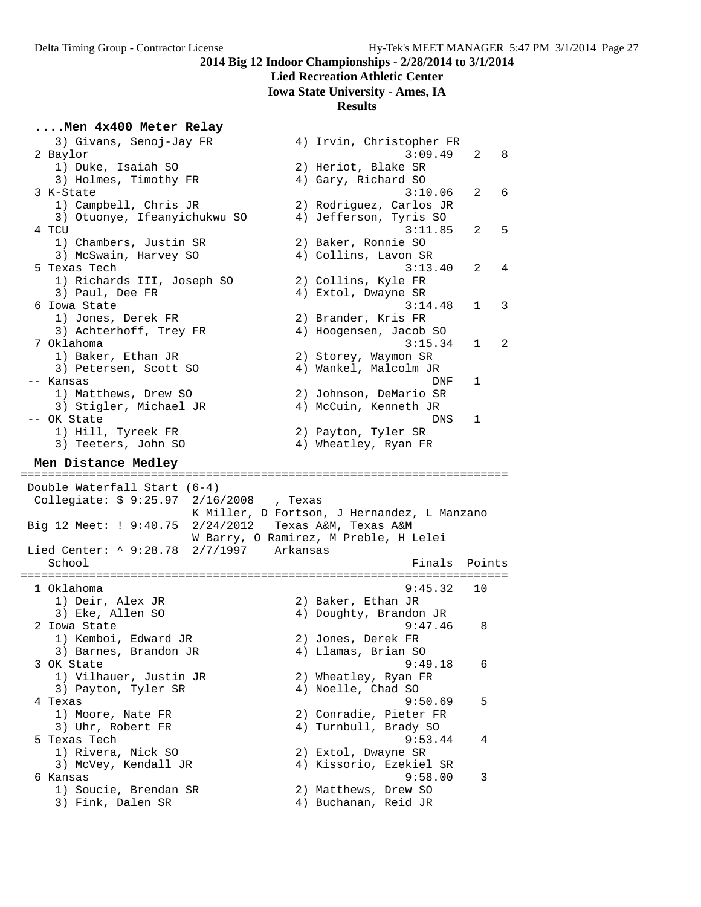## 2014 Big 12 Indoor Championships - 2/28/2014 to 3/1/2014

**Lied Recreation Athletic Center**

**Iowa State University - Ames, IA**

**Results**

### ....Men 4x400 Meter Relay

```
    3) Givans, Senoj-Jay FR           4) Irvin, Christopher FR
  2 Baylor                                          3:09.49   2   8
    1) Duke, Isaiah SO                2) Heriot, Blake SR
    3) Holmes, Timothy FR             4) Gary, Richard SO
  3 K-State                                         3:10.06   2   6
    1) Campbell, Chris JR             2) Rodriguez, Carlos JR
    3) Otuonye, Ifeanyichukwu SO      4) Jefferson, Tyris SO
  4 TCU                                             3:11.85   2   5
    1) Chambers, Justin SR            2) Baker, Ronnie SO
    3) McSwain, Harvey SO             4) Collins, Lavon SR
  5 Texas Tech                                      3:13.40   2   4
    1) Richards III, Joseph SO        2) Collins, Kyle FR
    3) Paul, Dee FR                   4) Extol, Dwayne SR
  6 Iowa State                                      3:14.48   1   3
    1) Jones, Derek FR                2) Brander, Kris FR
    3) Achterhoff, Trey FR            4) Hoogensen, Jacob SO
  7 Oklahoma                                        3:15.34   1   2
    1) Baker, Ethan JR                2) Storey, Waymon SR
    3) Petersen, Scott SO             4) Wankel, Malcolm JR
 -- Kansas                                              DNF   1
    1) Matthews, Drew SO              2) Johnson, DeMario SR
    3) Stigler, Michael JR            4) McCuin, Kenneth JR
 -- OK State                                            DNS   1
    1) Hill, Tyreek FR                2) Payton, Tyler SR
    3) Teeters, John SO               4) Wheatley, Ryan FR
```

### Men Distance Medley

```
===================================================================
 Double Waterfall Start (6-4)
  Collegiate: $ 9:25.97  2/16/2008   , Texas
                         K Miller, D Fortson, J Hernandez, L Manzano
 Big 12 Meet: ! 9:40.75  2/24/2012   Texas A&M, Texas A&M
                         W Barry, O Ramirez, M Preble, H Lelei
 Lied Center: ^ 9:28.78  2/7/1997    Arkansas
    School                                          Finals  Points
===================================================================
  1 Oklahoma                                        9:45.32   10
    1) Deir, Alex JR                  2) Baker, Ethan JR
    3) Eke, Allen SO                  4) Doughty, Brandon JR
  2 Iowa State                                      9:47.46    8
    1) Kemboi, Edward JR              2) Jones, Derek FR
    3) Barnes, Brandon JR             4) Llamas, Brian SO
  3 OK State                                        9:49.18    6
    1) Vilhauer, Justin JR            2) Wheatley, Ryan FR
    3) Payton, Tyler SR               4) Noelle, Chad SO
  4 Texas                                           9:50.69    5
    1) Moore, Nate FR                 2) Conradie, Pieter FR
    3) Uhr, Robert FR                 4) Turnbull, Brady SO
  5 Texas Tech                                      9:53.44    4
    1) Rivera, Nick SO                2) Extol, Dwayne SR
    3) McVey, Kendall JR              4) Kissorio, Ezekiel SR
  6 Kansas                                          9:58.00    3
    1) Soucie, Brendan SR             2) Matthews, Drew SO
    3) Fink, Dalen SR                 4) Buchanan, Reid JR
```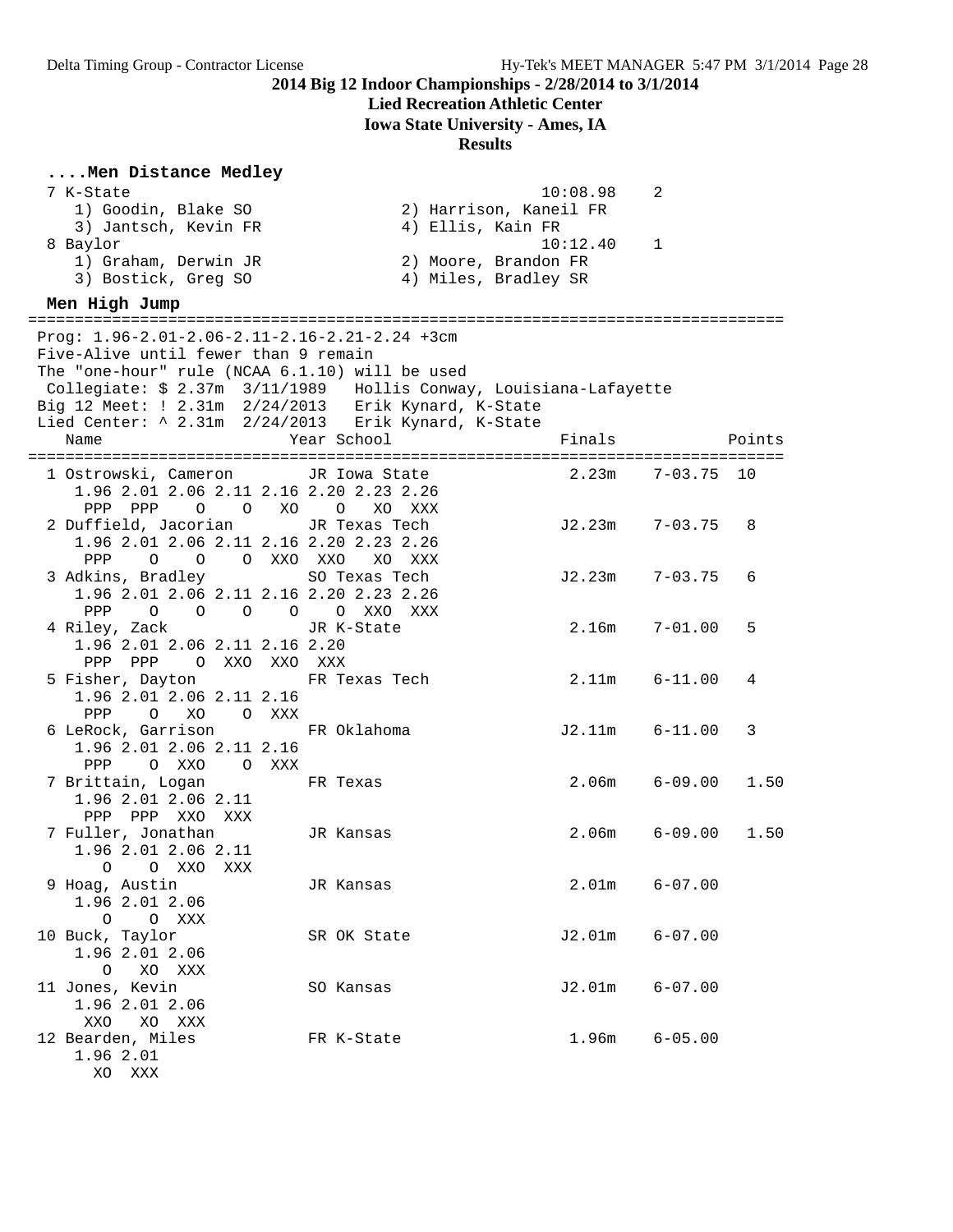**2014 Big 12 Indoor Championships - 2/28/2014 to 3/1/2014**

**Lied Recreation Athletic Center**

**Iowa State University - Ames, IA**

**Results**

### ....Men Distance Medley

```
  7 K-State                                            10:08.98    2
     1) Goodin, Blake SO               2) Harrison, Kaneil FR
     3) Jantsch, Kevin FR              4) Ellis, Kain FR
  8 Baylor                                             10:12.40    1
     1) Graham, Derwin JR              2) Moore, Brandon FR
     3) Bostick, Greg SO               4) Miles, Bradley SR
```

### Men High Jump

```
=================================================================================
 Prog: 1.96-2.01-2.06-2.11-2.16-2.21-2.24 +3cm
 Five-Alive until fewer than 9 remain
 The "one-hour" rule (NCAA 6.1.10) will be used
  Collegiate: $ 2.37m  3/11/1989   Hollis Conway, Louisiana-Lafayette
 Big 12 Meet: ! 2.31m  2/24/2013   Erik Kynard, K-State
 Lied Center: ^ 2.31m  2/24/2013   Erik Kynard, K-State
    Name                    Year School                 Finals              Points
=================================================================================
  1 Ostrowski, Cameron       JR Iowa State               2.23m    7-03.75  10
     1.96 2.01 2.06 2.11 2.16 2.20 2.23 2.26
      PPP  PPP    O    O   XO    O   XO  XXX
  2 Duffield, Jacorian       JR Texas Tech              J2.23m    7-03.75   8
     1.96 2.01 2.06 2.11 2.16 2.20 2.23 2.26
      PPP    O    O    O  XXO  XXO   XO  XXX
  3 Adkins, Bradley          SO Texas Tech              J2.23m    7-03.75   6
     1.96 2.01 2.06 2.11 2.16 2.20 2.23 2.26
      PPP    O    O    O    O    O  XXO  XXX
  4 Riley, Zack              JR K-State                  2.16m    7-01.00   5
     1.96 2.01 2.06 2.11 2.16 2.20
      PPP  PPP    O  XXO  XXO  XXX
  5 Fisher, Dayton           FR Texas Tech               2.11m    6-11.00   4
     1.96 2.01 2.06 2.11 2.16
      PPP    O   XO    O  XXX
  6 LeRock, Garrison         FR Oklahoma                J2.11m    6-11.00   3
     1.96 2.01 2.06 2.11 2.16
      PPP    O  XXO    O  XXX
  7 Brittain, Logan          FR Texas                    2.06m    6-09.00   1.50
     1.96 2.01 2.06 2.11
      PPP  PPP  XXO  XXX
  7 Fuller, Jonathan         JR Kansas                   2.06m    6-09.00   1.50
     1.96 2.01 2.06 2.11
        O    O  XXO  XXX
  9 Hoag, Austin             JR Kansas                   2.01m    6-07.00
     1.96 2.01 2.06
        O    O  XXX
 10 Buck, Taylor             SR OK State                J2.01m    6-07.00
     1.96 2.01 2.06
        O   XO  XXX
 11 Jones, Kevin             SO Kansas                  J2.01m    6-07.00
     1.96 2.01 2.06
      XXO   XO  XXX
 12 Bearden, Miles           FR K-State                  1.96m    6-05.00
     1.96 2.01
       XO  XXX
```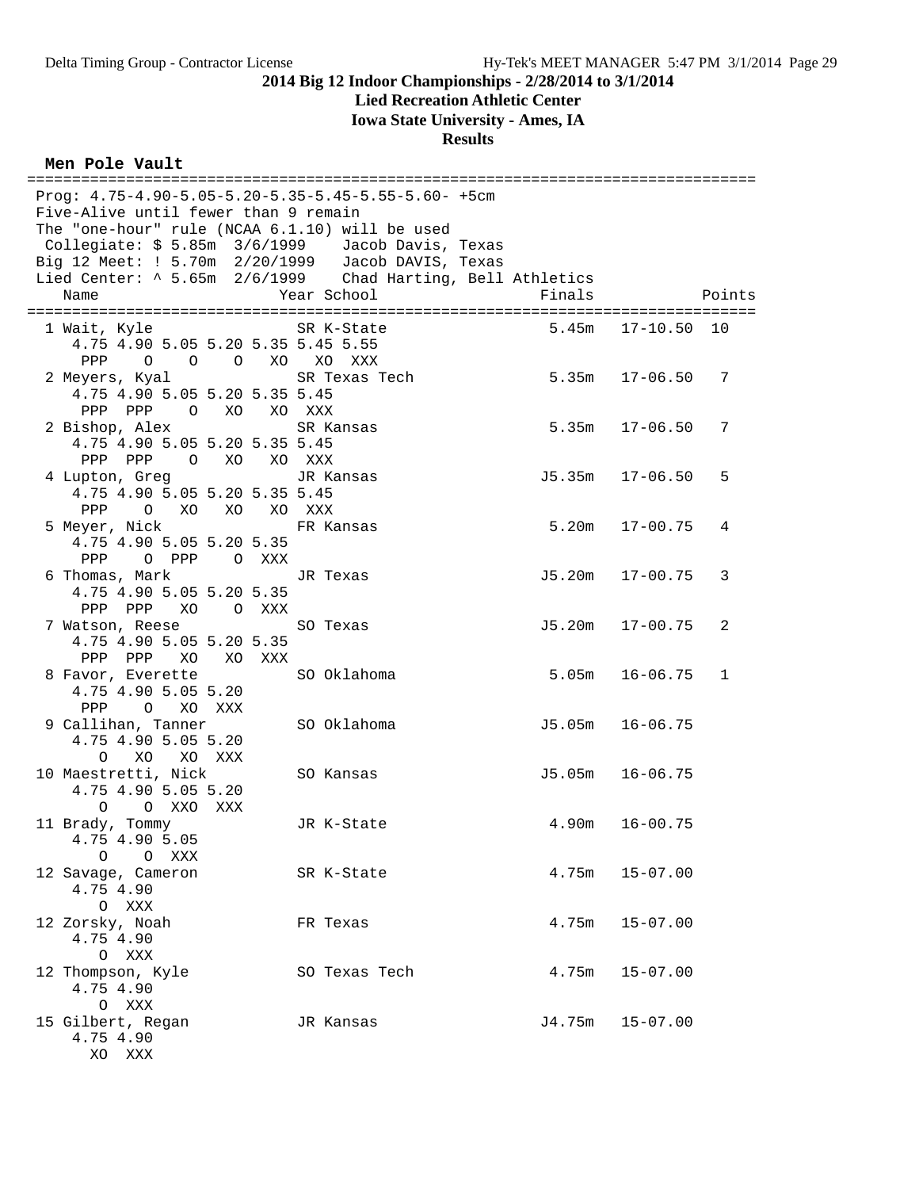**2014 Big 12 Indoor Championships - 2/28/2014 to 3/1/2014**

**Lied Recreation Athletic Center**

**Iowa State University - Ames, IA**

**Results**

### Men Pole Vault

```
===============================================================================
 Prog: 4.75-4.90-5.05-5.20-5.35-5.45-5.55-5.60- +5cm
 Five-Alive until fewer than 9 remain
 The "one-hour" rule (NCAA 6.1.10) will be used
  Collegiate: $ 5.85m  3/6/1999    Jacob Davis, Texas
 Big 12 Meet: ! 5.70m  2/20/1999   Jacob DAVIS, Texas
 Lied Center: ^ 5.65m  2/6/1999    Chad Harting, Bell Athletics
    Name                    Year School                  Finals          Points
===============================================================================
  1 Wait, Kyle               SR K-State                  5.45m   17-10.50  10
     4.75 4.90 5.05 5.20 5.35 5.45 5.55
      PPP    O    O    O   XO   XO  XXX
  2 Meyers, Kyal             SR Texas Tech               5.35m   17-06.50   7
     4.75 4.90 5.05 5.20 5.35 5.45
      PPP  PPP    O   XO   XO  XXX
  2 Bishop, Alex             SR Kansas                   5.35m   17-06.50   7
     4.75 4.90 5.05 5.20 5.35 5.45
      PPP  PPP    O   XO   XO  XXX
  4 Lupton, Greg             JR Kansas                  J5.35m   17-06.50   5
     4.75 4.90 5.05 5.20 5.35 5.45
      PPP    O   XO   XO   XO  XXX
  5 Meyer, Nick              FR Kansas                   5.20m   17-00.75   4
     4.75 4.90 5.05 5.20 5.35
      PPP    O  PPP    O  XXX
  6 Thomas, Mark             JR Texas                   J5.20m   17-00.75   3
     4.75 4.90 5.05 5.20 5.35
      PPP  PPP   XO    O  XXX
  7 Watson, Reese            SO Texas                   J5.20m   17-00.75   2
     4.75 4.90 5.05 5.20 5.35
      PPP  PPP   XO   XO  XXX
  8 Favor, Everette          SO Oklahoma                 5.05m   16-06.75   1
     4.75 4.90 5.05 5.20
      PPP    O   XO  XXX
  9 Callihan, Tanner         SO Oklahoma                J5.05m   16-06.75
     4.75 4.90 5.05 5.20
        O   XO   XO  XXX
 10 Maestretti, Nick         SO Kansas                  J5.05m   16-06.75
     4.75 4.90 5.05 5.20
        O    O  XXO  XXX
 11 Brady, Tommy             JR K-State                  4.90m   16-00.75
     4.75 4.90 5.05
        O    O  XXX
 12 Savage, Cameron          SR K-State                  4.75m   15-07.00
     4.75 4.90
        O  XXX
 12 Zorsky, Noah             FR Texas                    4.75m   15-07.00
     4.75 4.90
        O  XXX
 12 Thompson, Kyle           SO Texas Tech               4.75m   15-07.00
     4.75 4.90
        O  XXX
 15 Gilbert, Regan           JR Kansas                  J4.75m   15-07.00
     4.75 4.90
       XO  XXX
```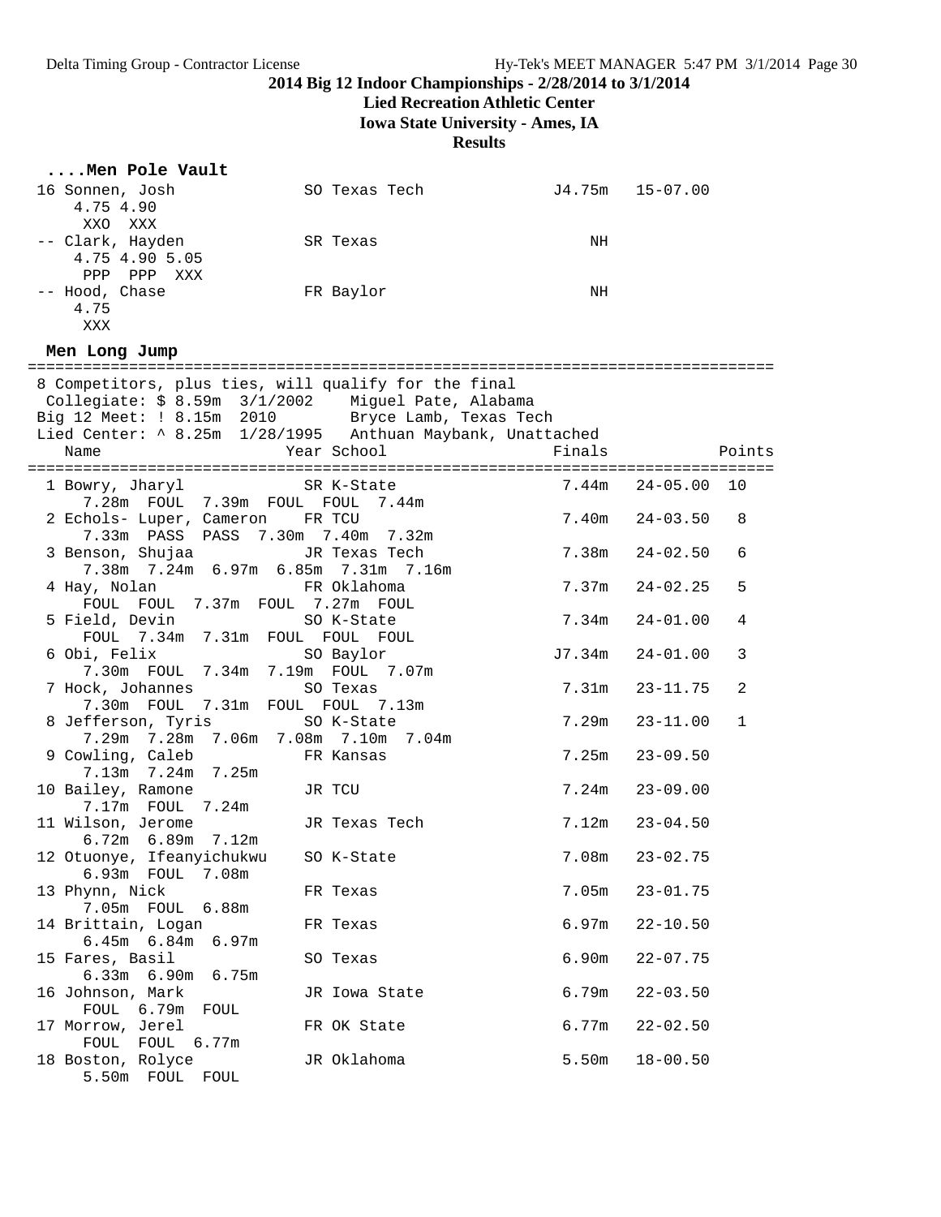**2014 Big 12 Indoor Championships - 2/28/2014 to 3/1/2014**

**Lied Recreation Athletic Center**

**Iowa State University - Ames, IA**

**Results**

### ....Men Pole Vault

```
16 Sonnen, Josh              SO Texas Tech              J4.75m   15-07.00
    4.75 4.90
     XXO  XXX
-- Clark, Hayden             SR Texas                       NH
    4.75 4.90 5.05
     PPP  PPP  XXX
-- Hood, Chase               FR Baylor                      NH
    4.75
     XXX
```

### Men Long Jump

```
================================================================================
 8 Competitors, plus ties, will qualify for the final
  Collegiate: $ 8.59m  3/1/2002    Miguel Pate, Alabama
 Big 12 Meet: ! 8.15m  2010        Bryce Lamb, Texas Tech
 Lied Center: ^ 8.25m  1/28/1995   Anthuan Maybank, Unattached
    Name                    Year School                  Finals            Points
================================================================================
  1 Bowry, Jharyl            SR K-State                  7.44m   24-05.00  10
      7.28m  FOUL  7.39m  FOUL  FOUL  7.44m
  2 Echols- Luper, Cameron   FR TCU                      7.40m   24-03.50   8
      7.33m  PASS  PASS  7.30m  7.40m  7.32m
  3 Benson, Shujaa           JR Texas Tech               7.38m   24-02.50   6
      7.38m  7.24m  6.97m  6.85m  7.31m  7.16m
  4 Hay, Nolan               FR Oklahoma                 7.37m   24-02.25   5
      FOUL  FOUL  7.37m  FOUL  7.27m  FOUL
  5 Field, Devin             SO K-State                  7.34m   24-01.00   4
      FOUL  7.34m  7.31m  FOUL  FOUL  FOUL
  6 Obi, Felix               SO Baylor                  J7.34m   24-01.00   3
      7.30m  FOUL  7.34m  7.19m  FOUL  7.07m
  7 Hock, Johannes           SO Texas                    7.31m   23-11.75   2
      7.30m  FOUL  7.31m  FOUL  FOUL  7.13m
  8 Jefferson, Tyris         SO K-State                  7.29m   23-11.00   1
      7.29m  7.28m  7.06m  7.08m  7.10m  7.04m
  9 Cowling, Caleb           FR Kansas                   7.25m   23-09.50
      7.13m  7.24m  7.25m
 10 Bailey, Ramone           JR TCU                      7.24m   23-09.00
      7.17m  FOUL  7.24m
 11 Wilson, Jerome           JR Texas Tech               7.12m   23-04.50
      6.72m  6.89m  7.12m
 12 Otuonye, Ifeanyichukwu   SO K-State                  7.08m   23-02.75
      6.93m  FOUL  7.08m
 13 Phynn, Nick              FR Texas                    7.05m   23-01.75
      7.05m  FOUL  6.88m
 14 Brittain, Logan          FR Texas                    6.97m   22-10.50
      6.45m  6.84m  6.97m
 15 Fares, Basil             SO Texas                    6.90m   22-07.75
      6.33m  6.90m  6.75m
 16 Johnson, Mark            JR Iowa State               6.79m   22-03.50
      FOUL  6.79m  FOUL
 17 Morrow, Jerel            FR OK State                 6.77m   22-02.50
      FOUL  FOUL  6.77m
 18 Boston, Rolyce           JR Oklahoma                 5.50m   18-00.50
      5.50m  FOUL  FOUL
```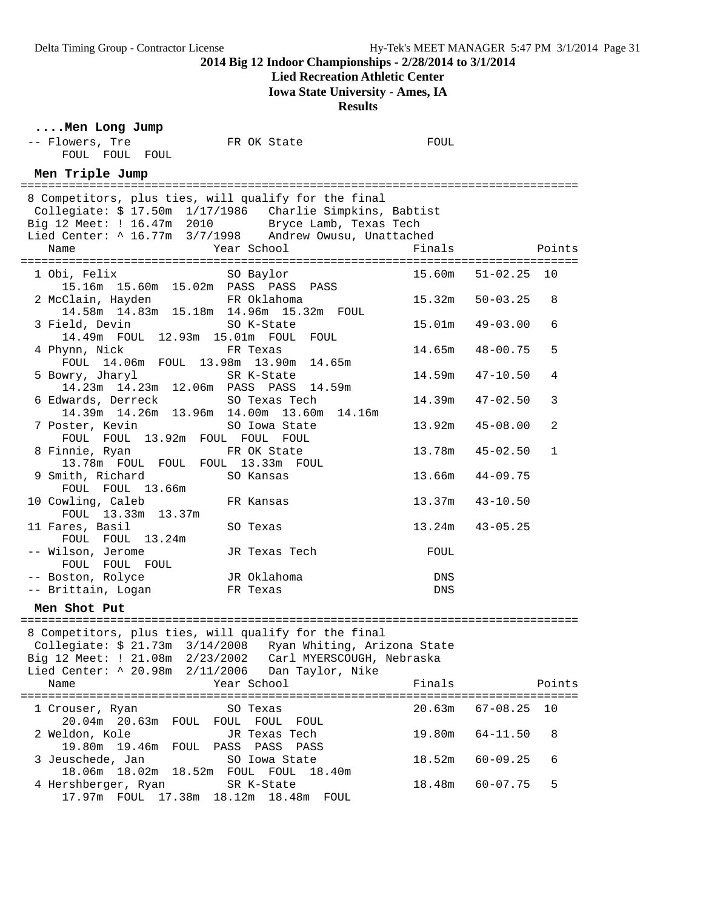**2014 Big 12 Indoor Championships - 2/28/2014 to 3/1/2014**

**Lied Recreation Athletic Center**

**Iowa State University - Ames, IA**

**Results**

### ....Men Long Jump

```
-- Flowers, Tre            FR OK State                FOUL
     FOUL  FOUL  FOUL
```

### Men Triple Jump

```
================================================================================
 8 Competitors, plus ties, will qualify for the final
  Collegiate: $ 17.50m  1/17/1986   Charlie Simpkins, Babtist
 Big 12 Meet: ! 16.47m  2010         Bryce Lamb, Texas Tech
 Lied Center: ^ 16.77m  3/7/1998    Andrew Owusu, Unattached
    Name                    Year School                  Finals             Points
================================================================================
  1 Obi, Felix              SO Baylor                 15.60m   51-02.25  10
      15.16m  15.60m  15.02m  PASS  PASS  PASS
  2 McClain, Hayden         FR Oklahoma               15.32m   50-03.25   8
      14.58m  14.83m  15.18m  14.96m  15.32m  FOUL
  3 Field, Devin            SO K-State                15.01m   49-03.00   6
      14.49m  FOUL  12.93m  15.01m  FOUL  FOUL
  4 Phynn, Nick             FR Texas                  14.65m   48-00.75   5
      FOUL  14.06m  FOUL  13.98m  13.90m  14.65m
  5 Bowry, Jharyl           SR K-State                14.59m   47-10.50   4
      14.23m  14.23m  12.06m  PASS  PASS  14.59m
  6 Edwards, Derreck        SO Texas Tech             14.39m   47-02.50   3
      14.39m  14.26m  13.96m  14.00m  13.60m  14.16m
  7 Poster, Kevin           SO Iowa State             13.92m   45-08.00   2
      FOUL  FOUL  13.92m  FOUL  FOUL  FOUL
  8 Finnie, Ryan            FR OK State               13.78m   45-02.50   1
      13.78m  FOUL  FOUL  FOUL  13.33m  FOUL
  9 Smith, Richard          SO Kansas                 13.66m   44-09.75
      FOUL  FOUL  13.66m
 10 Cowling, Caleb          FR Kansas                 13.37m   43-10.50
      FOUL  13.33m  13.37m
 11 Fares, Basil            SO Texas                  13.24m   43-05.25
      FOUL  FOUL  13.24m
 -- Wilson, Jerome          JR Texas Tech               FOUL
      FOUL  FOUL  FOUL
 -- Boston, Rolyce          JR Oklahoma                  DNS
 -- Brittain, Logan         FR Texas                     DNS
```

### Men Shot Put

```
================================================================================
 8 Competitors, plus ties, will qualify for the final
  Collegiate: $ 21.73m  3/14/2008   Ryan Whiting, Arizona State
 Big 12 Meet: ! 21.08m  2/23/2002   Carl MYERSCOUGH, Nebraska
 Lied Center: ^ 20.98m  2/11/2006   Dan Taylor, Nike
    Name                    Year School                  Finals             Points
================================================================================
  1 Crouser, Ryan           SO Texas                  20.63m   67-08.25  10
      20.04m  20.63m  FOUL  FOUL  FOUL  FOUL
  2 Weldon, Kole            JR Texas Tech             19.80m   64-11.50   8
      19.80m  19.46m  FOUL  PASS  PASS  PASS
  3 Jeuschede, Jan          SO Iowa State             18.52m   60-09.25   6
      18.06m  18.02m  18.52m  FOUL  FOUL  18.40m
  4 Hershberger, Ryan       SR K-State                18.48m   60-07.75   5
      17.97m  FOUL  17.38m  18.12m  18.48m  FOUL
```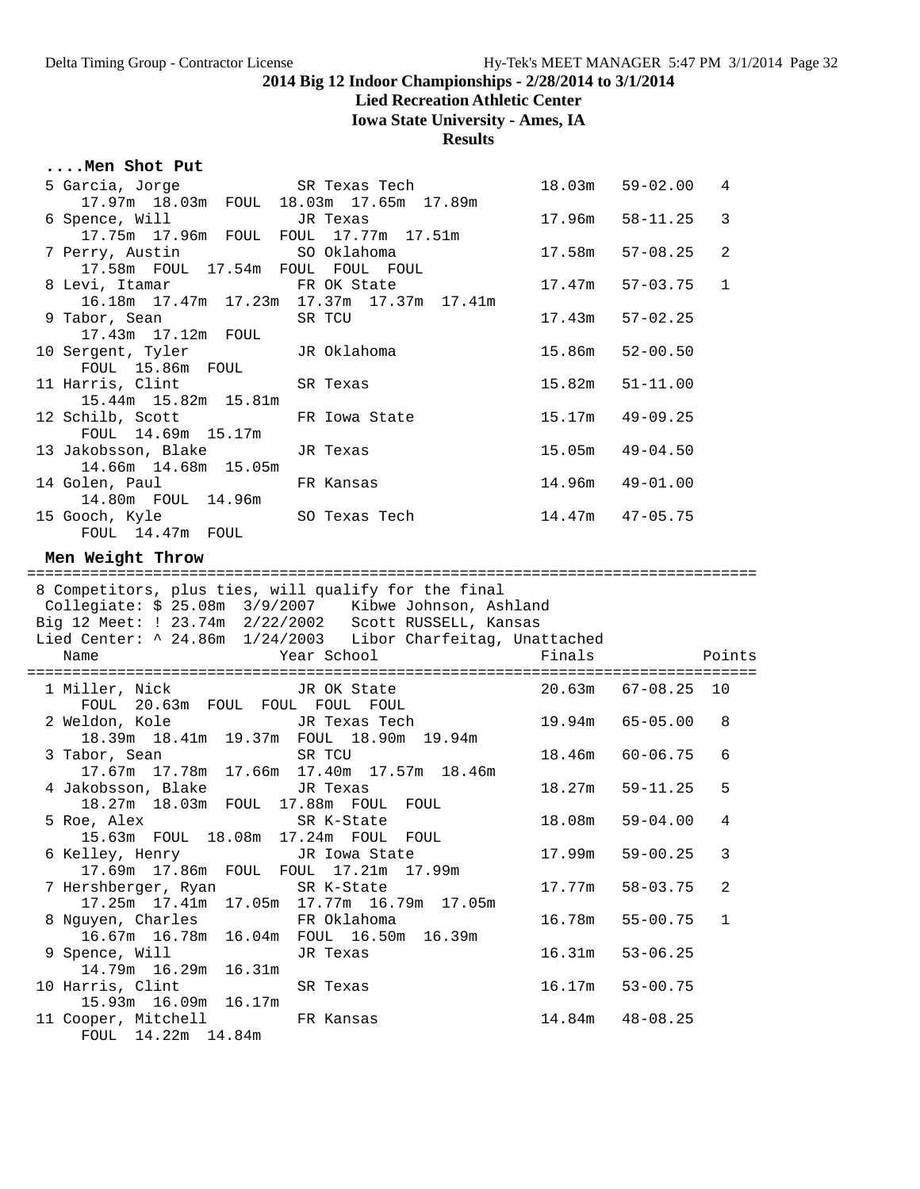## 2014 Big 12 Indoor Championships - 2/28/2014 to 3/1/2014

**Lied Recreation Athletic Center**

**Iowa State University - Ames, IA**

**Results**

### ....Men Shot Put

```
  5 Garcia, Jorge            SR Texas Tech              18.03m   59-02.00   4
      17.97m  18.03m  FOUL  18.03m  17.65m  17.89m
  6 Spence, Will             JR Texas                   17.96m   58-11.25   3
      17.75m  17.96m  FOUL  FOUL  17.77m  17.51m
  7 Perry, Austin            SO Oklahoma                17.58m   57-08.25   2
      17.58m  FOUL  17.54m  FOUL  FOUL  FOUL
  8 Levi, Itamar             FR OK State                17.47m   57-03.75   1
      16.18m  17.47m  17.23m  17.37m  17.37m  17.41m
  9 Tabor, Sean              SR TCU                     17.43m   57-02.25
      17.43m  17.12m  FOUL
 10 Sergent, Tyler           JR Oklahoma                15.86m   52-00.50
      FOUL  15.86m  FOUL
 11 Harris, Clint            SR Texas                   15.82m   51-11.00
      15.44m  15.82m  15.81m
 12 Schilb, Scott            FR Iowa State              15.17m   49-09.25
      FOUL  14.69m  15.17m
 13 Jakobsson, Blake         JR Texas                   15.05m   49-04.50
      14.66m  14.68m  15.05m
 14 Golen, Paul              FR Kansas                  14.96m   49-01.00
      14.80m  FOUL  14.96m
 15 Gooch, Kyle              SO Texas Tech              14.47m   47-05.75
      FOUL  14.47m  FOUL
```

### Men Weight Throw

```
================================================================================
 8 Competitors, plus ties, will qualify for the final
  Collegiate: $ 25.08m  3/9/2007    Kibwe Johnson, Ashland
  Big 12 Meet: ! 23.74m  2/22/2002   Scott RUSSELL, Kansas
  Lied Center: ^ 24.86m  1/24/2003   Libor Charfeitag, Unattached
    Name                    Year School                  Finals            Points
================================================================================
  1 Miller, Nick             JR OK State                20.63m   67-08.25  10
      FOUL  20.63m  FOUL  FOUL  FOUL  FOUL
  2 Weldon, Kole             JR Texas Tech              19.94m   65-05.00   8
      18.39m  18.41m  19.37m  FOUL  18.90m  19.94m
  3 Tabor, Sean              SR TCU                     18.46m   60-06.75   6
      17.67m  17.78m  17.66m  17.40m  17.57m  18.46m
  4 Jakobsson, Blake         JR Texas                   18.27m   59-11.25   5
      18.27m  18.03m  FOUL  17.88m  FOUL  FOUL
  5 Roe, Alex                SR K-State                 18.08m   59-04.00   4
      15.63m  FOUL  18.08m  17.24m  FOUL  FOUL
  6 Kelley, Henry            JR Iowa State              17.99m   59-00.25   3
      17.69m  17.86m  FOUL  FOUL  17.21m  17.99m
  7 Hershberger, Ryan        SR K-State                 17.77m   58-03.75   2
      17.25m  17.41m  17.05m  17.77m  16.79m  17.05m
  8 Nguyen, Charles          FR Oklahoma                16.78m   55-00.75   1
      16.67m  16.78m  16.04m  FOUL  16.50m  16.39m
  9 Spence, Will             JR Texas                   16.31m   53-06.25
      14.79m  16.29m  16.31m
 10 Harris, Clint            SR Texas                   16.17m   53-00.75
      15.93m  16.09m  16.17m
 11 Cooper, Mitchell         FR Kansas                  14.84m   48-08.25
      FOUL  14.22m  14.84m
```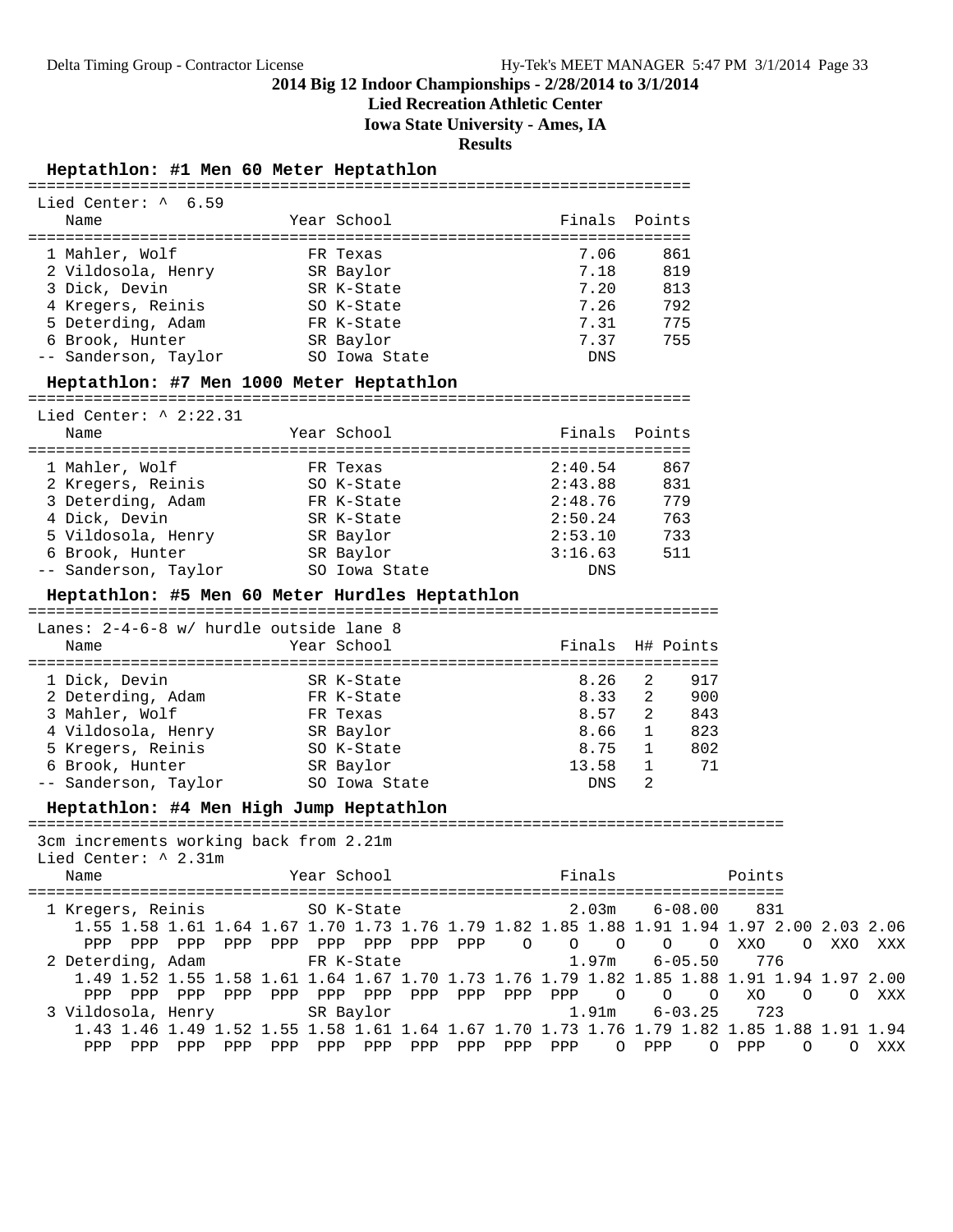# 2014 Big 12 Indoor Championships - 2/28/2014 to 3/1/2014

**Lied Recreation Athletic Center**

**Iowa State University - Ames, IA**

**Results**

## Heptathlon: #1 Men 60 Meter Heptathlon

Lied Center: ^ 6.59

| Place | Name | Year | School | Finals | Points |
|---|---|---|---|---|---|
| 1 | Mahler, Wolf | FR | Texas | 7.06 | 861 |
| 2 | Vildosola, Henry | SR | Baylor | 7.18 | 819 |
| 3 | Dick, Devin | SR | K-State | 7.20 | 813 |
| 4 | Kregers, Reinis | SO | K-State | 7.26 | 792 |
| 5 | Deterding, Adam | FR | K-State | 7.31 | 775 |
| 6 | Brook, Hunter | SR | Baylor | 7.37 | 755 |
| -- | Sanderson, Taylor | SO | Iowa State | DNS | |

## Heptathlon: #7 Men 1000 Meter Heptathlon

Lied Center: ^ 2:22.31

| Place | Name | Year | School | Finals | Points |
|---|---|---|---|---|---|
| 1 | Mahler, Wolf | FR | Texas | 2:40.54 | 867 |
| 2 | Kregers, Reinis | SO | K-State | 2:43.88 | 831 |
| 3 | Deterding, Adam | FR | K-State | 2:48.76 | 779 |
| 4 | Dick, Devin | SR | K-State | 2:50.24 | 763 |
| 5 | Vildosola, Henry | SR | Baylor | 2:53.10 | 733 |
| 6 | Brook, Hunter | SR | Baylor | 3:16.63 | 511 |
| -- | Sanderson, Taylor | SO | Iowa State | DNS | |

## Heptathlon: #5 Men 60 Meter Hurdles Heptathlon

Lanes: 2-4-6-8 w/ hurdle outside lane 8

| Place | Name | Year | School | Finals | H# | Points |
|---|---|---|---|---|---|---|
| 1 | Dick, Devin | SR | K-State | 8.26 | 2 | 917 |
| 2 | Deterding, Adam | FR | K-State | 8.33 | 2 | 900 |
| 3 | Mahler, Wolf | FR | Texas | 8.57 | 2 | 843 |
| 4 | Vildosola, Henry | SR | Baylor | 8.66 | 1 | 823 |
| 5 | Kregers, Reinis | SO | K-State | 8.75 | 1 | 802 |
| 6 | Brook, Hunter | SR | Baylor | 13.58 | 1 | 71 |
| -- | Sanderson, Taylor | SO | Iowa State | DNS | 2 | |

## Heptathlon: #4 Men High Jump Heptathlon

3cm increments working back from 2.21m
Lied Center: ^ 2.31m

| Place | Name | Year | School | Finals | | Points |
|---|---|---|---|---|---|---|
| 1 | Kregers, Reinis | SO | K-State | 2.03m | 6-08.00 | 831 |
| 2 | Deterding, Adam | FR | K-State | 1.97m | 6-05.50 | 776 |
| 3 | Vildosola, Henry | SR | Baylor | 1.91m | 6-03.25 | 723 |

```
1 Kregers, Reinis
   1.55 1.58 1.61 1.64 1.67 1.70 1.73 1.76 1.79 1.82 1.85 1.88 1.91 1.94 1.97 2.00 2.03 2.06
    PPP  PPP  PPP  PPP  PPP  PPP  PPP  PPP  PPP    O    O    O    O    O  XXO    O  XXO  XXX
2 Deterding, Adam
   1.49 1.52 1.55 1.58 1.61 1.64 1.67 1.70 1.73 1.76 1.79 1.82 1.85 1.88 1.91 1.94 1.97 2.00
    PPP  PPP  PPP  PPP  PPP  PPP  PPP  PPP  PPP  PPP  PPP    O    O    O   XO    O    O  XXX
3 Vildosola, Henry
   1.43 1.46 1.49 1.52 1.55 1.58 1.61 1.64 1.67 1.70 1.73 1.76 1.79 1.82 1.85 1.88 1.91 1.94
    PPP  PPP  PPP  PPP  PPP  PPP  PPP  PPP  PPP  PPP  PPP    O  PPP    O  PPP    O    O  XXX
```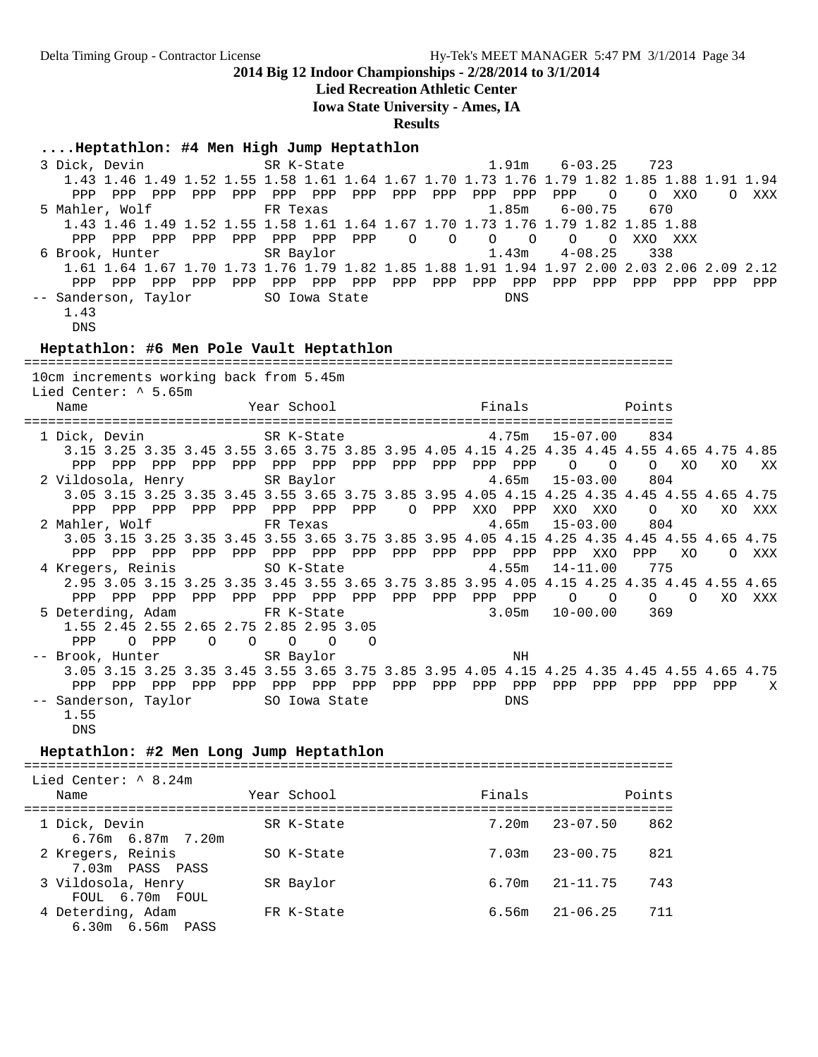**2014 Big 12 Indoor Championships - 2/28/2014 to 3/1/2014**

**Lied Recreation Athletic Center**

**Iowa State University - Ames, IA**

**Results**

### ....Heptathlon: #4 Men High Jump Heptathlon

```
  3 Dick, Devin              SR K-State                   1.91m    6-03.25    723  
     1.43 1.46 1.49 1.52 1.55 1.58 1.61 1.64 1.67 1.70 1.73 1.76 1.79 1.82 1.85 1.88 1.91 1.94
      PPP  PPP  PPP  PPP  PPP  PPP  PPP  PPP  PPP  PPP  PPP  PPP  PPP    O    O  XXO    O  XXX
  5 Mahler, Wolf             FR Texas                     1.85m    6-00.75    670  
     1.43 1.46 1.49 1.52 1.55 1.58 1.61 1.64 1.67 1.70 1.73 1.76 1.79 1.82 1.85 1.88
      PPP  PPP  PPP  PPP  PPP  PPP  PPP  PPP    O    O    O    O    O    O  XXO  XXX
  6 Brook, Hunter            SR Baylor                    1.43m    4-08.25    338  
     1.61 1.64 1.67 1.70 1.73 1.76 1.79 1.82 1.85 1.88 1.91 1.94 1.97 2.00 2.03 2.06 2.09 2.12
      PPP  PPP  PPP  PPP  PPP  PPP  PPP  PPP  PPP  PPP  PPP  PPP  PPP  PPP  PPP  PPP  PPP  PPP
 -- Sanderson, Taylor        SO Iowa State                  DNS                    
     1.43
      DNS
```

### Heptathlon: #6 Men Pole Vault Heptathlon

```
=================================================================================
 10cm increments working back from 5.45m
 Lied Center: ^ 5.65m
    Name                    Year School                  Finals            Points 
=================================================================================
  1 Dick, Devin              SR K-State                   4.75m   15-07.00    834  
     3.15 3.25 3.35 3.45 3.55 3.65 3.75 3.85 3.95 4.05 4.15 4.25 4.35 4.45 4.55 4.65 4.75 4.85
      PPP  PPP  PPP  PPP  PPP  PPP  PPP  PPP  PPP  PPP  PPP  PPP    O    O    O   XO   XO   XX
  2 Vildosola, Henry         SR Baylor                    4.65m   15-03.00    804  
     3.05 3.15 3.25 3.35 3.45 3.55 3.65 3.75 3.85 3.95 4.05 4.15 4.25 4.35 4.45 4.55 4.65 4.75
      PPP  PPP  PPP  PPP  PPP  PPP  PPP  PPP    O  PPP  XXO  PPP  XXO  XXO    O   XO   XO  XXX
  2 Mahler, Wolf             FR Texas                     4.65m   15-03.00    804  
     3.05 3.15 3.25 3.35 3.45 3.55 3.65 3.75 3.85 3.95 4.05 4.15 4.25 4.35 4.45 4.55 4.65 4.75
      PPP  PPP  PPP  PPP  PPP  PPP  PPP  PPP  PPP  PPP  PPP  PPP  PPP  XXO  PPP   XO    O  XXX
  4 Kregers, Reinis          SO K-State                   4.55m   14-11.00    775  
     2.95 3.05 3.15 3.25 3.35 3.45 3.55 3.65 3.75 3.85 3.95 4.05 4.15 4.25 4.35 4.45 4.55 4.65
      PPP  PPP  PPP  PPP  PPP  PPP  PPP  PPP  PPP  PPP  PPP  PPP    O    O    O    O   XO  XXX
  5 Deterding, Adam          FR K-State                   3.05m   10-00.00    369  
     1.55 2.45 2.55 2.65 2.75 2.85 2.95 3.05
      PPP    O  PPP    O    O    O    O    O
 -- Brook, Hunter            SR Baylor                       NH                    
     3.05 3.15 3.25 3.35 3.45 3.55 3.65 3.75 3.85 3.95 4.05 4.15 4.25 4.35 4.45 4.55 4.65 4.75
      PPP  PPP  PPP  PPP  PPP  PPP  PPP  PPP  PPP  PPP  PPP  PPP  PPP  PPP  PPP  PPP  PPP    X
 -- Sanderson, Taylor        SO Iowa State                  DNS                    
     1.55
      DNS
```

### Heptathlon: #2 Men Long Jump Heptathlon

```
=================================================================================
 Lied Center: ^ 8.24m
    Name                    Year School                  Finals            Points 
=================================================================================
  1 Dick, Devin              SR K-State                   7.20m   23-07.50    862  
       6.76m  6.87m  7.20m 
  2 Kregers, Reinis          SO K-State                   7.03m   23-00.75    821  
       7.03m  PASS  PASS 
  3 Vildosola, Henry         SR Baylor                    6.70m   21-11.75    743  
       FOUL  6.70m  FOUL 
  4 Deterding, Adam          FR K-State                   6.56m   21-06.25    711  
       6.30m  6.56m  PASS
```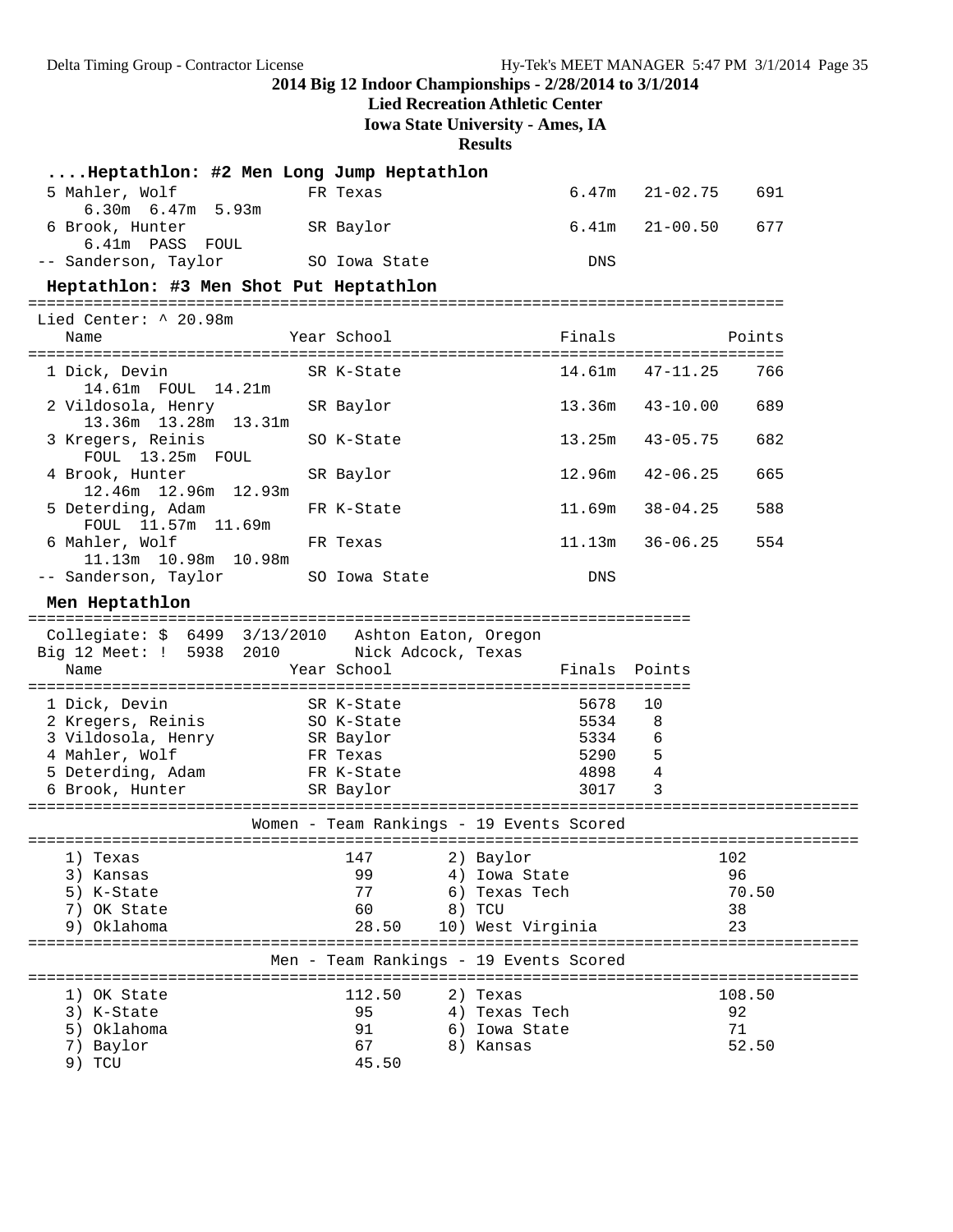2014 Big 12 Indoor Championships - 2/28/2014 to 3/1/2014

Lied Recreation Athletic Center

Iowa State University - Ames, IA

Results

### ....Heptathlon: #2 Men Long Jump Heptathlon

| Name | Year | School | Finals | | Points |
|---|---|---|---|---|---|
| 5 Mahler, Wolf | FR | Texas | 6.47m | 21-02.75 | 691 |
| 6.30m 6.47m 5.93m | | | | | |
| 6 Brook, Hunter | SR | Baylor | 6.41m | 21-00.50 | 677 |
| 6.41m PASS FOUL | | | | | |
| -- Sanderson, Taylor | SO | Iowa State | DNS | | |

### Heptathlon: #3 Men Shot Put Heptathlon

Lied Center: ^ 20.98m

| Name | Year | School | Finals | | Points |
|---|---|---|---|---|---|
| 1 Dick, Devin | SR | K-State | 14.61m | 47-11.25 | 766 |
| 14.61m FOUL 14.21m | | | | | |
| 2 Vildosola, Henry | SR | Baylor | 13.36m | 43-10.00 | 689 |
| 13.36m 13.28m 13.31m | | | | | |
| 3 Kregers, Reinis | SO | K-State | 13.25m | 43-05.75 | 682 |
| FOUL 13.25m FOUL | | | | | |
| 4 Brook, Hunter | SR | Baylor | 12.96m | 42-06.25 | 665 |
| 12.46m 12.96m 12.93m | | | | | |
| 5 Deterding, Adam | FR | K-State | 11.69m | 38-04.25 | 588 |
| FOUL 11.57m 11.69m | | | | | |
| 6 Mahler, Wolf | FR | Texas | 11.13m | 36-06.25 | 554 |
| 11.13m 10.98m 10.98m | | | | | |
| -- Sanderson, Taylor | SO | Iowa State | DNS | | |

### Men Heptathlon

Collegiate: $ 6499 3/13/2010 Ashton Eaton, Oregon

Big 12 Meet: ! 5938 2010 Nick Adcock, Texas

| Name | Year | School | Finals | Points |
|---|---|---|---|---|
| 1 Dick, Devin | SR | K-State | 5678 | 10 |
| 2 Kregers, Reinis | SO | K-State | 5534 | 8 |
| 3 Vildosola, Henry | SR | Baylor | 5334 | 6 |
| 4 Mahler, Wolf | FR | Texas | 5290 | 5 |
| 5 Deterding, Adam | FR | K-State | 4898 | 4 |
| 6 Brook, Hunter | SR | Baylor | 3017 | 3 |

### Women - Team Rankings - 19 Events Scored

| | | | |
|---|---|---|---|
| 1) Texas | 147 | 2) Baylor | 102 |
| 3) Kansas | 99 | 4) Iowa State | 96 |
| 5) K-State | 77 | 6) Texas Tech | 70.50 |
| 7) OK State | 60 | 8) TCU | 38 |
| 9) Oklahoma | 28.50 | 10) West Virginia | 23 |

### Men - Team Rankings - 19 Events Scored

| | | | |
|---|---|---|---|
| 1) OK State | 112.50 | 2) Texas | 108.50 |
| 3) K-State | 95 | 4) Texas Tech | 92 |
| 5) Oklahoma | 91 | 6) Iowa State | 71 |
| 7) Baylor | 67 | 8) Kansas | 52.50 |
| 9) TCU | 45.50 | | |